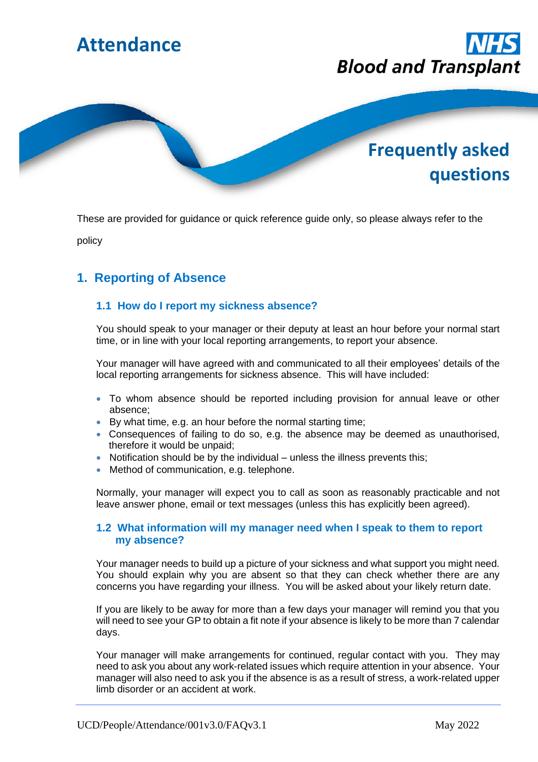# Attendance

NHS Blood and Transplant

## Frequently asked questions

These are provided for guidance or quick reference guide only, so please always refer to the policy

## 1. Reporting of Absence

### 1.1 How do I report my sickness absence?

You should speak to your manager or their deputy at least an hour before your normal start time, or in line with your local reporting arrangements, to report your absence.

Your manager will have agreed with and communicated to all their employees' details of the local reporting arrangements for sickness absence. This will have included:

- To whom absence should be reported including provision for annual leave or other absence;
- By what time, e.g. an hour before the normal starting time;
- Consequences of failing to do so, e.g. the absence may be deemed as unauthorised, therefore it would be unpaid;
- Notification should be by the individual – unless the illness prevents this;
- Method of communication, e.g. telephone.

Normally, your manager will expect you to call as soon as reasonably practicable and not leave answer phone, email or text messages (unless this has explicitly been agreed).

### 1.2 What information will my manager need when I speak to them to report my absence?

Your manager needs to build up a picture of your sickness and what support you might need. You should explain why you are absent so that they can check whether there are any concerns you have regarding your illness. You will be asked about your likely return date.

If you are likely to be away for more than a few days your manager will remind you that you will need to see your GP to obtain a fit note if your absence is likely to be more than 7 calendar days.

Your manager will make arrangements for continued, regular contact with you. They may need to ask you about any work-related issues which require attention in your absence. Your manager will also need to ask you if the absence is as a result of stress, a work-related upper limb disorder or an accident at work.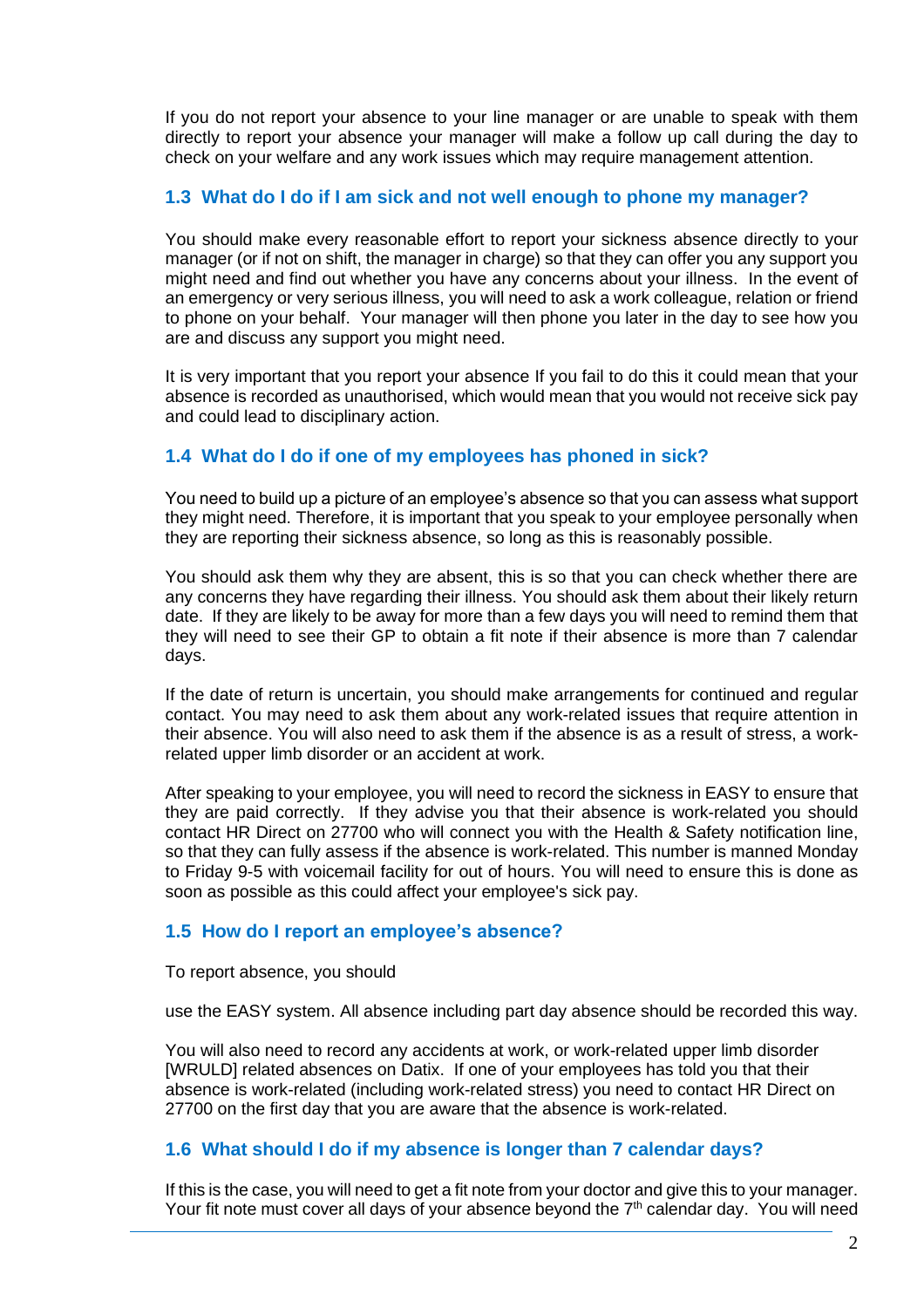If you do not report your absence to your line manager or are unable to speak with them directly to report your absence your manager will make a follow up call during the day to check on your welfare and any work issues which may require management attention.

### 1.3 What do I do if I am sick and not well enough to phone my manager?

You should make every reasonable effort to report your sickness absence directly to your manager (or if not on shift, the manager in charge) so that they can offer you any support you might need and find out whether you have any concerns about your illness. In the event of an emergency or very serious illness, you will need to ask a work colleague, relation or friend to phone on your behalf. Your manager will then phone you later in the day to see how you are and discuss any support you might need.

It is very important that you report your absence If you fail to do this it could mean that your absence is recorded as unauthorised, which would mean that you would not receive sick pay and could lead to disciplinary action.

### 1.4 What do I do if one of my employees has phoned in sick?

You need to build up a picture of an employee's absence so that you can assess what support they might need. Therefore, it is important that you speak to your employee personally when they are reporting their sickness absence, so long as this is reasonably possible.

You should ask them why they are absent, this is so that you can check whether there are any concerns they have regarding their illness. You should ask them about their likely return date. If they are likely to be away for more than a few days you will need to remind them that they will need to see their GP to obtain a fit note if their absence is more than 7 calendar days.

If the date of return is uncertain, you should make arrangements for continued and regular contact. You may need to ask them about any work-related issues that require attention in their absence. You will also need to ask them if the absence is as a result of stress, a work-related upper limb disorder or an accident at work.

After speaking to your employee, you will need to record the sickness in EASY to ensure that they are paid correctly. If they advise you that their absence is work-related you should contact HR Direct on 27700 who will connect you with the Health & Safety notification line, so that they can fully assess if the absence is work-related. This number is manned Monday to Friday 9-5 with voicemail facility for out of hours. You will need to ensure this is done as soon as possible as this could affect your employee's sick pay.

### 1.5 How do I report an employee's absence?

To report absence, you should

use the EASY system. All absence including part day absence should be recorded this way.

You will also need to record any accidents at work, or work-related upper limb disorder [WRULD] related absences on Datix. If one of your employees has told you that their absence is work-related (including work-related stress) you need to contact HR Direct on 27700 on the first day that you are aware that the absence is work-related.

### 1.6 What should I do if my absence is longer than 7 calendar days?

If this is the case, you will need to get a fit note from your doctor and give this to your manager. Your fit note must cover all days of your absence beyond the 7th calendar day. You will need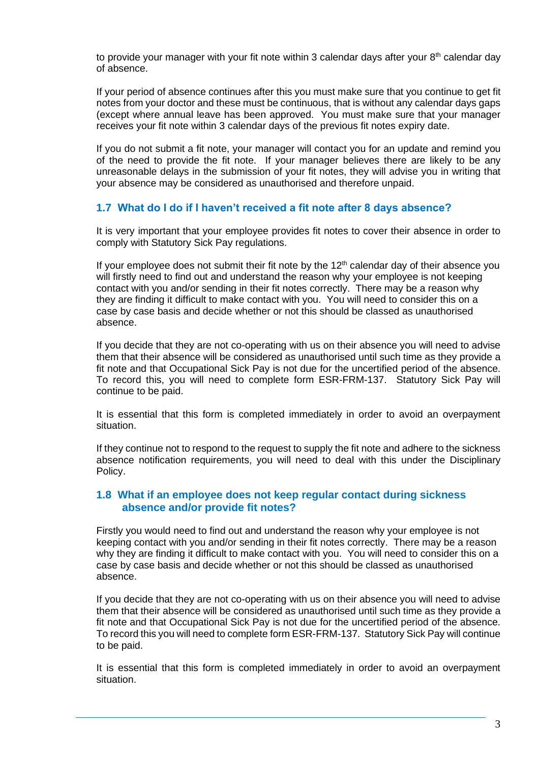to provide your manager with your fit note within 3 calendar days after your 8th calendar day of absence.

If your period of absence continues after this you must make sure that you continue to get fit notes from your doctor and these must be continuous, that is without any calendar days gaps (except where annual leave has been approved. You must make sure that your manager receives your fit note within 3 calendar days of the previous fit notes expiry date.

If you do not submit a fit note, your manager will contact you for an update and remind you of the need to provide the fit note. If your manager believes there are likely to be any unreasonable delays in the submission of your fit notes, they will advise you in writing that your absence may be considered as unauthorised and therefore unpaid.

### 1.7 What do I do if I haven't received a fit note after 8 days absence?

It is very important that your employee provides fit notes to cover their absence in order to comply with Statutory Sick Pay regulations.

If your employee does not submit their fit note by the 12th calendar day of their absence you will firstly need to find out and understand the reason why your employee is not keeping contact with you and/or sending in their fit notes correctly. There may be a reason why they are finding it difficult to make contact with you. You will need to consider this on a case by case basis and decide whether or not this should be classed as unauthorised absence.

If you decide that they are not co-operating with us on their absence you will need to advise them that their absence will be considered as unauthorised until such time as they provide a fit note and that Occupational Sick Pay is not due for the uncertified period of the absence. To record this, you will need to complete form ESR-FRM-137. Statutory Sick Pay will continue to be paid.

It is essential that this form is completed immediately in order to avoid an overpayment situation.

If they continue not to respond to the request to supply the fit note and adhere to the sickness absence notification requirements, you will need to deal with this under the Disciplinary Policy.

### 1.8 What if an employee does not keep regular contact during sickness absence and/or provide fit notes?

Firstly you would need to find out and understand the reason why your employee is not keeping contact with you and/or sending in their fit notes correctly. There may be a reason why they are finding it difficult to make contact with you. You will need to consider this on a case by case basis and decide whether or not this should be classed as unauthorised absence.

If you decide that they are not co-operating with us on their absence you will need to advise them that their absence will be considered as unauthorised until such time as they provide a fit note and that Occupational Sick Pay is not due for the uncertified period of the absence. To record this you will need to complete form ESR-FRM-137. Statutory Sick Pay will continue to be paid.

It is essential that this form is completed immediately in order to avoid an overpayment situation.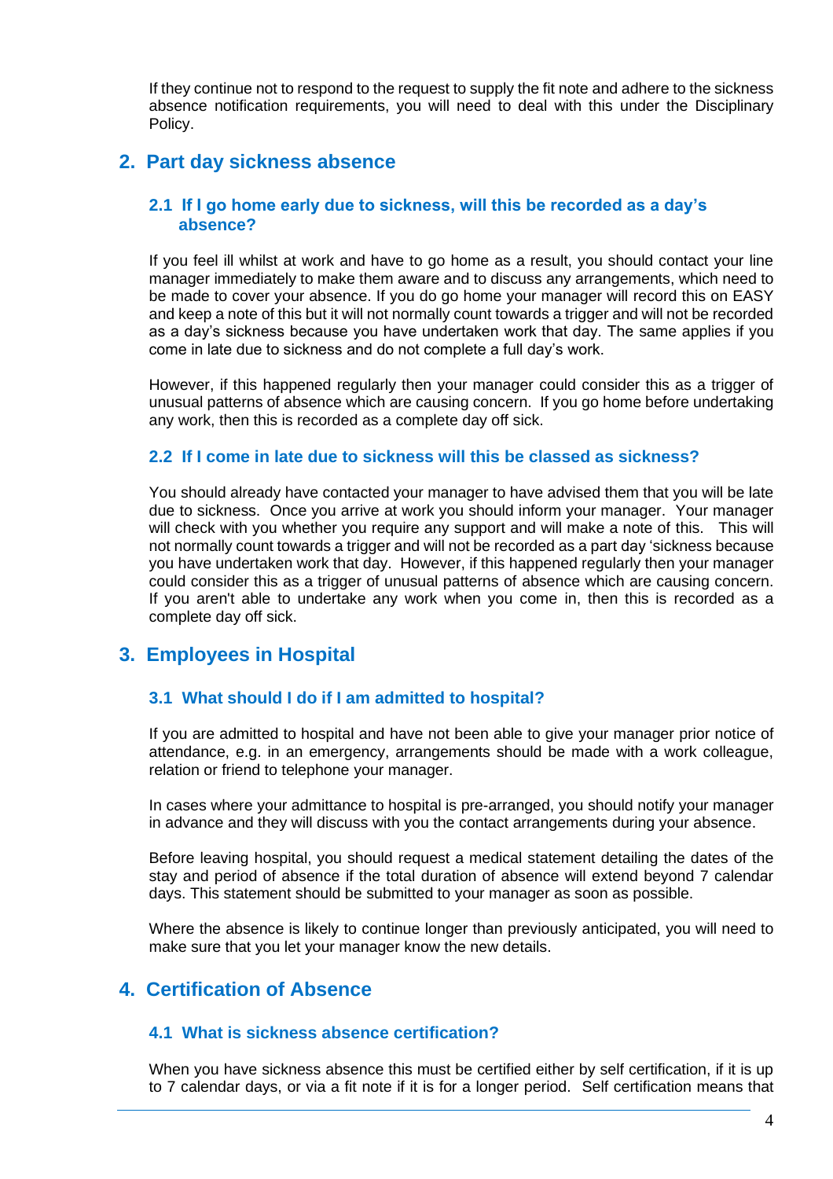If they continue not to respond to the request to supply the fit note and adhere to the sickness absence notification requirements, you will need to deal with this under the Disciplinary Policy.

## 2. Part day sickness absence

### 2.1 If I go home early due to sickness, will this be recorded as a day's absence?

If you feel ill whilst at work and have to go home as a result, you should contact your line manager immediately to make them aware and to discuss any arrangements, which need to be made to cover your absence. If you do go home your manager will record this on EASY and keep a note of this but it will not normally count towards a trigger and will not be recorded as a day's sickness because you have undertaken work that day. The same applies if you come in late due to sickness and do not complete a full day's work.

However, if this happened regularly then your manager could consider this as a trigger of unusual patterns of absence which are causing concern. If you go home before undertaking any work, then this is recorded as a complete day off sick.

### 2.2 If I come in late due to sickness will this be classed as sickness?

You should already have contacted your manager to have advised them that you will be late due to sickness. Once you arrive at work you should inform your manager. Your manager will check with you whether you require any support and will make a note of this. This will not normally count towards a trigger and will not be recorded as a part day 'sickness because you have undertaken work that day. However, if this happened regularly then your manager could consider this as a trigger of unusual patterns of absence which are causing concern. If you aren't able to undertake any work when you come in, then this is recorded as a complete day off sick.

## 3. Employees in Hospital

### 3.1 What should I do if I am admitted to hospital?

If you are admitted to hospital and have not been able to give your manager prior notice of attendance, e.g. in an emergency, arrangements should be made with a work colleague, relation or friend to telephone your manager.

In cases where your admittance to hospital is pre-arranged, you should notify your manager in advance and they will discuss with you the contact arrangements during your absence.

Before leaving hospital, you should request a medical statement detailing the dates of the stay and period of absence if the total duration of absence will extend beyond 7 calendar days. This statement should be submitted to your manager as soon as possible.

Where the absence is likely to continue longer than previously anticipated, you will need to make sure that you let your manager know the new details.

## 4. Certification of Absence

### 4.1 What is sickness absence certification?

When you have sickness absence this must be certified either by self certification, if it is up to 7 calendar days, or via a fit note if it is for a longer period. Self certification means that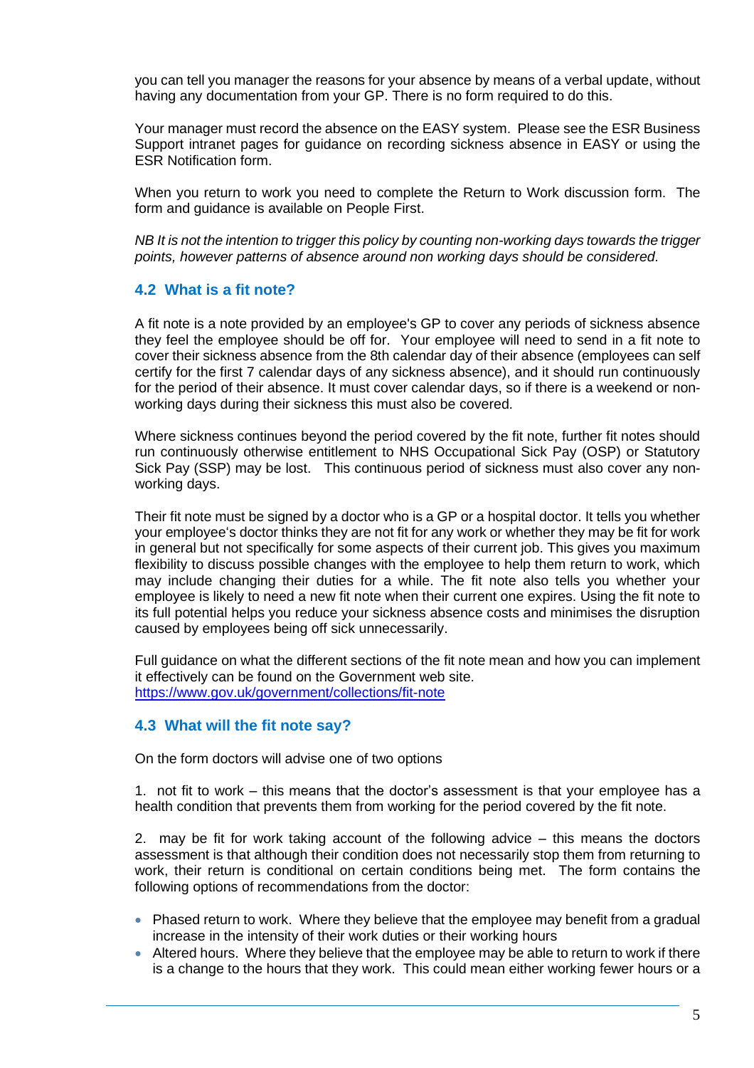you can tell you manager the reasons for your absence by means of a verbal update, without having any documentation from your GP. There is no form required to do this.

Your manager must record the absence on the EASY system. Please see the ESR Business Support intranet pages for guidance on recording sickness absence in EASY or using the ESR Notification form.

When you return to work you need to complete the Return to Work discussion form. The form and guidance is available on People First.

*NB It is not the intention to trigger this policy by counting non-working days towards the trigger points, however patterns of absence around non working days should be considered.*

### 4.2 What is a fit note?

A fit note is a note provided by an employee's GP to cover any periods of sickness absence they feel the employee should be off for. Your employee will need to send in a fit note to cover their sickness absence from the 8th calendar day of their absence (employees can self certify for the first 7 calendar days of any sickness absence), and it should run continuously for the period of their absence. It must cover calendar days, so if there is a weekend or non-working days during their sickness this must also be covered.

Where sickness continues beyond the period covered by the fit note, further fit notes should run continuously otherwise entitlement to NHS Occupational Sick Pay (OSP) or Statutory Sick Pay (SSP) may be lost. This continuous period of sickness must also cover any non-working days.

Their fit note must be signed by a doctor who is a GP or a hospital doctor. It tells you whether your employee's doctor thinks they are not fit for any work or whether they may be fit for work in general but not specifically for some aspects of their current job. This gives you maximum flexibility to discuss possible changes with the employee to help them return to work, which may include changing their duties for a while. The fit note also tells you whether your employee is likely to need a new fit note when their current one expires. Using the fit note to its full potential helps you reduce your sickness absence costs and minimises the disruption caused by employees being off sick unnecessarily.

Full guidance on what the different sections of the fit note mean and how you can implement it effectively can be found on the Government web site.
https://www.gov.uk/government/collections/fit-note

### 4.3 What will the fit note say?

On the form doctors will advise one of two options

1. not fit to work – this means that the doctor's assessment is that your employee has a health condition that prevents them from working for the period covered by the fit note.

2. may be fit for work taking account of the following advice – this means the doctors assessment is that although their condition does not necessarily stop them from returning to work, their return is conditional on certain conditions being met. The form contains the following options of recommendations from the doctor:

- Phased return to work. Where they believe that the employee may benefit from a gradual increase in the intensity of their work duties or their working hours
- Altered hours. Where they believe that the employee may be able to return to work if there is a change to the hours that they work. This could mean either working fewer hours or a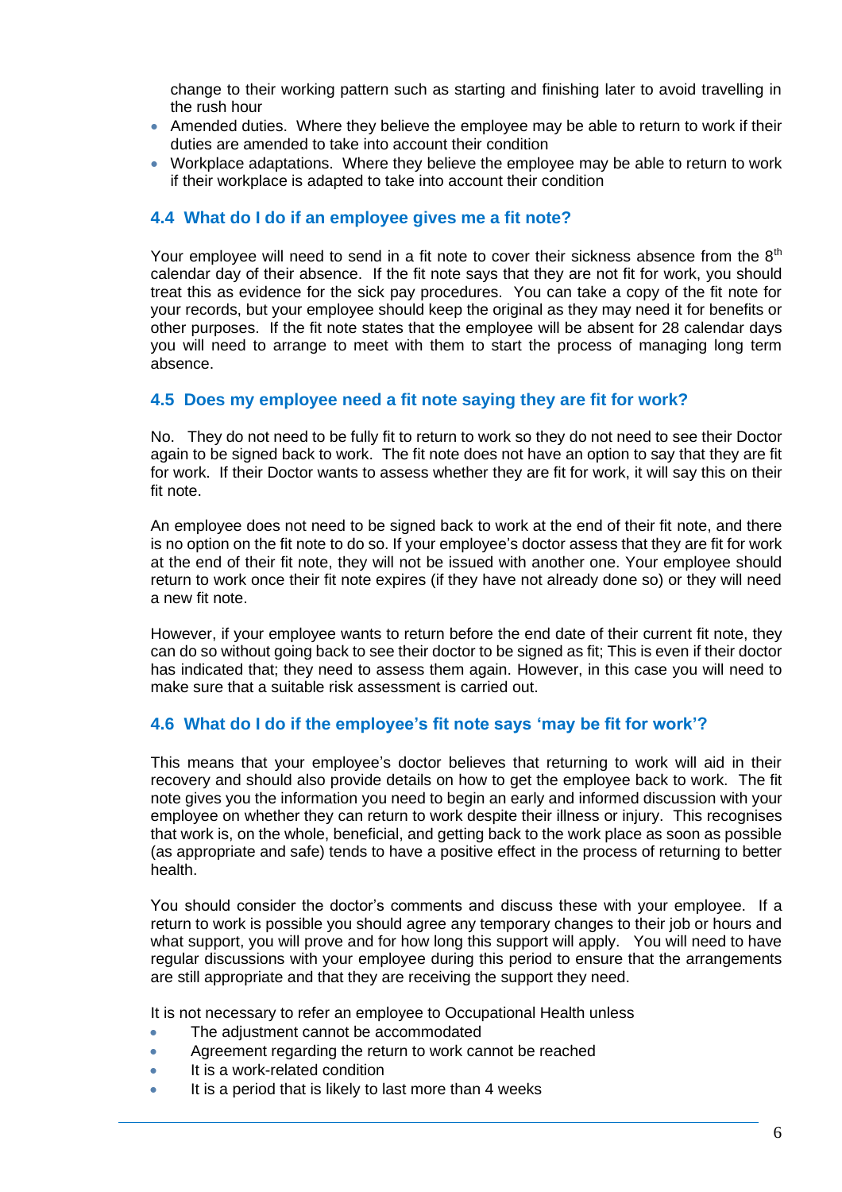change to their working pattern such as starting and finishing later to avoid travelling in the rush hour

- Amended duties. Where they believe the employee may be able to return to work if their duties are amended to take into account their condition
- Workplace adaptations. Where they believe the employee may be able to return to work if their workplace is adapted to take into account their condition

### 4.4 What do I do if an employee gives me a fit note?

Your employee will need to send in a fit note to cover their sickness absence from the 8th calendar day of their absence. If the fit note says that they are not fit for work, you should treat this as evidence for the sick pay procedures. You can take a copy of the fit note for your records, but your employee should keep the original as they may need it for benefits or other purposes. If the fit note states that the employee will be absent for 28 calendar days you will need to arrange to meet with them to start the process of managing long term absence.

### 4.5 Does my employee need a fit note saying they are fit for work?

No. They do not need to be fully fit to return to work so they do not need to see their Doctor again to be signed back to work. The fit note does not have an option to say that they are fit for work. If their Doctor wants to assess whether they are fit for work, it will say this on their fit note.

An employee does not need to be signed back to work at the end of their fit note, and there is no option on the fit note to do so. If your employee's doctor assess that they are fit for work at the end of their fit note, they will not be issued with another one. Your employee should return to work once their fit note expires (if they have not already done so) or they will need a new fit note.

However, if your employee wants to return before the end date of their current fit note, they can do so without going back to see their doctor to be signed as fit; This is even if their doctor has indicated that; they need to assess them again. However, in this case you will need to make sure that a suitable risk assessment is carried out.

### 4.6 What do I do if the employee's fit note says 'may be fit for work'?

This means that your employee's doctor believes that returning to work will aid in their recovery and should also provide details on how to get the employee back to work. The fit note gives you the information you need to begin an early and informed discussion with your employee on whether they can return to work despite their illness or injury. This recognises that work is, on the whole, beneficial, and getting back to the work place as soon as possible (as appropriate and safe) tends to have a positive effect in the process of returning to better health.

You should consider the doctor's comments and discuss these with your employee. If a return to work is possible you should agree any temporary changes to their job or hours and what support, you will prove and for how long this support will apply. You will need to have regular discussions with your employee during this period to ensure that the arrangements are still appropriate and that they are receiving the support they need.

It is not necessary to refer an employee to Occupational Health unless

- The adjustment cannot be accommodated
- Agreement regarding the return to work cannot be reached
- It is a work-related condition
- It is a period that is likely to last more than 4 weeks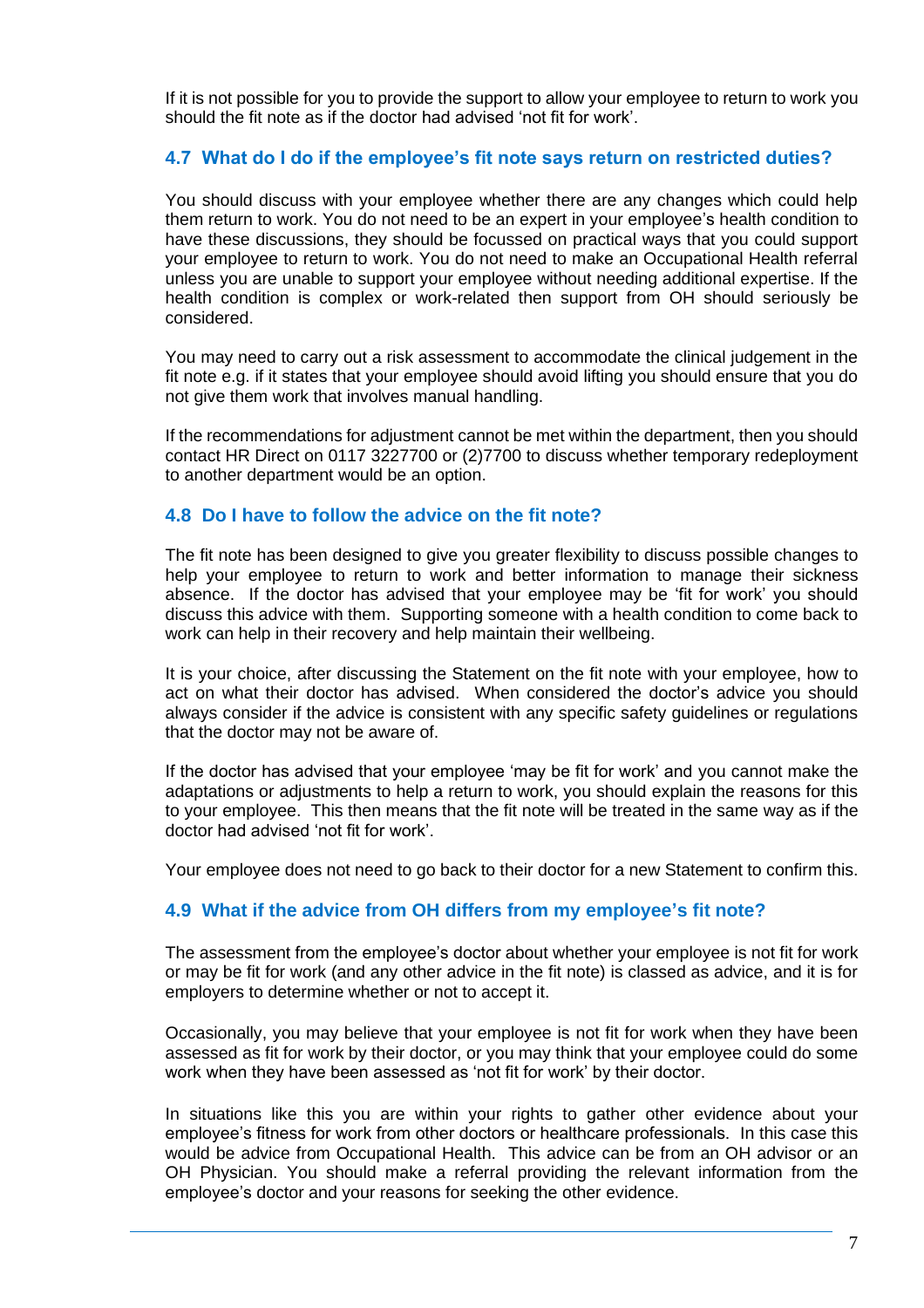If it is not possible for you to provide the support to allow your employee to return to work you should the fit note as if the doctor had advised 'not fit for work'.

### 4.7 What do I do if the employee's fit note says return on restricted duties?

You should discuss with your employee whether there are any changes which could help them return to work. You do not need to be an expert in your employee's health condition to have these discussions, they should be focussed on practical ways that you could support your employee to return to work. You do not need to make an Occupational Health referral unless you are unable to support your employee without needing additional expertise. If the health condition is complex or work-related then support from OH should seriously be considered.

You may need to carry out a risk assessment to accommodate the clinical judgement in the fit note e.g. if it states that your employee should avoid lifting you should ensure that you do not give them work that involves manual handling.

If the recommendations for adjustment cannot be met within the department, then you should contact HR Direct on 0117 3227700 or (2)7700 to discuss whether temporary redeployment to another department would be an option.

### 4.8 Do I have to follow the advice on the fit note?

The fit note has been designed to give you greater flexibility to discuss possible changes to help your employee to return to work and better information to manage their sickness absence. If the doctor has advised that your employee may be 'fit for work' you should discuss this advice with them. Supporting someone with a health condition to come back to work can help in their recovery and help maintain their wellbeing.

It is your choice, after discussing the Statement on the fit note with your employee, how to act on what their doctor has advised. When considered the doctor's advice you should always consider if the advice is consistent with any specific safety guidelines or regulations that the doctor may not be aware of.

If the doctor has advised that your employee 'may be fit for work' and you cannot make the adaptations or adjustments to help a return to work, you should explain the reasons for this to your employee. This then means that the fit note will be treated in the same way as if the doctor had advised 'not fit for work'.

Your employee does not need to go back to their doctor for a new Statement to confirm this.

### 4.9 What if the advice from OH differs from my employee's fit note?

The assessment from the employee's doctor about whether your employee is not fit for work or may be fit for work (and any other advice in the fit note) is classed as advice, and it is for employers to determine whether or not to accept it.

Occasionally, you may believe that your employee is not fit for work when they have been assessed as fit for work by their doctor, or you may think that your employee could do some work when they have been assessed as 'not fit for work' by their doctor.

In situations like this you are within your rights to gather other evidence about your employee's fitness for work from other doctors or healthcare professionals. In this case this would be advice from Occupational Health. This advice can be from an OH advisor or an OH Physician. You should make a referral providing the relevant information from the employee's doctor and your reasons for seeking the other evidence.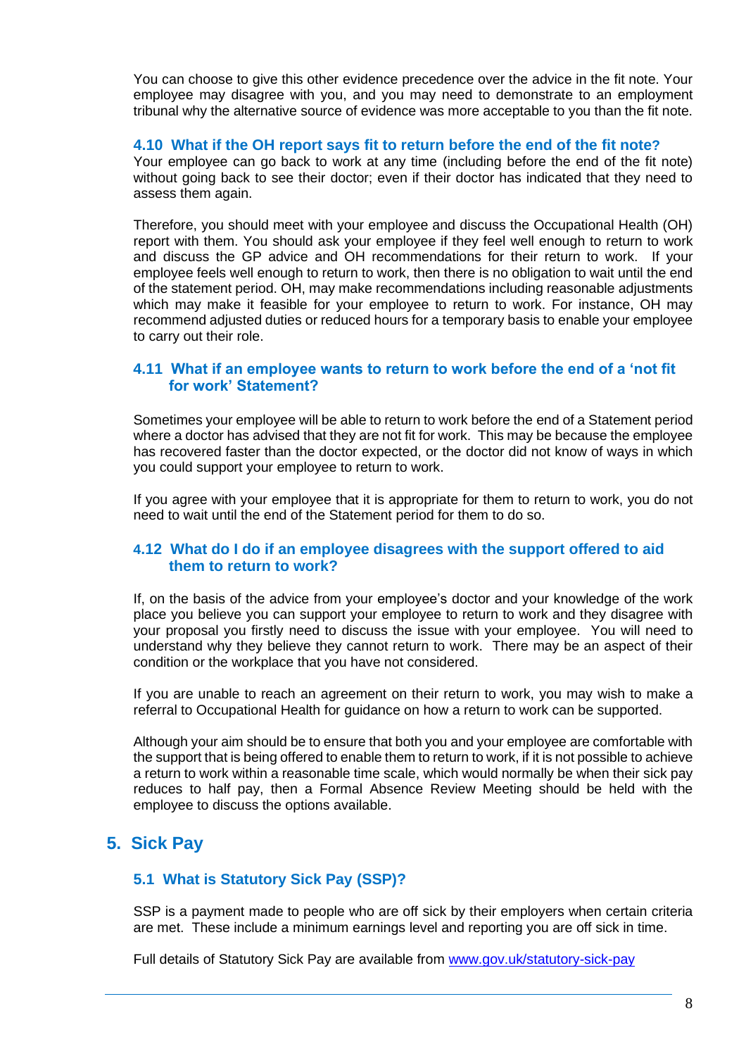You can choose to give this other evidence precedence over the advice in the fit note. Your employee may disagree with you, and you may need to demonstrate to an employment tribunal why the alternative source of evidence was more acceptable to you than the fit note.

### 4.10 What if the OH report says fit to return before the end of the fit note?

Your employee can go back to work at any time (including before the end of the fit note) without going back to see their doctor; even if their doctor has indicated that they need to assess them again.

Therefore, you should meet with your employee and discuss the Occupational Health (OH) report with them. You should ask your employee if they feel well enough to return to work and discuss the GP advice and OH recommendations for their return to work. If your employee feels well enough to return to work, then there is no obligation to wait until the end of the statement period. OH, may make recommendations including reasonable adjustments which may make it feasible for your employee to return to work. For instance, OH may recommend adjusted duties or reduced hours for a temporary basis to enable your employee to carry out their role.

### 4.11 What if an employee wants to return to work before the end of a 'not fit for work' Statement?

Sometimes your employee will be able to return to work before the end of a Statement period where a doctor has advised that they are not fit for work. This may be because the employee has recovered faster than the doctor expected, or the doctor did not know of ways in which you could support your employee to return to work.

If you agree with your employee that it is appropriate for them to return to work, you do not need to wait until the end of the Statement period for them to do so.

### 4.12 What do I do if an employee disagrees with the support offered to aid them to return to work?

If, on the basis of the advice from your employee's doctor and your knowledge of the work place you believe you can support your employee to return to work and they disagree with your proposal you firstly need to discuss the issue with your employee. You will need to understand why they believe they cannot return to work. There may be an aspect of their condition or the workplace that you have not considered.

If you are unable to reach an agreement on their return to work, you may wish to make a referral to Occupational Health for guidance on how a return to work can be supported.

Although your aim should be to ensure that both you and your employee are comfortable with the support that is being offered to enable them to return to work, if it is not possible to achieve a return to work within a reasonable time scale, which would normally be when their sick pay reduces to half pay, then a Formal Absence Review Meeting should be held with the employee to discuss the options available.

## 5. Sick Pay

### 5.1 What is Statutory Sick Pay (SSP)?

SSP is a payment made to people who are off sick by their employers when certain criteria are met. These include a minimum earnings level and reporting you are off sick in time.

Full details of Statutory Sick Pay are available from [www.gov.uk/statutory-sick-pay](http://www.gov.uk/statutory-sick-pay)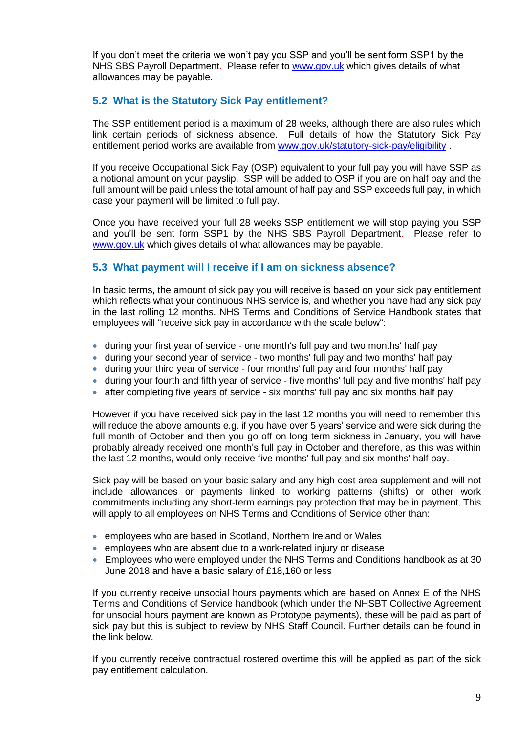If you don't meet the criteria we won't pay you SSP and you'll be sent form SSP1 by the NHS SBS Payroll Department. Please refer to [www.gov.uk](http://www.gov.uk) which gives details of what allowances may be payable.

### 5.2 What is the Statutory Sick Pay entitlement?

The SSP entitlement period is a maximum of 28 weeks, although there are also rules which link certain periods of sickness absence. Full details of how the Statutory Sick Pay entitlement period works are available from [www.gov.uk/statutory-sick-pay/eligibility](http://www.gov.uk/statutory-sick-pay/eligibility) .

If you receive Occupational Sick Pay (OSP) equivalent to your full pay you will have SSP as a notional amount on your payslip. SSP will be added to OSP if you are on half pay and the full amount will be paid unless the total amount of half pay and SSP exceeds full pay, in which case your payment will be limited to full pay.

Once you have received your full 28 weeks SSP entitlement we will stop paying you SSP and you'll be sent form SSP1 by the NHS SBS Payroll Department. Please refer to [www.gov.uk](http://www.gov.uk) which gives details of what allowances may be payable.

### 5.3 What payment will I receive if I am on sickness absence?

In basic terms, the amount of sick pay you will receive is based on your sick pay entitlement which reflects what your continuous NHS service is, and whether you have had any sick pay in the last rolling 12 months. NHS Terms and Conditions of Service Handbook states that employees will "receive sick pay in accordance with the scale below":

- during your first year of service - one month's full pay and two months' half pay
- during your second year of service - two months' full pay and two months' half pay
- during your third year of service - four months' full pay and four months' half pay
- during your fourth and fifth year of service - five months' full pay and five months' half pay
- after completing five years of service - six months' full pay and six months half pay

However if you have received sick pay in the last 12 months you will need to remember this will reduce the above amounts e.g. if you have over 5 years' service and were sick during the full month of October and then you go off on long term sickness in January, you will have probably already received one month's full pay in October and therefore, as this was within the last 12 months, would only receive five months' full pay and six months' half pay.

Sick pay will be based on your basic salary and any high cost area supplement and will not include allowances or payments linked to working patterns (shifts) or other work commitments including any short-term earnings pay protection that may be in payment. This will apply to all employees on NHS Terms and Conditions of Service other than:

- employees who are based in Scotland, Northern Ireland or Wales
- employees who are absent due to a work-related injury or disease
- Employees who were employed under the NHS Terms and Conditions handbook as at 30 June 2018 and have a basic salary of £18,160 or less

If you currently receive unsocial hours payments which are based on Annex E of the NHS Terms and Conditions of Service handbook (which under the NHSBT Collective Agreement for unsocial hours payment are known as Prototype payments), these will be paid as part of sick pay but this is subject to review by NHS Staff Council. Further details can be found in the link below.

If you currently receive contractual rostered overtime this will be applied as part of the sick pay entitlement calculation.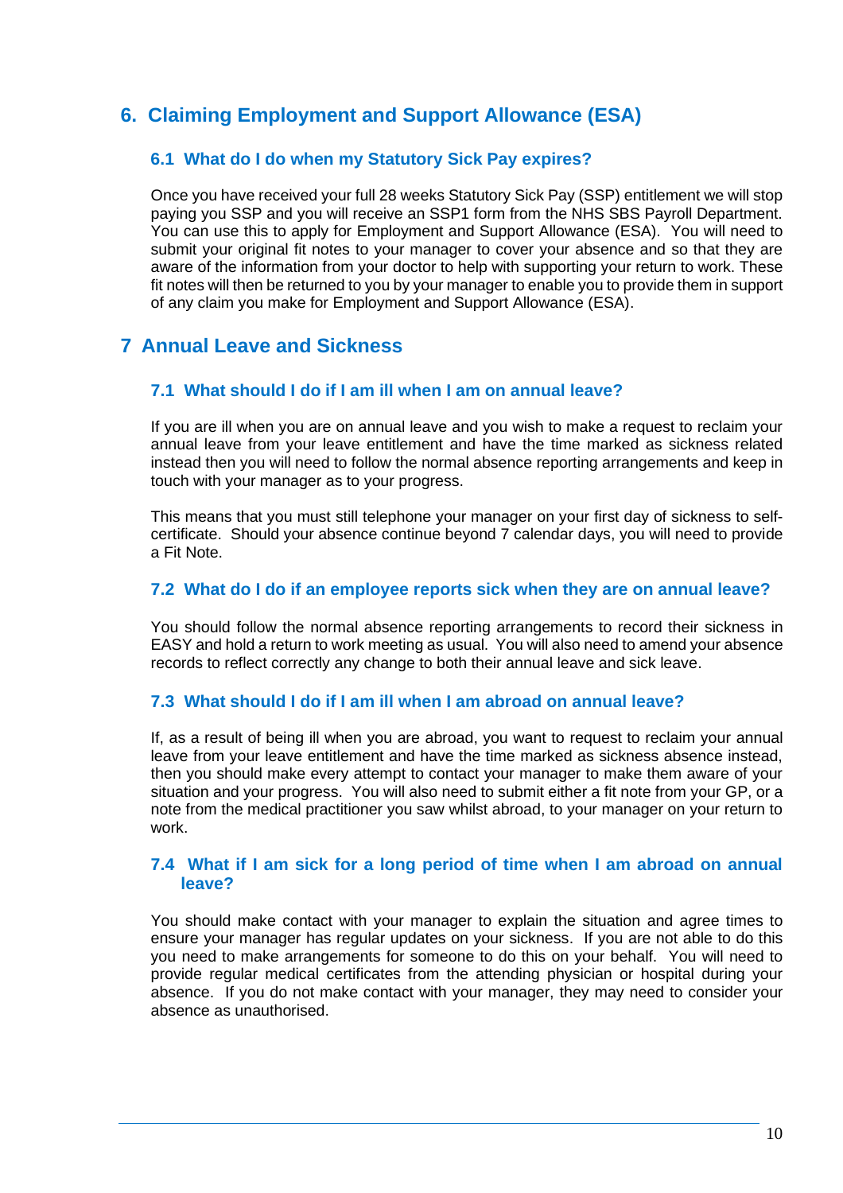## 6. Claiming Employment and Support Allowance (ESA)

### 6.1 What do I do when my Statutory Sick Pay expires?

Once you have received your full 28 weeks Statutory Sick Pay (SSP) entitlement we will stop paying you SSP and you will receive an SSP1 form from the NHS SBS Payroll Department. You can use this to apply for Employment and Support Allowance (ESA). You will need to submit your original fit notes to your manager to cover your absence and so that they are aware of the information from your doctor to help with supporting your return to work. These fit notes will then be returned to you by your manager to enable you to provide them in support of any claim you make for Employment and Support Allowance (ESA).

## 7 Annual Leave and Sickness

### 7.1 What should I do if I am ill when I am on annual leave?

If you are ill when you are on annual leave and you wish to make a request to reclaim your annual leave from your leave entitlement and have the time marked as sickness related instead then you will need to follow the normal absence reporting arrangements and keep in touch with your manager as to your progress.

This means that you must still telephone your manager on your first day of sickness to self-certificate. Should your absence continue beyond 7 calendar days, you will need to provide a Fit Note.

### 7.2 What do I do if an employee reports sick when they are on annual leave?

You should follow the normal absence reporting arrangements to record their sickness in EASY and hold a return to work meeting as usual. You will also need to amend your absence records to reflect correctly any change to both their annual leave and sick leave.

### 7.3 What should I do if I am ill when I am abroad on annual leave?

If, as a result of being ill when you are abroad, you want to request to reclaim your annual leave from your leave entitlement and have the time marked as sickness absence instead, then you should make every attempt to contact your manager to make them aware of your situation and your progress. You will also need to submit either a fit note from your GP, or a note from the medical practitioner you saw whilst abroad, to your manager on your return to work.

### 7.4 What if I am sick for a long period of time when I am abroad on annual leave?

You should make contact with your manager to explain the situation and agree times to ensure your manager has regular updates on your sickness. If you are not able to do this you need to make arrangements for someone to do this on your behalf. You will need to provide regular medical certificates from the attending physician or hospital during your absence. If you do not make contact with your manager, they may need to consider your absence as unauthorised.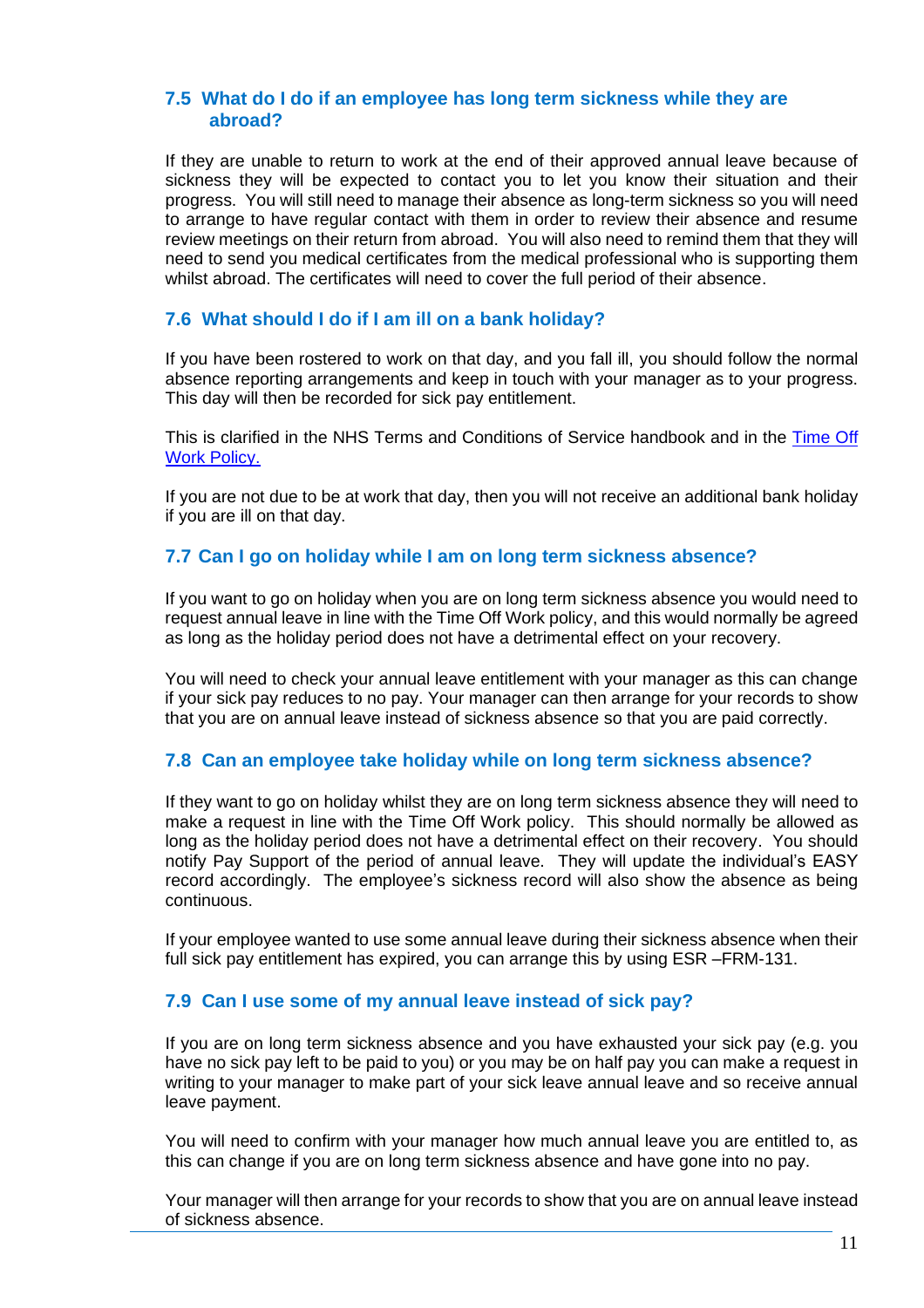### 7.5 What do I do if an employee has long term sickness while they are abroad?

If they are unable to return to work at the end of their approved annual leave because of sickness they will be expected to contact you to let you know their situation and their progress. You will still need to manage their absence as long-term sickness so you will need to arrange to have regular contact with them in order to review their absence and resume review meetings on their return from abroad. You will also need to remind them that they will need to send you medical certificates from the medical professional who is supporting them whilst abroad. The certificates will need to cover the full period of their absence.

### 7.6 What should I do if I am ill on a bank holiday?

If you have been rostered to work on that day, and you fall ill, you should follow the normal absence reporting arrangements and keep in touch with your manager as to your progress. This day will then be recorded for sick pay entitlement.

This is clarified in the NHS Terms and Conditions of Service handbook and in the Time Off Work Policy.

If you are not due to be at work that day, then you will not receive an additional bank holiday if you are ill on that day.

### 7.7 Can I go on holiday while I am on long term sickness absence?

If you want to go on holiday when you are on long term sickness absence you would need to request annual leave in line with the Time Off Work policy, and this would normally be agreed as long as the holiday period does not have a detrimental effect on your recovery.

You will need to check your annual leave entitlement with your manager as this can change if your sick pay reduces to no pay. Your manager can then arrange for your records to show that you are on annual leave instead of sickness absence so that you are paid correctly.

### 7.8 Can an employee take holiday while on long term sickness absence?

If they want to go on holiday whilst they are on long term sickness absence they will need to make a request in line with the Time Off Work policy. This should normally be allowed as long as the holiday period does not have a detrimental effect on their recovery. You should notify Pay Support of the period of annual leave. They will update the individual's EASY record accordingly. The employee's sickness record will also show the absence as being continuous.

If your employee wanted to use some annual leave during their sickness absence when their full sick pay entitlement has expired, you can arrange this by using ESR –FRM-131.

### 7.9 Can I use some of my annual leave instead of sick pay?

If you are on long term sickness absence and you have exhausted your sick pay (e.g. you have no sick pay left to be paid to you) or you may be on half pay you can make a request in writing to your manager to make part of your sick leave annual leave and so receive annual leave payment.

You will need to confirm with your manager how much annual leave you are entitled to, as this can change if you are on long term sickness absence and have gone into no pay.

Your manager will then arrange for your records to show that you are on annual leave instead of sickness absence.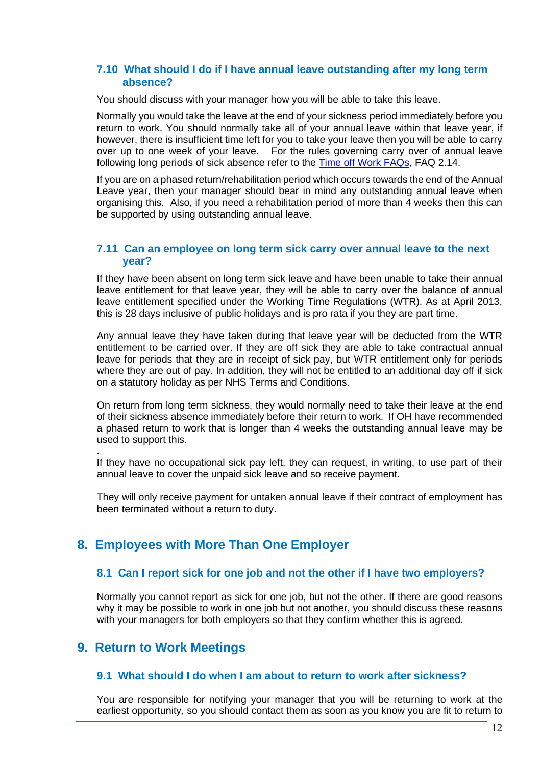### 7.10 What should I do if I have annual leave outstanding after my long term absence?

You should discuss with your manager how you will be able to take this leave.

Normally you would take the leave at the end of your sickness period immediately before you return to work. You should normally take all of your annual leave within that leave year, if however, there is insufficient time left for you to take your leave then you will be able to carry over up to one week of your leave. For the rules governing carry over of annual leave following long periods of sick absence refer to the Time off Work FAQs, FAQ 2.14.

If you are on a phased return/rehabilitation period which occurs towards the end of the Annual Leave year, then your manager should bear in mind any outstanding annual leave when organising this. Also, if you need a rehabilitation period of more than 4 weeks then this can be supported by using outstanding annual leave.

### 7.11 Can an employee on long term sick carry over annual leave to the next year?

If they have been absent on long term sick leave and have been unable to take their annual leave entitlement for that leave year, they will be able to carry over the balance of annual leave entitlement specified under the Working Time Regulations (WTR). As at April 2013, this is 28 days inclusive of public holidays and is pro rata if you they are part time.

Any annual leave they have taken during that leave year will be deducted from the WTR entitlement to be carried over. If they are off sick they are able to take contractual annual leave for periods that they are in receipt of sick pay, but WTR entitlement only for periods where they are out of pay. In addition, they will not be entitled to an additional day off if sick on a statutory holiday as per NHS Terms and Conditions.

On return from long term sickness, they would normally need to take their leave at the end of their sickness absence immediately before their return to work. If OH have recommended a phased return to work that is longer than 4 weeks the outstanding annual leave may be used to support this.

.
If they have no occupational sick pay left, they can request, in writing, to use part of their annual leave to cover the unpaid sick leave and so receive payment.

They will only receive payment for untaken annual leave if their contract of employment has been terminated without a return to duty.

## 8. Employees with More Than One Employer

### 8.1 Can I report sick for one job and not the other if I have two employers?

Normally you cannot report as sick for one job, but not the other. If there are good reasons why it may be possible to work in one job but not another, you should discuss these reasons with your managers for both employers so that they confirm whether this is agreed.

## 9. Return to Work Meetings

### 9.1 What should I do when I am about to return to work after sickness?

You are responsible for notifying your manager that you will be returning to work at the earliest opportunity, so you should contact them as soon as you know you are fit to return to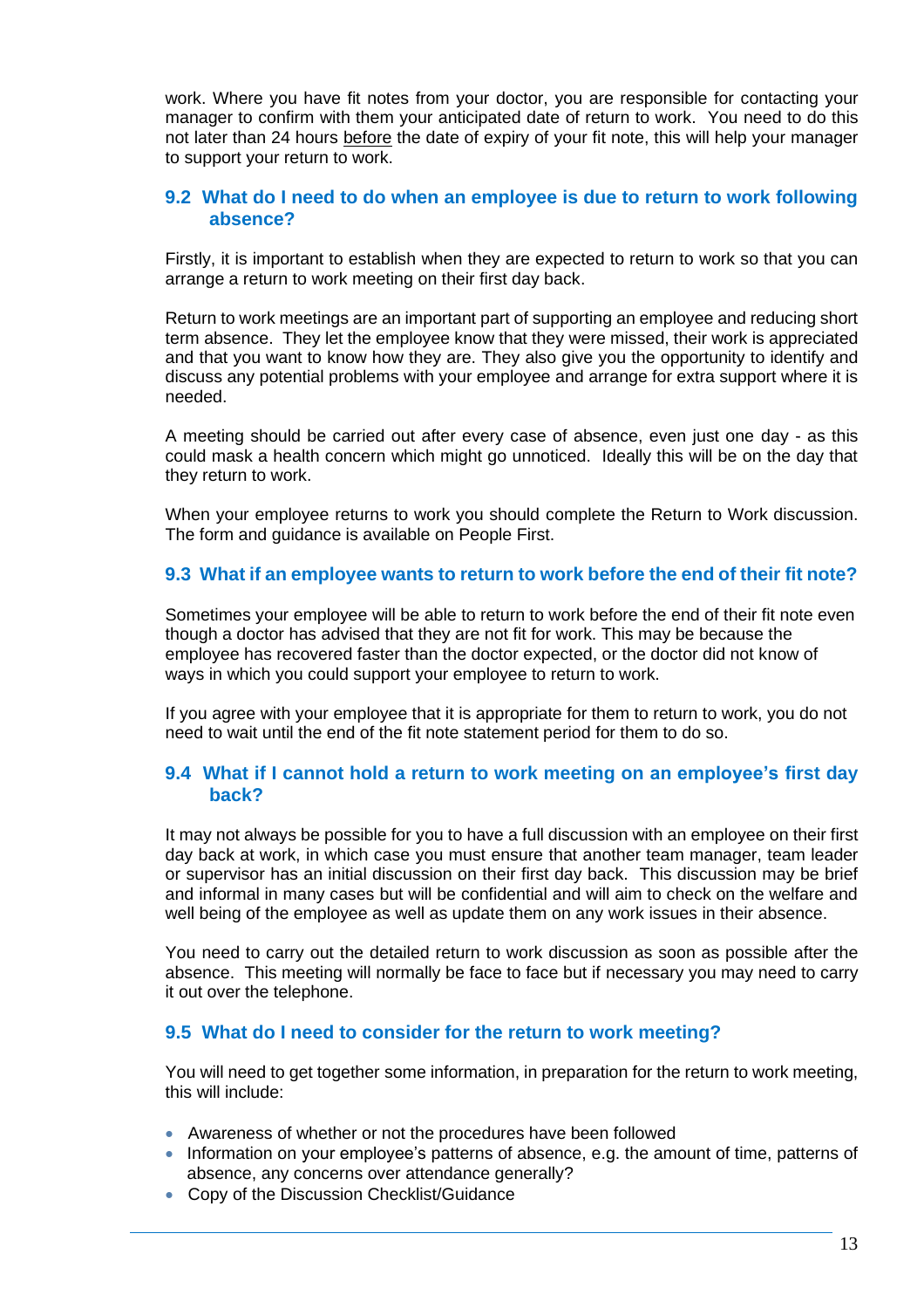work. Where you have fit notes from your doctor, you are responsible for contacting your manager to confirm with them your anticipated date of return to work. You need to do this not later than 24 hours <u>before</u> the date of expiry of your fit note, this will help your manager to support your return to work.

### 9.2 What do I need to do when an employee is due to return to work following absence?

Firstly, it is important to establish when they are expected to return to work so that you can arrange a return to work meeting on their first day back.

Return to work meetings are an important part of supporting an employee and reducing short term absence. They let the employee know that they were missed, their work is appreciated and that you want to know how they are. They also give you the opportunity to identify and discuss any potential problems with your employee and arrange for extra support where it is needed.

A meeting should be carried out after every case of absence, even just one day - as this could mask a health concern which might go unnoticed. Ideally this will be on the day that they return to work.

When your employee returns to work you should complete the Return to Work discussion. The form and guidance is available on People First.

### 9.3 What if an employee wants to return to work before the end of their fit note?

Sometimes your employee will be able to return to work before the end of their fit note even though a doctor has advised that they are not fit for work. This may be because the employee has recovered faster than the doctor expected, or the doctor did not know of ways in which you could support your employee to return to work.

If you agree with your employee that it is appropriate for them to return to work, you do not need to wait until the end of the fit note statement period for them to do so.

### 9.4 What if I cannot hold a return to work meeting on an employee's first day back?

It may not always be possible for you to have a full discussion with an employee on their first day back at work, in which case you must ensure that another team manager, team leader or supervisor has an initial discussion on their first day back. This discussion may be brief and informal in many cases but will be confidential and will aim to check on the welfare and well being of the employee as well as update them on any work issues in their absence.

You need to carry out the detailed return to work discussion as soon as possible after the absence. This meeting will normally be face to face but if necessary you may need to carry it out over the telephone.

### 9.5 What do I need to consider for the return to work meeting?

You will need to get together some information, in preparation for the return to work meeting, this will include:

- Awareness of whether or not the procedures have been followed
- Information on your employee's patterns of absence, e.g. the amount of time, patterns of absence, any concerns over attendance generally?
- Copy of the Discussion Checklist/Guidance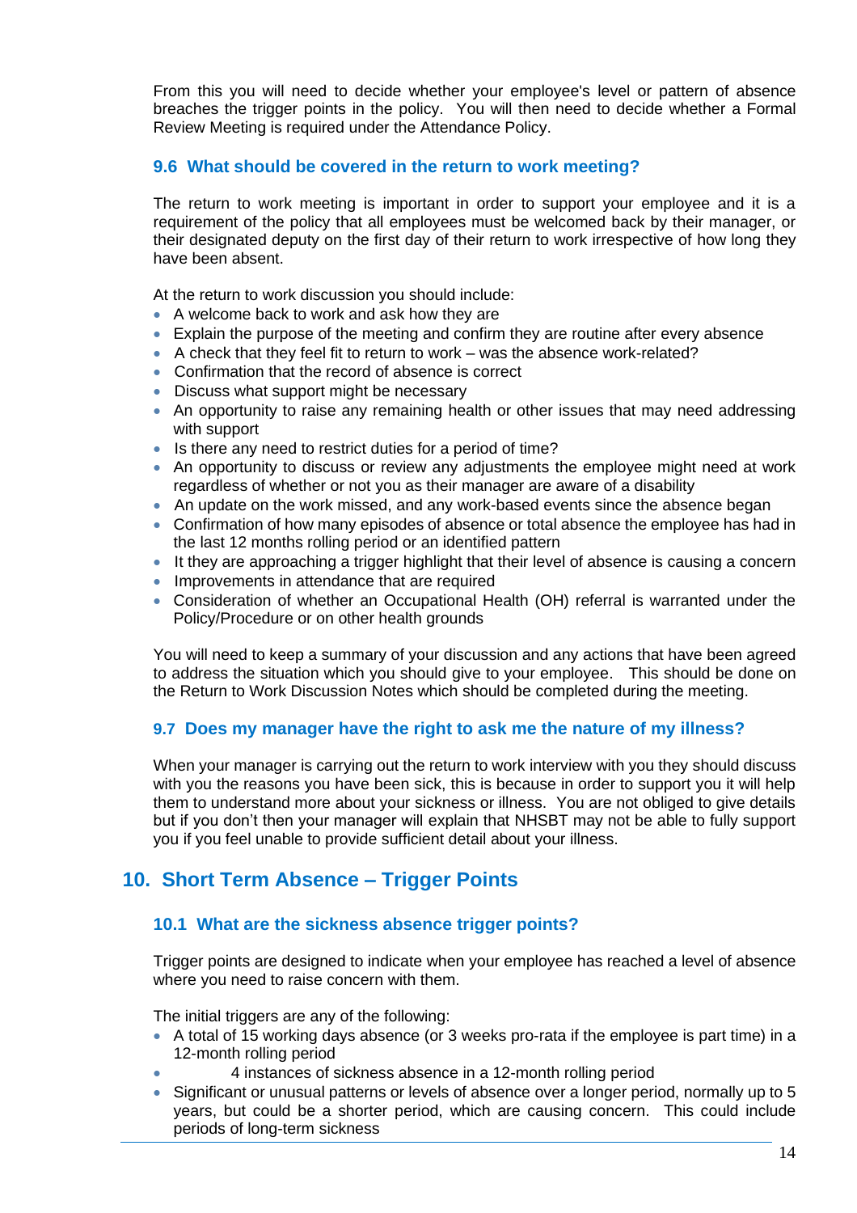From this you will need to decide whether your employee's level or pattern of absence breaches the trigger points in the policy. You will then need to decide whether a Formal Review Meeting is required under the Attendance Policy.

### 9.6 What should be covered in the return to work meeting?

The return to work meeting is important in order to support your employee and it is a requirement of the policy that all employees must be welcomed back by their manager, or their designated deputy on the first day of their return to work irrespective of how long they have been absent.

At the return to work discussion you should include:

- A welcome back to work and ask how they are
- Explain the purpose of the meeting and confirm they are routine after every absence
- A check that they feel fit to return to work – was the absence work-related?
- Confirmation that the record of absence is correct
- Discuss what support might be necessary
- An opportunity to raise any remaining health or other issues that may need addressing with support
- Is there any need to restrict duties for a period of time?
- An opportunity to discuss or review any adjustments the employee might need at work regardless of whether or not you as their manager are aware of a disability
- An update on the work missed, and any work-based events since the absence began
- Confirmation of how many episodes of absence or total absence the employee has had in the last 12 months rolling period or an identified pattern
- It they are approaching a trigger highlight that their level of absence is causing a concern
- Improvements in attendance that are required
- Consideration of whether an Occupational Health (OH) referral is warranted under the Policy/Procedure or on other health grounds

You will need to keep a summary of your discussion and any actions that have been agreed to address the situation which you should give to your employee. This should be done on the Return to Work Discussion Notes which should be completed during the meeting.

### 9.7 Does my manager have the right to ask me the nature of my illness?

When your manager is carrying out the return to work interview with you they should discuss with you the reasons you have been sick, this is because in order to support you it will help them to understand more about your sickness or illness. You are not obliged to give details but if you don't then your manager will explain that NHSBT may not be able to fully support you if you feel unable to provide sufficient detail about your illness.

## 10. Short Term Absence – Trigger Points

### 10.1 What are the sickness absence trigger points?

Trigger points are designed to indicate when your employee has reached a level of absence where you need to raise concern with them.

The initial triggers are any of the following:

- A total of 15 working days absence (or 3 weeks pro-rata if the employee is part time) in a 12-month rolling period
- 4 instances of sickness absence in a 12-month rolling period
- Significant or unusual patterns or levels of absence over a longer period, normally up to 5 years, but could be a shorter period, which are causing concern. This could include periods of long-term sickness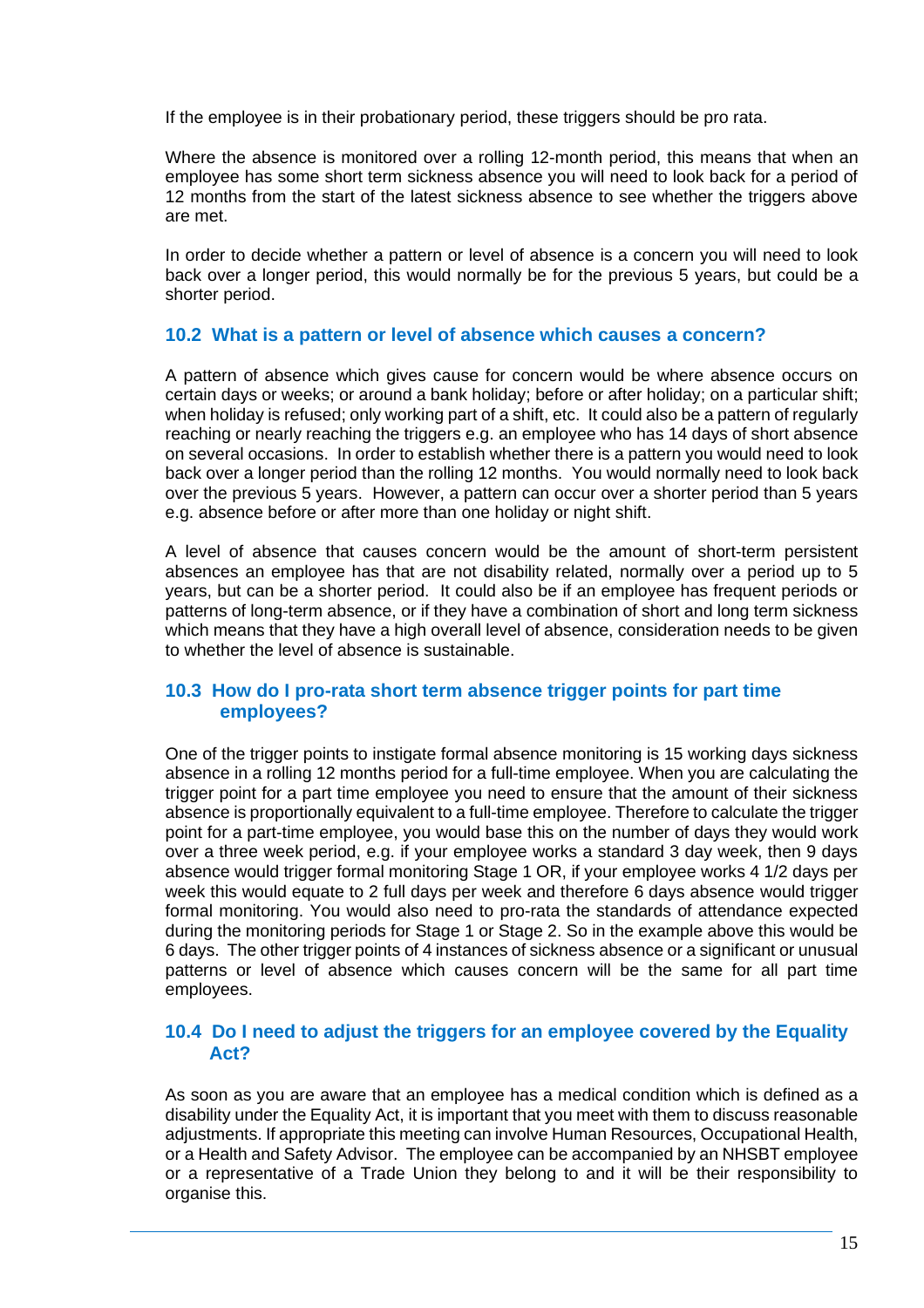If the employee is in their probationary period, these triggers should be pro rata.

Where the absence is monitored over a rolling 12-month period, this means that when an employee has some short term sickness absence you will need to look back for a period of 12 months from the start of the latest sickness absence to see whether the triggers above are met.

In order to decide whether a pattern or level of absence is a concern you will need to look back over a longer period, this would normally be for the previous 5 years, but could be a shorter period.

### 10.2 What is a pattern or level of absence which causes a concern?

A pattern of absence which gives cause for concern would be where absence occurs on certain days or weeks; or around a bank holiday; before or after holiday; on a particular shift; when holiday is refused; only working part of a shift, etc. It could also be a pattern of regularly reaching or nearly reaching the triggers e.g. an employee who has 14 days of short absence on several occasions. In order to establish whether there is a pattern you would need to look back over a longer period than the rolling 12 months. You would normally need to look back over the previous 5 years. However, a pattern can occur over a shorter period than 5 years e.g. absence before or after more than one holiday or night shift.

A level of absence that causes concern would be the amount of short-term persistent absences an employee has that are not disability related, normally over a period up to 5 years, but can be a shorter period. It could also be if an employee has frequent periods or patterns of long-term absence, or if they have a combination of short and long term sickness which means that they have a high overall level of absence, consideration needs to be given to whether the level of absence is sustainable.

### 10.3 How do I pro-rata short term absence trigger points for part time employees?

One of the trigger points to instigate formal absence monitoring is 15 working days sickness absence in a rolling 12 months period for a full-time employee. When you are calculating the trigger point for a part time employee you need to ensure that the amount of their sickness absence is proportionally equivalent to a full-time employee. Therefore to calculate the trigger point for a part-time employee, you would base this on the number of days they would work over a three week period, e.g. if your employee works a standard 3 day week, then 9 days absence would trigger formal monitoring Stage 1 OR, if your employee works 4 1/2 days per week this would equate to 2 full days per week and therefore 6 days absence would trigger formal monitoring. You would also need to pro-rata the standards of attendance expected during the monitoring periods for Stage 1 or Stage 2. So in the example above this would be 6 days. The other trigger points of 4 instances of sickness absence or a significant or unusual patterns or level of absence which causes concern will be the same for all part time employees.

### 10.4 Do I need to adjust the triggers for an employee covered by the Equality Act?

As soon as you are aware that an employee has a medical condition which is defined as a disability under the Equality Act, it is important that you meet with them to discuss reasonable adjustments. If appropriate this meeting can involve Human Resources, Occupational Health, or a Health and Safety Advisor. The employee can be accompanied by an NHSBT employee or a representative of a Trade Union they belong to and it will be their responsibility to organise this.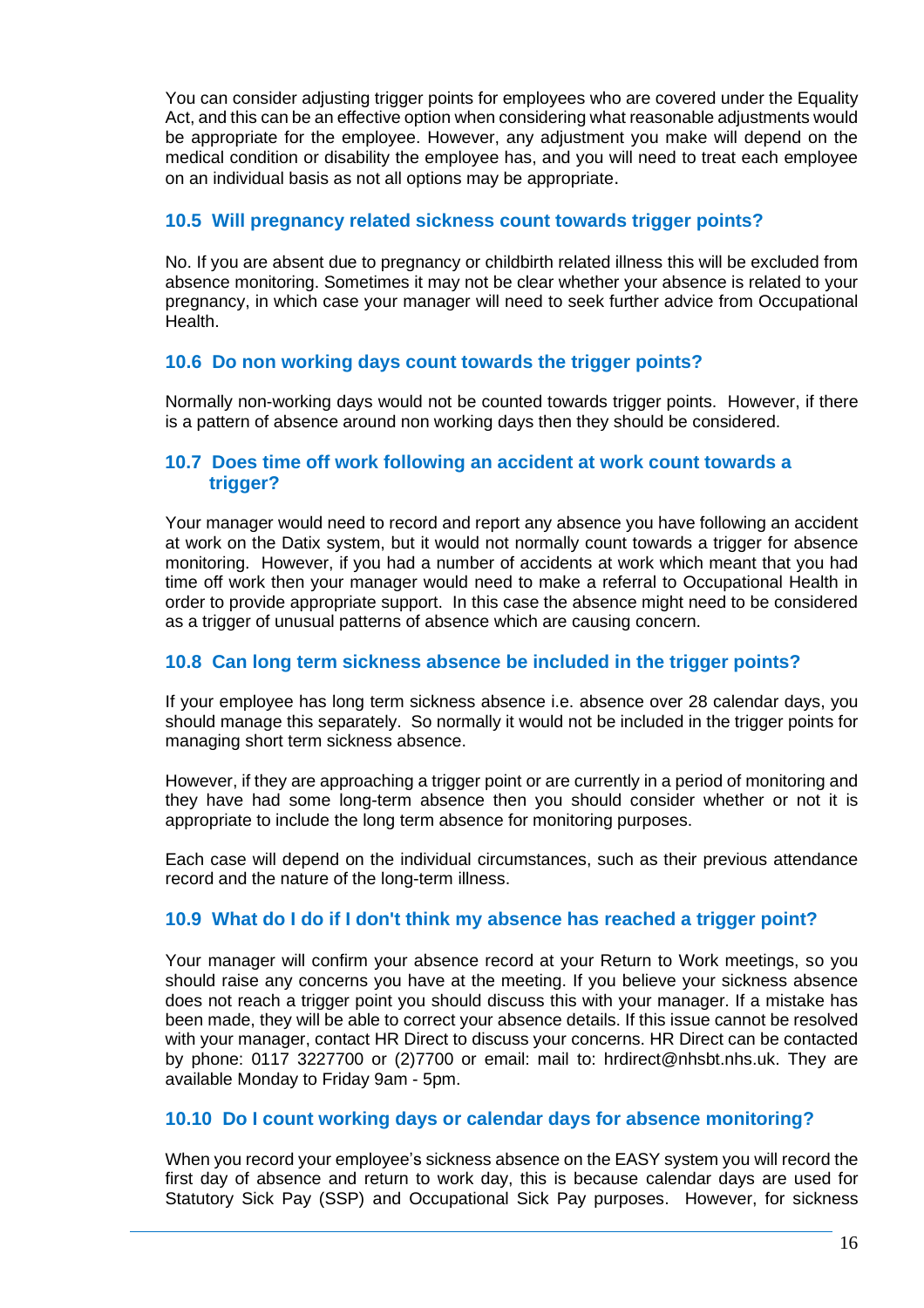You can consider adjusting trigger points for employees who are covered under the Equality Act, and this can be an effective option when considering what reasonable adjustments would be appropriate for the employee. However, any adjustment you make will depend on the medical condition or disability the employee has, and you will need to treat each employee on an individual basis as not all options may be appropriate.

### 10.5 Will pregnancy related sickness count towards trigger points?

No. If you are absent due to pregnancy or childbirth related illness this will be excluded from absence monitoring. Sometimes it may not be clear whether your absence is related to your pregnancy, in which case your manager will need to seek further advice from Occupational Health.

### 10.6 Do non working days count towards the trigger points?

Normally non-working days would not be counted towards trigger points. However, if there is a pattern of absence around non working days then they should be considered.

### 10.7 Does time off work following an accident at work count towards a trigger?

Your manager would need to record and report any absence you have following an accident at work on the Datix system, but it would not normally count towards a trigger for absence monitoring. However, if you had a number of accidents at work which meant that you had time off work then your manager would need to make a referral to Occupational Health in order to provide appropriate support. In this case the absence might need to be considered as a trigger of unusual patterns of absence which are causing concern.

### 10.8 Can long term sickness absence be included in the trigger points?

If your employee has long term sickness absence i.e. absence over 28 calendar days, you should manage this separately. So normally it would not be included in the trigger points for managing short term sickness absence.

However, if they are approaching a trigger point or are currently in a period of monitoring and they have had some long-term absence then you should consider whether or not it is appropriate to include the long term absence for monitoring purposes.

Each case will depend on the individual circumstances, such as their previous attendance record and the nature of the long-term illness.

### 10.9 What do I do if I don't think my absence has reached a trigger point?

Your manager will confirm your absence record at your Return to Work meetings, so you should raise any concerns you have at the meeting. If you believe your sickness absence does not reach a trigger point you should discuss this with your manager. If a mistake has been made, they will be able to correct your absence details. If this issue cannot be resolved with your manager, contact HR Direct to discuss your concerns. HR Direct can be contacted by phone: 0117 3227700 or (2)7700 or email: mail to: hrdirect@nhsbt.nhs.uk. They are available Monday to Friday 9am - 5pm.

### 10.10 Do I count working days or calendar days for absence monitoring?

When you record your employee's sickness absence on the EASY system you will record the first day of absence and return to work day, this is because calendar days are used for Statutory Sick Pay (SSP) and Occupational Sick Pay purposes. However, for sickness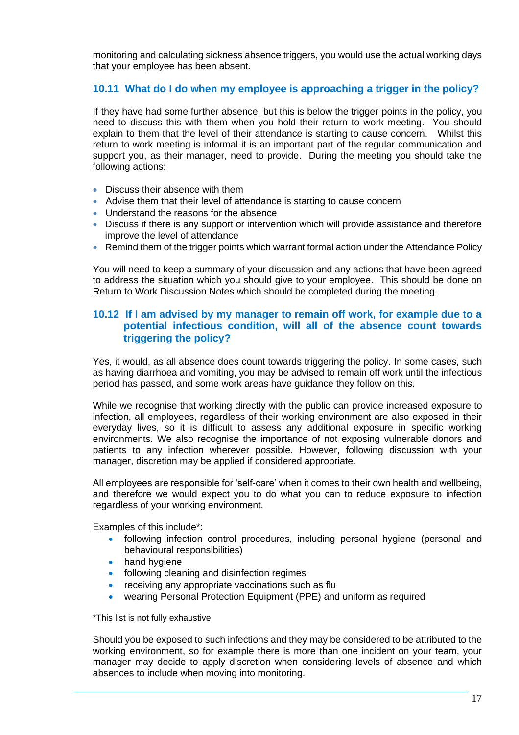monitoring and calculating sickness absence triggers, you would use the actual working days that your employee has been absent.

### 10.11 What do I do when my employee is approaching a trigger in the policy?

If they have had some further absence, but this is below the trigger points in the policy, you need to discuss this with them when you hold their return to work meeting. You should explain to them that the level of their attendance is starting to cause concern. Whilst this return to work meeting is informal it is an important part of the regular communication and support you, as their manager, need to provide. During the meeting you should take the following actions:

- Discuss their absence with them
- Advise them that their level of attendance is starting to cause concern
- Understand the reasons for the absence
- Discuss if there is any support or intervention which will provide assistance and therefore improve the level of attendance
- Remind them of the trigger points which warrant formal action under the Attendance Policy

You will need to keep a summary of your discussion and any actions that have been agreed to address the situation which you should give to your employee. This should be done on Return to Work Discussion Notes which should be completed during the meeting.

### 10.12 If I am advised by my manager to remain off work, for example due to a potential infectious condition, will all of the absence count towards triggering the policy?

Yes, it would, as all absence does count towards triggering the policy. In some cases, such as having diarrhoea and vomiting, you may be advised to remain off work until the infectious period has passed, and some work areas have guidance they follow on this.

While we recognise that working directly with the public can provide increased exposure to infection, all employees, regardless of their working environment are also exposed in their everyday lives, so it is difficult to assess any additional exposure in specific working environments. We also recognise the importance of not exposing vulnerable donors and patients to any infection wherever possible. However, following discussion with your manager, discretion may be applied if considered appropriate.

All employees are responsible for 'self-care' when it comes to their own health and wellbeing, and therefore we would expect you to do what you can to reduce exposure to infection regardless of your working environment.

Examples of this include*:

- following infection control procedures, including personal hygiene (personal and behavioural responsibilities)
- hand hygiene
- following cleaning and disinfection regimes
- receiving any appropriate vaccinations such as flu
- wearing Personal Protection Equipment (PPE) and uniform as required

*This list is not fully exhaustive

Should you be exposed to such infections and they may be considered to be attributed to the working environment, so for example there is more than one incident on your team, your manager may decide to apply discretion when considering levels of absence and which absences to include when moving into monitoring.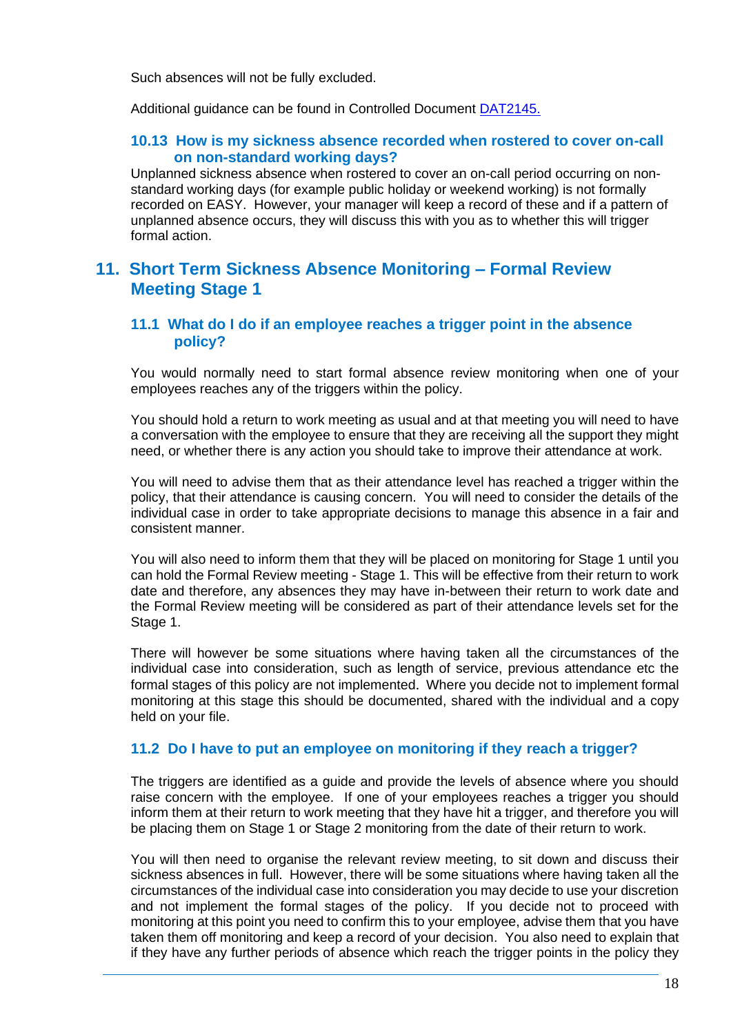Such absences will not be fully excluded.

Additional guidance can be found in Controlled Document [DAT2145.](DAT2145)

### 10.13 How is my sickness absence recorded when rostered to cover on-call on non-standard working days?

Unplanned sickness absence when rostered to cover an on-call period occurring on non-standard working days (for example public holiday or weekend working) is not formally recorded on EASY. However, your manager will keep a record of these and if a pattern of unplanned absence occurs, they will discuss this with you as to whether this will trigger formal action.

## 11. Short Term Sickness Absence Monitoring – Formal Review Meeting Stage 1

### 11.1 What do I do if an employee reaches a trigger point in the absence policy?

You would normally need to start formal absence review monitoring when one of your employees reaches any of the triggers within the policy.

You should hold a return to work meeting as usual and at that meeting you will need to have a conversation with the employee to ensure that they are receiving all the support they might need, or whether there is any action you should take to improve their attendance at work.

You will need to advise them that as their attendance level has reached a trigger within the policy, that their attendance is causing concern. You will need to consider the details of the individual case in order to take appropriate decisions to manage this absence in a fair and consistent manner.

You will also need to inform them that they will be placed on monitoring for Stage 1 until you can hold the Formal Review meeting - Stage 1. This will be effective from their return to work date and therefore, any absences they may have in-between their return to work date and the Formal Review meeting will be considered as part of their attendance levels set for the Stage 1.

There will however be some situations where having taken all the circumstances of the individual case into consideration, such as length of service, previous attendance etc the formal stages of this policy are not implemented. Where you decide not to implement formal monitoring at this stage this should be documented, shared with the individual and a copy held on your file.

### 11.2 Do I have to put an employee on monitoring if they reach a trigger?

The triggers are identified as a guide and provide the levels of absence where you should raise concern with the employee. If one of your employees reaches a trigger you should inform them at their return to work meeting that they have hit a trigger, and therefore you will be placing them on Stage 1 or Stage 2 monitoring from the date of their return to work.

You will then need to organise the relevant review meeting, to sit down and discuss their sickness absences in full. However, there will be some situations where having taken all the circumstances of the individual case into consideration you may decide to use your discretion and not implement the formal stages of the policy. If you decide not to proceed with monitoring at this point you need to confirm this to your employee, advise them that you have taken them off monitoring and keep a record of your decision. You also need to explain that if they have any further periods of absence which reach the trigger points in the policy they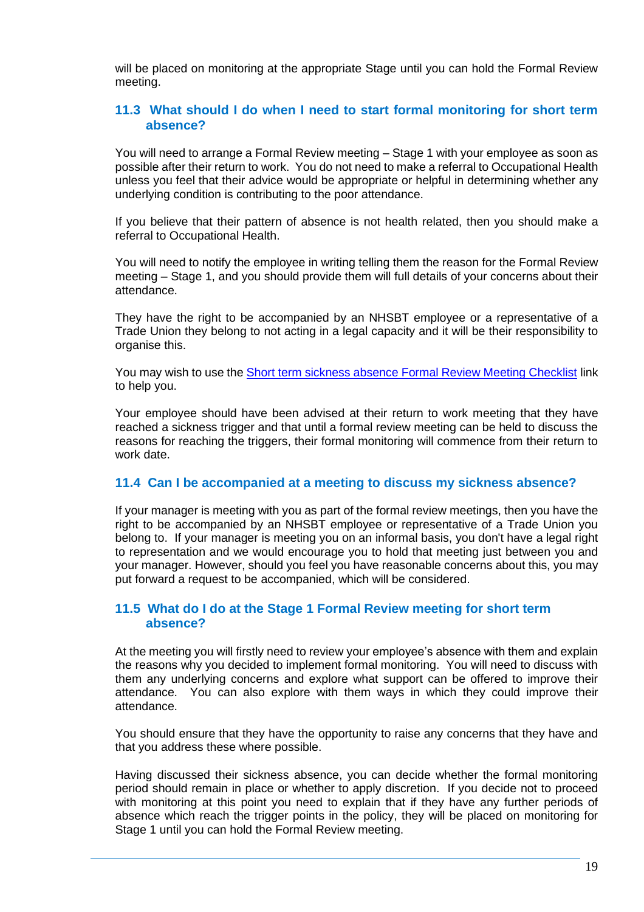will be placed on monitoring at the appropriate Stage until you can hold the Formal Review meeting.

## 11.3 What should I do when I need to start formal monitoring for short term absence?

You will need to arrange a Formal Review meeting – Stage 1 with your employee as soon as possible after their return to work. You do not need to make a referral to Occupational Health unless you feel that their advice would be appropriate or helpful in determining whether any underlying condition is contributing to the poor attendance.

If you believe that their pattern of absence is not health related, then you should make a referral to Occupational Health.

You will need to notify the employee in writing telling them the reason for the Formal Review meeting – Stage 1, and you should provide them will full details of your concerns about their attendance.

They have the right to be accompanied by an NHSBT employee or a representative of a Trade Union they belong to not acting in a legal capacity and it will be their responsibility to organise this.

You may wish to use the [Short term sickness absence Formal Review Meeting Checklist] link to help you.

Your employee should have been advised at their return to work meeting that they have reached a sickness trigger and that until a formal review meeting can be held to discuss the reasons for reaching the triggers, their formal monitoring will commence from their return to work date.

## 11.4 Can I be accompanied at a meeting to discuss my sickness absence?

If your manager is meeting with you as part of the formal review meetings, then you have the right to be accompanied by an NHSBT employee or representative of a Trade Union you belong to. If your manager is meeting you on an informal basis, you don't have a legal right to representation and we would encourage you to hold that meeting just between you and your manager. However, should you feel you have reasonable concerns about this, you may put forward a request to be accompanied, which will be considered.

## 11.5 What do I do at the Stage 1 Formal Review meeting for short term absence?

At the meeting you will firstly need to review your employee's absence with them and explain the reasons why you decided to implement formal monitoring. You will need to discuss with them any underlying concerns and explore what support can be offered to improve their attendance. You can also explore with them ways in which they could improve their attendance.

You should ensure that they have the opportunity to raise any concerns that they have and that you address these where possible.

Having discussed their sickness absence, you can decide whether the formal monitoring period should remain in place or whether to apply discretion. If you decide not to proceed with monitoring at this point you need to explain that if they have any further periods of absence which reach the trigger points in the policy, they will be placed on monitoring for Stage 1 until you can hold the Formal Review meeting.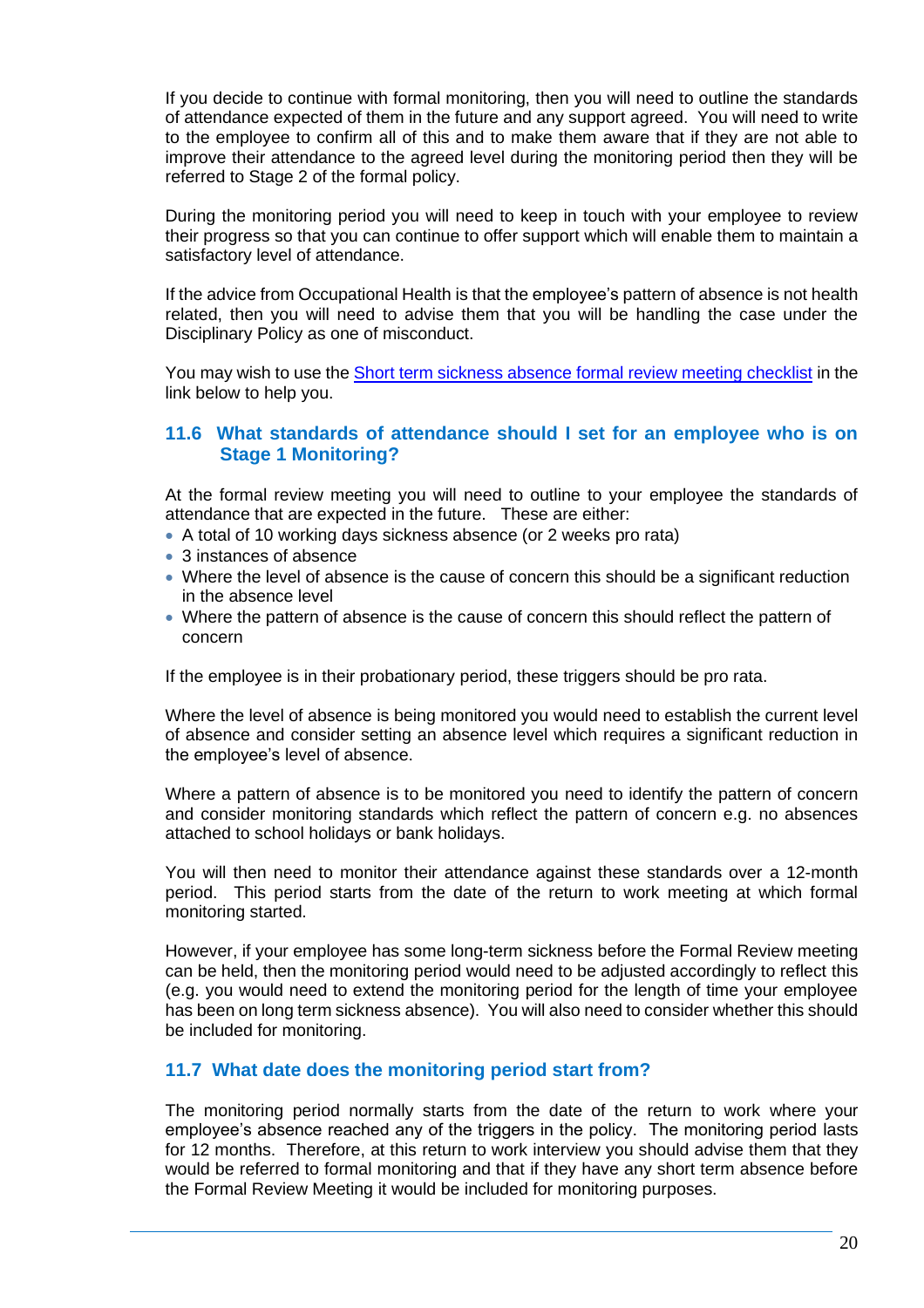If you decide to continue with formal monitoring, then you will need to outline the standards of attendance expected of them in the future and any support agreed. You will need to write to the employee to confirm all of this and to make them aware that if they are not able to improve their attendance to the agreed level during the monitoring period then they will be referred to Stage 2 of the formal policy.

During the monitoring period you will need to keep in touch with your employee to review their progress so that you can continue to offer support which will enable them to maintain a satisfactory level of attendance.

If the advice from Occupational Health is that the employee's pattern of absence is not health related, then you will need to advise them that you will be handling the case under the Disciplinary Policy as one of misconduct.

You may wish to use the [Short term sickness absence formal review meeting checklist]() in the link below to help you.

### 11.6 What standards of attendance should I set for an employee who is on Stage 1 Monitoring?

At the formal review meeting you will need to outline to your employee the standards of attendance that are expected in the future. These are either:

- A total of 10 working days sickness absence (or 2 weeks pro rata)
- 3 instances of absence
- Where the level of absence is the cause of concern this should be a significant reduction in the absence level
- Where the pattern of absence is the cause of concern this should reflect the pattern of concern

If the employee is in their probationary period, these triggers should be pro rata.

Where the level of absence is being monitored you would need to establish the current level of absence and consider setting an absence level which requires a significant reduction in the employee's level of absence.

Where a pattern of absence is to be monitored you need to identify the pattern of concern and consider monitoring standards which reflect the pattern of concern e.g. no absences attached to school holidays or bank holidays.

You will then need to monitor their attendance against these standards over a 12-month period. This period starts from the date of the return to work meeting at which formal monitoring started.

However, if your employee has some long-term sickness before the Formal Review meeting can be held, then the monitoring period would need to be adjusted accordingly to reflect this (e.g. you would need to extend the monitoring period for the length of time your employee has been on long term sickness absence). You will also need to consider whether this should be included for monitoring.

### 11.7 What date does the monitoring period start from?

The monitoring period normally starts from the date of the return to work where your employee's absence reached any of the triggers in the policy. The monitoring period lasts for 12 months. Therefore, at this return to work interview you should advise them that they would be referred to formal monitoring and that if they have any short term absence before the Formal Review Meeting it would be included for monitoring purposes.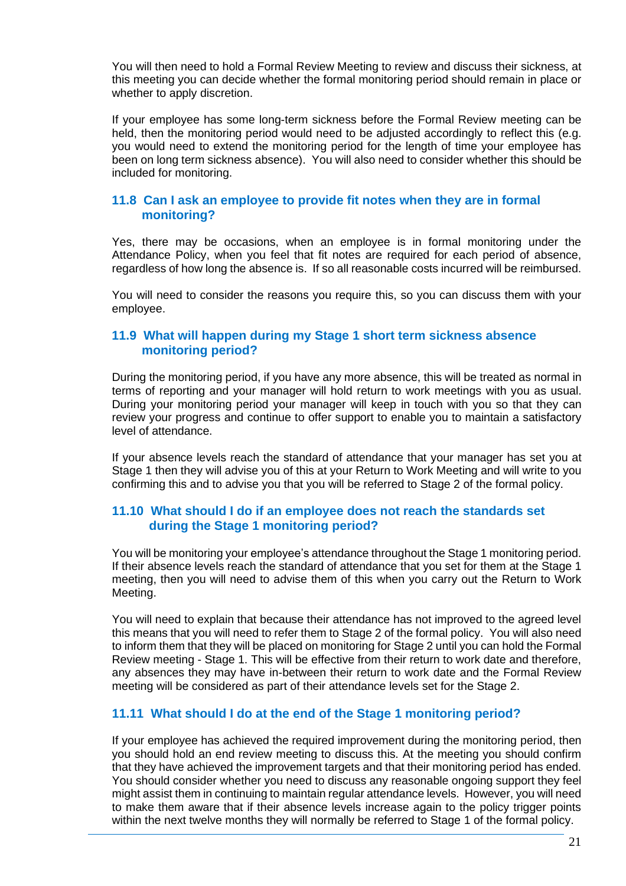You will then need to hold a Formal Review Meeting to review and discuss their sickness, at this meeting you can decide whether the formal monitoring period should remain in place or whether to apply discretion.

If your employee has some long-term sickness before the Formal Review meeting can be held, then the monitoring period would need to be adjusted accordingly to reflect this (e.g. you would need to extend the monitoring period for the length of time your employee has been on long term sickness absence). You will also need to consider whether this should be included for monitoring.

### 11.8 Can I ask an employee to provide fit notes when they are in formal monitoring?

Yes, there may be occasions, when an employee is in formal monitoring under the Attendance Policy, when you feel that fit notes are required for each period of absence, regardless of how long the absence is. If so all reasonable costs incurred will be reimbursed.

You will need to consider the reasons you require this, so you can discuss them with your employee.

### 11.9 What will happen during my Stage 1 short term sickness absence monitoring period?

During the monitoring period, if you have any more absence, this will be treated as normal in terms of reporting and your manager will hold return to work meetings with you as usual. During your monitoring period your manager will keep in touch with you so that they can review your progress and continue to offer support to enable you to maintain a satisfactory level of attendance.

If your absence levels reach the standard of attendance that your manager has set you at Stage 1 then they will advise you of this at your Return to Work Meeting and will write to you confirming this and to advise you that you will be referred to Stage 2 of the formal policy.

### 11.10 What should I do if an employee does not reach the standards set during the Stage 1 monitoring period?

You will be monitoring your employee's attendance throughout the Stage 1 monitoring period. If their absence levels reach the standard of attendance that you set for them at the Stage 1 meeting, then you will need to advise them of this when you carry out the Return to Work Meeting.

You will need to explain that because their attendance has not improved to the agreed level this means that you will need to refer them to Stage 2 of the formal policy. You will also need to inform them that they will be placed on monitoring for Stage 2 until you can hold the Formal Review meeting - Stage 1. This will be effective from their return to work date and therefore, any absences they may have in-between their return to work date and the Formal Review meeting will be considered as part of their attendance levels set for the Stage 2.

### 11.11 What should I do at the end of the Stage 1 monitoring period?

If your employee has achieved the required improvement during the monitoring period, then you should hold an end review meeting to discuss this. At the meeting you should confirm that they have achieved the improvement targets and that their monitoring period has ended. You should consider whether you need to discuss any reasonable ongoing support they feel might assist them in continuing to maintain regular attendance levels. However, you will need to make them aware that if their absence levels increase again to the policy trigger points within the next twelve months they will normally be referred to Stage 1 of the formal policy.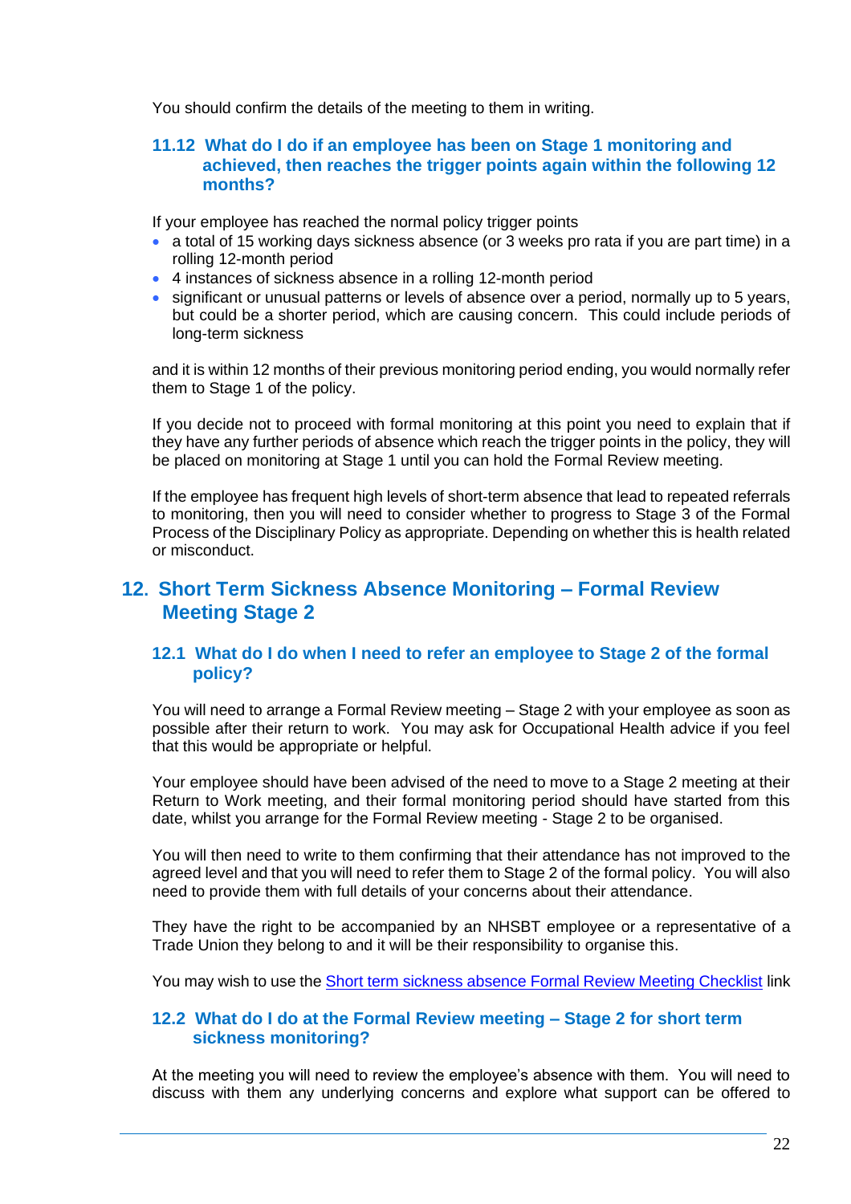You should confirm the details of the meeting to them in writing.

### 11.12 What do I do if an employee has been on Stage 1 monitoring and achieved, then reaches the trigger points again within the following 12 months?

If your employee has reached the normal policy trigger points

- a total of 15 working days sickness absence (or 3 weeks pro rata if you are part time) in a rolling 12-month period
- 4 instances of sickness absence in a rolling 12-month period
- significant or unusual patterns or levels of absence over a period, normally up to 5 years, but could be a shorter period, which are causing concern. This could include periods of long-term sickness

and it is within 12 months of their previous monitoring period ending, you would normally refer them to Stage 1 of the policy.

If you decide not to proceed with formal monitoring at this point you need to explain that if they have any further periods of absence which reach the trigger points in the policy, they will be placed on monitoring at Stage 1 until you can hold the Formal Review meeting.

If the employee has frequent high levels of short-term absence that lead to repeated referrals to monitoring, then you will need to consider whether to progress to Stage 3 of the Formal Process of the Disciplinary Policy as appropriate. Depending on whether this is health related or misconduct.

## 12. Short Term Sickness Absence Monitoring – Formal Review Meeting Stage 2

### 12.1 What do I do when I need to refer an employee to Stage 2 of the formal policy?

You will need to arrange a Formal Review meeting – Stage 2 with your employee as soon as possible after their return to work. You may ask for Occupational Health advice if you feel that this would be appropriate or helpful.

Your employee should have been advised of the need to move to a Stage 2 meeting at their Return to Work meeting, and their formal monitoring period should have started from this date, whilst you arrange for the Formal Review meeting - Stage 2 to be organised.

You will then need to write to them confirming that their attendance has not improved to the agreed level and that you will need to refer them to Stage 2 of the formal policy. You will also need to provide them with full details of your concerns about their attendance.

They have the right to be accompanied by an NHSBT employee or a representative of a Trade Union they belong to and it will be their responsibility to organise this.

You may wish to use the Short term sickness absence Formal Review Meeting Checklist link

### 12.2 What do I do at the Formal Review meeting – Stage 2 for short term sickness monitoring?

At the meeting you will need to review the employee's absence with them. You will need to discuss with them any underlying concerns and explore what support can be offered to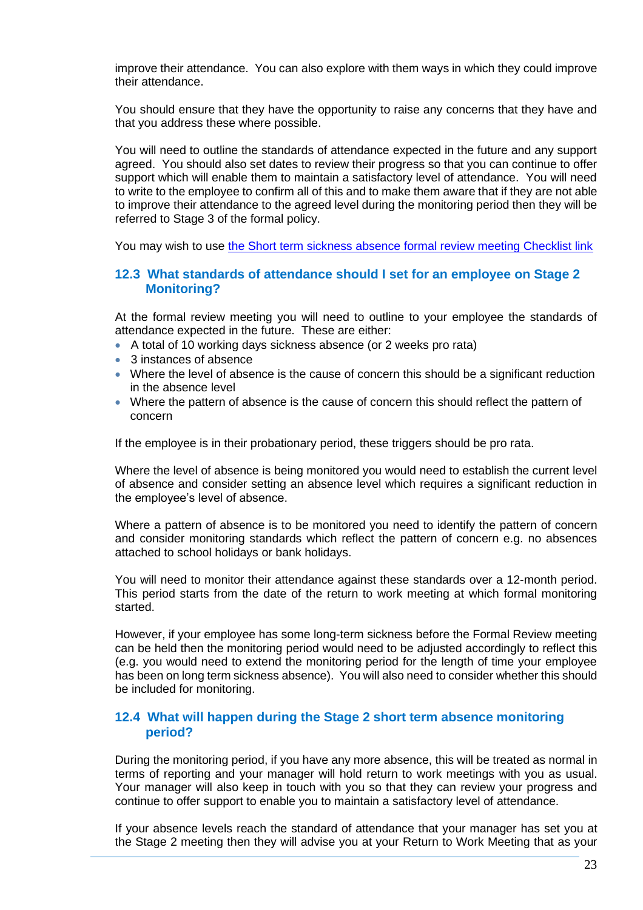improve their attendance. You can also explore with them ways in which they could improve their attendance.

You should ensure that they have the opportunity to raise any concerns that they have and that you address these where possible.

You will need to outline the standards of attendance expected in the future and any support agreed. You should also set dates to review their progress so that you can continue to offer support which will enable them to maintain a satisfactory level of attendance. You will need to write to the employee to confirm all of this and to make them aware that if they are not able to improve their attendance to the agreed level during the monitoring period then they will be referred to Stage 3 of the formal policy.

You may wish to use [the Short term sickness absence formal review meeting Checklist link]

### 12.3 What standards of attendance should I set for an employee on Stage 2 Monitoring?

At the formal review meeting you will need to outline to your employee the standards of attendance expected in the future. These are either:

- A total of 10 working days sickness absence (or 2 weeks pro rata)
- 3 instances of absence
- Where the level of absence is the cause of concern this should be a significant reduction in the absence level
- Where the pattern of absence is the cause of concern this should reflect the pattern of concern

If the employee is in their probationary period, these triggers should be pro rata.

Where the level of absence is being monitored you would need to establish the current level of absence and consider setting an absence level which requires a significant reduction in the employee's level of absence.

Where a pattern of absence is to be monitored you need to identify the pattern of concern and consider monitoring standards which reflect the pattern of concern e.g. no absences attached to school holidays or bank holidays.

You will need to monitor their attendance against these standards over a 12-month period. This period starts from the date of the return to work meeting at which formal monitoring started.

However, if your employee has some long-term sickness before the Formal Review meeting can be held then the monitoring period would need to be adjusted accordingly to reflect this (e.g. you would need to extend the monitoring period for the length of time your employee has been on long term sickness absence). You will also need to consider whether this should be included for monitoring.

### 12.4 What will happen during the Stage 2 short term absence monitoring period?

During the monitoring period, if you have any more absence, this will be treated as normal in terms of reporting and your manager will hold return to work meetings with you as usual. Your manager will also keep in touch with you so that they can review your progress and continue to offer support to enable you to maintain a satisfactory level of attendance.

If your absence levels reach the standard of attendance that your manager has set you at the Stage 2 meeting then they will advise you at your Return to Work Meeting that as your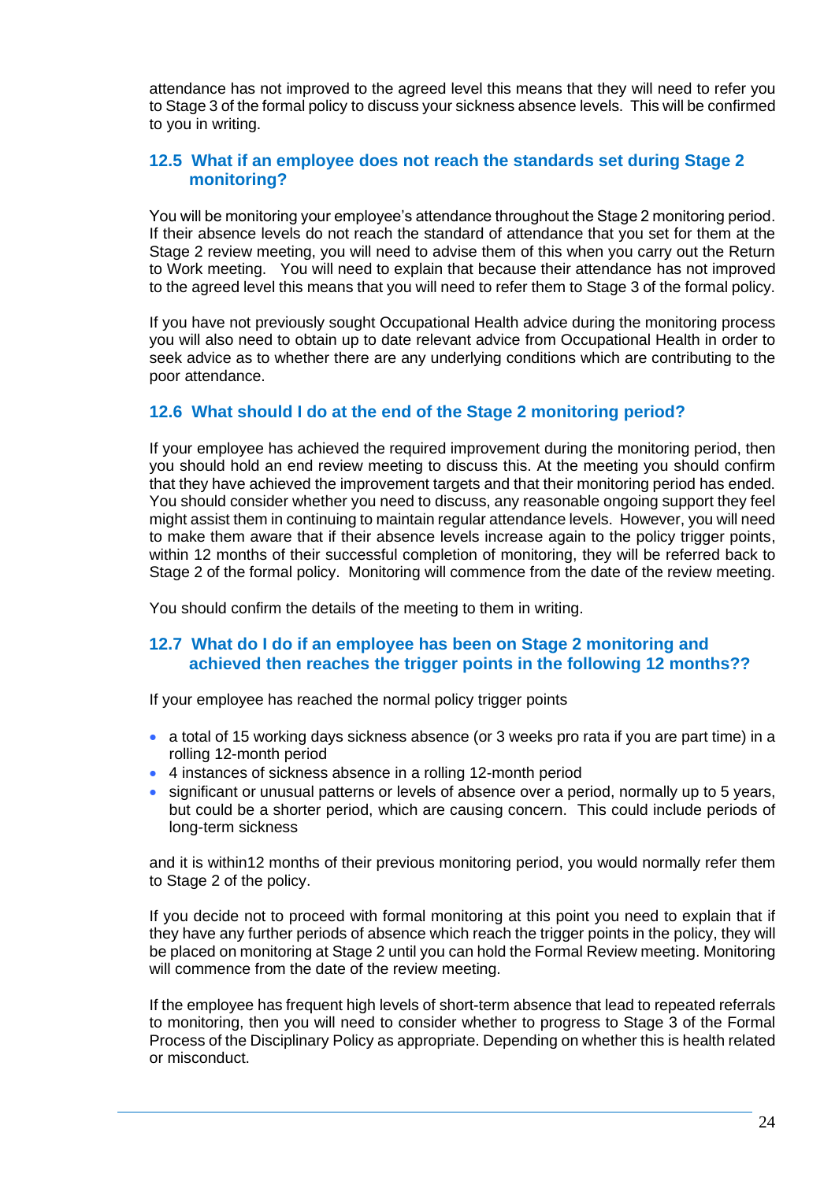attendance has not improved to the agreed level this means that they will need to refer you to Stage 3 of the formal policy to discuss your sickness absence levels. This will be confirmed to you in writing.

### 12.5 What if an employee does not reach the standards set during Stage 2 monitoring?

You will be monitoring your employee's attendance throughout the Stage 2 monitoring period. If their absence levels do not reach the standard of attendance that you set for them at the Stage 2 review meeting, you will need to advise them of this when you carry out the Return to Work meeting. You will need to explain that because their attendance has not improved to the agreed level this means that you will need to refer them to Stage 3 of the formal policy.

If you have not previously sought Occupational Health advice during the monitoring process you will also need to obtain up to date relevant advice from Occupational Health in order to seek advice as to whether there are any underlying conditions which are contributing to the poor attendance.

### 12.6 What should I do at the end of the Stage 2 monitoring period?

If your employee has achieved the required improvement during the monitoring period, then you should hold an end review meeting to discuss this. At the meeting you should confirm that they have achieved the improvement targets and that their monitoring period has ended. You should consider whether you need to discuss, any reasonable ongoing support they feel might assist them in continuing to maintain regular attendance levels. However, you will need to make them aware that if their absence levels increase again to the policy trigger points, within 12 months of their successful completion of monitoring, they will be referred back to Stage 2 of the formal policy. Monitoring will commence from the date of the review meeting.

You should confirm the details of the meeting to them in writing.

### 12.7 What do I do if an employee has been on Stage 2 monitoring and achieved then reaches the trigger points in the following 12 months??

If your employee has reached the normal policy trigger points

- a total of 15 working days sickness absence (or 3 weeks pro rata if you are part time) in a rolling 12-month period
- 4 instances of sickness absence in a rolling 12-month period
- significant or unusual patterns or levels of absence over a period, normally up to 5 years, but could be a shorter period, which are causing concern. This could include periods of long-term sickness

and it is within12 months of their previous monitoring period, you would normally refer them to Stage 2 of the policy.

If you decide not to proceed with formal monitoring at this point you need to explain that if they have any further periods of absence which reach the trigger points in the policy, they will be placed on monitoring at Stage 2 until you can hold the Formal Review meeting. Monitoring will commence from the date of the review meeting.

If the employee has frequent high levels of short-term absence that lead to repeated referrals to monitoring, then you will need to consider whether to progress to Stage 3 of the Formal Process of the Disciplinary Policy as appropriate. Depending on whether this is health related or misconduct.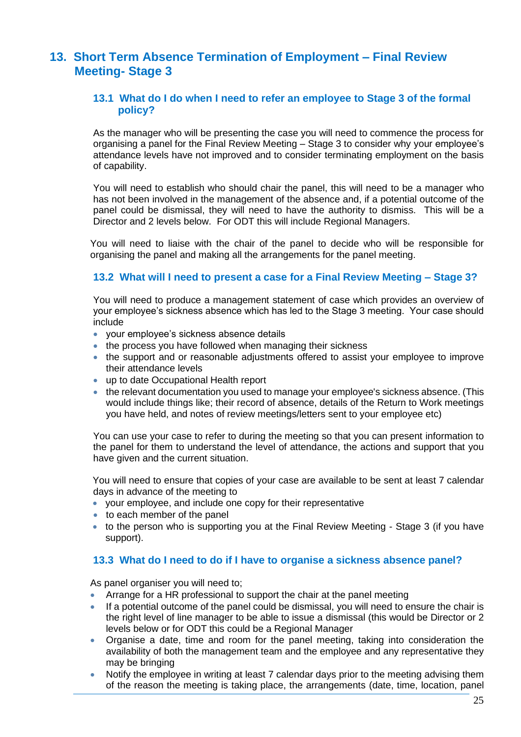## 13. Short Term Absence Termination of Employment – Final Review Meeting- Stage 3

### 13.1 What do I do when I need to refer an employee to Stage 3 of the formal policy?

As the manager who will be presenting the case you will need to commence the process for organising a panel for the Final Review Meeting – Stage 3 to consider why your employee's attendance levels have not improved and to consider terminating employment on the basis of capability.

You will need to establish who should chair the panel, this will need to be a manager who has not been involved in the management of the absence and, if a potential outcome of the panel could be dismissal, they will need to have the authority to dismiss. This will be a Director and 2 levels below. For ODT this will include Regional Managers.

You will need to liaise with the chair of the panel to decide who will be responsible for organising the panel and making all the arrangements for the panel meeting.

### 13.2 What will I need to present a case for a Final Review Meeting – Stage 3?

You will need to produce a management statement of case which provides an overview of your employee's sickness absence which has led to the Stage 3 meeting. Your case should include

- your employee's sickness absence details
- the process you have followed when managing their sickness
- the support and or reasonable adjustments offered to assist your employee to improve their attendance levels
- up to date Occupational Health report
- the relevant documentation you used to manage your employee's sickness absence. (This would include things like; their record of absence, details of the Return to Work meetings you have held, and notes of review meetings/letters sent to your employee etc)

You can use your case to refer to during the meeting so that you can present information to the panel for them to understand the level of attendance, the actions and support that you have given and the current situation.

You will need to ensure that copies of your case are available to be sent at least 7 calendar days in advance of the meeting to

- your employee, and include one copy for their representative
- to each member of the panel
- to the person who is supporting you at the Final Review Meeting - Stage 3 (if you have support).

### 13.3 What do I need to do if I have to organise a sickness absence panel?

As panel organiser you will need to;

- Arrange for a HR professional to support the chair at the panel meeting
- If a potential outcome of the panel could be dismissal, you will need to ensure the chair is the right level of line manager to be able to issue a dismissal (this would be Director or 2 levels below or for ODT this could be a Regional Manager
- Organise a date, time and room for the panel meeting, taking into consideration the availability of both the management team and the employee and any representative they may be bringing
- Notify the employee in writing at least 7 calendar days prior to the meeting advising them of the reason the meeting is taking place, the arrangements (date, time, location, panel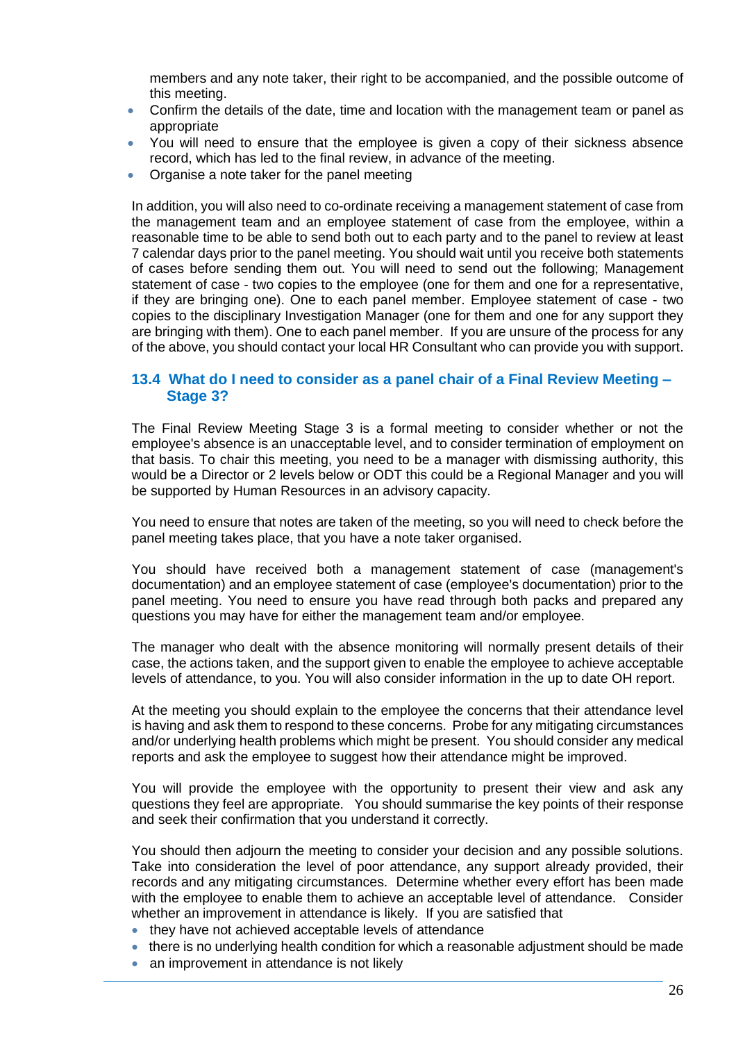members and any note taker, their right to be accompanied, and the possible outcome of this meeting.

- Confirm the details of the date, time and location with the management team or panel as appropriate
- You will need to ensure that the employee is given a copy of their sickness absence record, which has led to the final review, in advance of the meeting.
- Organise a note taker for the panel meeting

In addition, you will also need to co-ordinate receiving a management statement of case from the management team and an employee statement of case from the employee, within a reasonable time to be able to send both out to each party and to the panel to review at least 7 calendar days prior to the panel meeting. You should wait until you receive both statements of cases before sending them out. You will need to send out the following; Management statement of case - two copies to the employee (one for them and one for a representative, if they are bringing one). One to each panel member. Employee statement of case - two copies to the disciplinary Investigation Manager (one for them and one for any support they are bringing with them). One to each panel member. If you are unsure of the process for any of the above, you should contact your local HR Consultant who can provide you with support.

### 13.4 What do I need to consider as a panel chair of a Final Review Meeting – Stage 3?

The Final Review Meeting Stage 3 is a formal meeting to consider whether or not the employee's absence is an unacceptable level, and to consider termination of employment on that basis. To chair this meeting, you need to be a manager with dismissing authority, this would be a Director or 2 levels below or ODT this could be a Regional Manager and you will be supported by Human Resources in an advisory capacity.

You need to ensure that notes are taken of the meeting, so you will need to check before the panel meeting takes place, that you have a note taker organised.

You should have received both a management statement of case (management's documentation) and an employee statement of case (employee's documentation) prior to the panel meeting. You need to ensure you have read through both packs and prepared any questions you may have for either the management team and/or employee.

The manager who dealt with the absence monitoring will normally present details of their case, the actions taken, and the support given to enable the employee to achieve acceptable levels of attendance, to you. You will also consider information in the up to date OH report.

At the meeting you should explain to the employee the concerns that their attendance level is having and ask them to respond to these concerns. Probe for any mitigating circumstances and/or underlying health problems which might be present. You should consider any medical reports and ask the employee to suggest how their attendance might be improved.

You will provide the employee with the opportunity to present their view and ask any questions they feel are appropriate. You should summarise the key points of their response and seek their confirmation that you understand it correctly.

You should then adjourn the meeting to consider your decision and any possible solutions. Take into consideration the level of poor attendance, any support already provided, their records and any mitigating circumstances. Determine whether every effort has been made with the employee to enable them to achieve an acceptable level of attendance. Consider whether an improvement in attendance is likely. If you are satisfied that

- they have not achieved acceptable levels of attendance
- there is no underlying health condition for which a reasonable adjustment should be made
- an improvement in attendance is not likely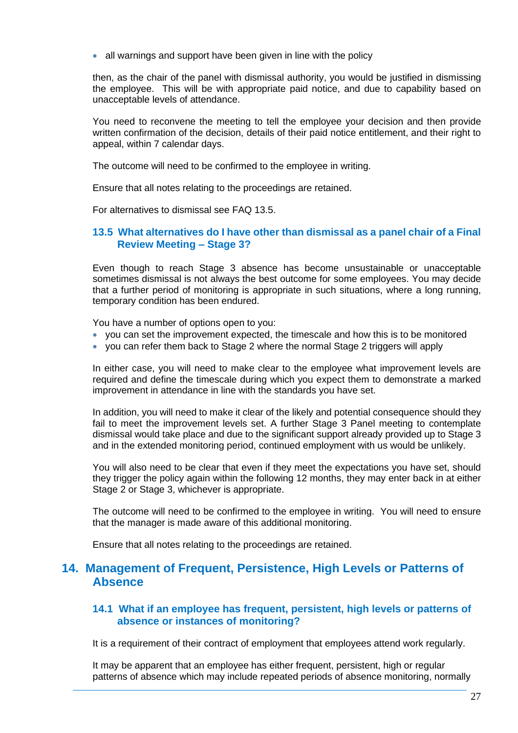- all warnings and support have been given in line with the policy

then, as the chair of the panel with dismissal authority, you would be justified in dismissing the employee. This will be with appropriate paid notice, and due to capability based on unacceptable levels of attendance.

You need to reconvene the meeting to tell the employee your decision and then provide written confirmation of the decision, details of their paid notice entitlement, and their right to appeal, within 7 calendar days.

The outcome will need to be confirmed to the employee in writing.

Ensure that all notes relating to the proceedings are retained.

For alternatives to dismissal see FAQ 13.5.

### 13.5 What alternatives do I have other than dismissal as a panel chair of a Final Review Meeting – Stage 3?

Even though to reach Stage 3 absence has become unsustainable or unacceptable sometimes dismissal is not always the best outcome for some employees. You may decide that a further period of monitoring is appropriate in such situations, where a long running, temporary condition has been endured.

You have a number of options open to you:

- you can set the improvement expected, the timescale and how this is to be monitored
- you can refer them back to Stage 2 where the normal Stage 2 triggers will apply

In either case, you will need to make clear to the employee what improvement levels are required and define the timescale during which you expect them to demonstrate a marked improvement in attendance in line with the standards you have set.

In addition, you will need to make it clear of the likely and potential consequence should they fail to meet the improvement levels set. A further Stage 3 Panel meeting to contemplate dismissal would take place and due to the significant support already provided up to Stage 3 and in the extended monitoring period, continued employment with us would be unlikely.

You will also need to be clear that even if they meet the expectations you have set, should they trigger the policy again within the following 12 months, they may enter back in at either Stage 2 or Stage 3, whichever is appropriate.

The outcome will need to be confirmed to the employee in writing. You will need to ensure that the manager is made aware of this additional monitoring.

Ensure that all notes relating to the proceedings are retained.

## 14. Management of Frequent, Persistence, High Levels or Patterns of Absence

### 14.1 What if an employee has frequent, persistent, high levels or patterns of absence or instances of monitoring?

It is a requirement of their contract of employment that employees attend work regularly.

It may be apparent that an employee has either frequent, persistent, high or regular patterns of absence which may include repeated periods of absence monitoring, normally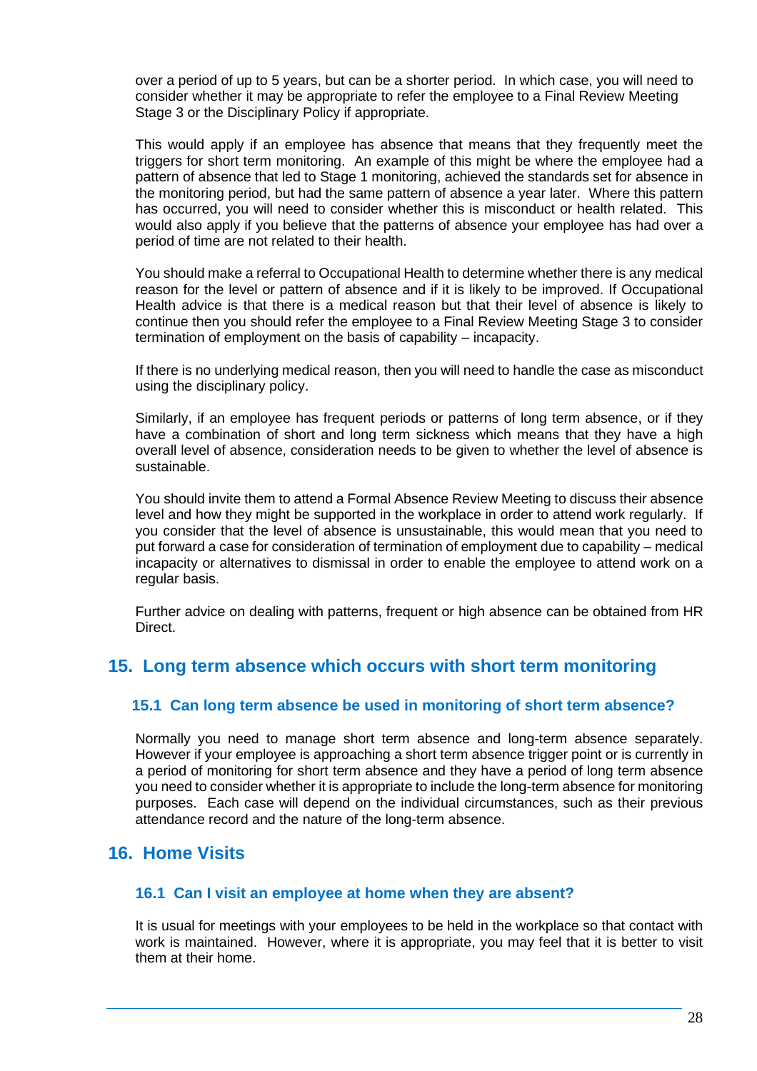over a period of up to 5 years, but can be a shorter period. In which case, you will need to consider whether it may be appropriate to refer the employee to a Final Review Meeting Stage 3 or the Disciplinary Policy if appropriate.

This would apply if an employee has absence that means that they frequently meet the triggers for short term monitoring. An example of this might be where the employee had a pattern of absence that led to Stage 1 monitoring, achieved the standards set for absence in the monitoring period, but had the same pattern of absence a year later. Where this pattern has occurred, you will need to consider whether this is misconduct or health related. This would also apply if you believe that the patterns of absence your employee has had over a period of time are not related to their health.

You should make a referral to Occupational Health to determine whether there is any medical reason for the level or pattern of absence and if it is likely to be improved. If Occupational Health advice is that there is a medical reason but that their level of absence is likely to continue then you should refer the employee to a Final Review Meeting Stage 3 to consider termination of employment on the basis of capability – incapacity.

If there is no underlying medical reason, then you will need to handle the case as misconduct using the disciplinary policy.

Similarly, if an employee has frequent periods or patterns of long term absence, or if they have a combination of short and long term sickness which means that they have a high overall level of absence, consideration needs to be given to whether the level of absence is sustainable.

You should invite them to attend a Formal Absence Review Meeting to discuss their absence level and how they might be supported in the workplace in order to attend work regularly. If you consider that the level of absence is unsustainable, this would mean that you need to put forward a case for consideration of termination of employment due to capability – medical incapacity or alternatives to dismissal in order to enable the employee to attend work on a regular basis.

Further advice on dealing with patterns, frequent or high absence can be obtained from HR Direct.

## 15. Long term absence which occurs with short term monitoring

### 15.1 Can long term absence be used in monitoring of short term absence?

Normally you need to manage short term absence and long-term absence separately. However if your employee is approaching a short term absence trigger point or is currently in a period of monitoring for short term absence and they have a period of long term absence you need to consider whether it is appropriate to include the long-term absence for monitoring purposes. Each case will depend on the individual circumstances, such as their previous attendance record and the nature of the long-term absence.

## 16. Home Visits

### 16.1 Can I visit an employee at home when they are absent?

It is usual for meetings with your employees to be held in the workplace so that contact with work is maintained. However, where it is appropriate, you may feel that it is better to visit them at their home.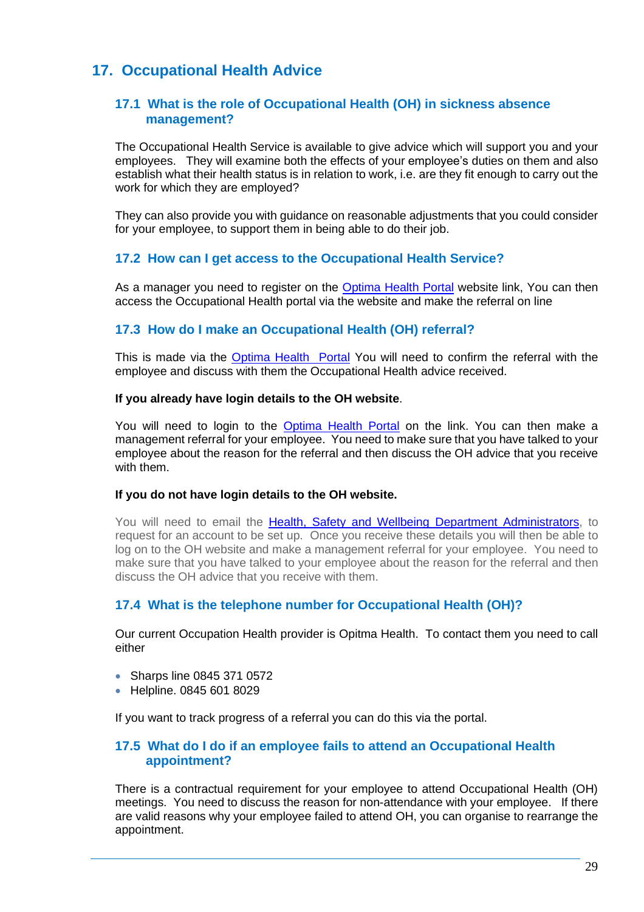## 17. Occupational Health Advice

### 17.1 What is the role of Occupational Health (OH) in sickness absence management?

The Occupational Health Service is available to give advice which will support you and your employees. They will examine both the effects of your employee's duties on them and also establish what their health status is in relation to work, i.e. are they fit enough to carry out the work for which they are employed?

They can also provide you with guidance on reasonable adjustments that you could consider for your employee, to support them in being able to do their job.

### 17.2 How can I get access to the Occupational Health Service?

As a manager you need to register on the Optima Health Portal website link, You can then access the Occupational Health portal via the website and make the referral on line

### 17.3 How do I make an Occupational Health (OH) referral?

This is made via the Optima Health Portal You will need to confirm the referral with the employee and discuss with them the Occupational Health advice received.

**If you already have login details to the OH website**.

You will need to login to the Optima Health Portal on the link. You can then make a management referral for your employee. You need to make sure that you have talked to your employee about the reason for the referral and then discuss the OH advice that you receive with them.

**If you do not have login details to the OH website.**

You will need to email the Health, Safety and Wellbeing Department Administrators, to request for an account to be set up. Once you receive these details you will then be able to log on to the OH website and make a management referral for your employee. You need to make sure that you have talked to your employee about the reason for the referral and then discuss the OH advice that you receive with them.

### 17.4 What is the telephone number for Occupational Health (OH)?

Our current Occupation Health provider is Opitma Health. To contact them you need to call either

- Sharps line 0845 371 0572
- Helpline. 0845 601 8029

If you want to track progress of a referral you can do this via the portal.

### 17.5 What do I do if an employee fails to attend an Occupational Health appointment?

There is a contractual requirement for your employee to attend Occupational Health (OH) meetings. You need to discuss the reason for non-attendance with your employee. If there are valid reasons why your employee failed to attend OH, you can organise to rearrange the appointment.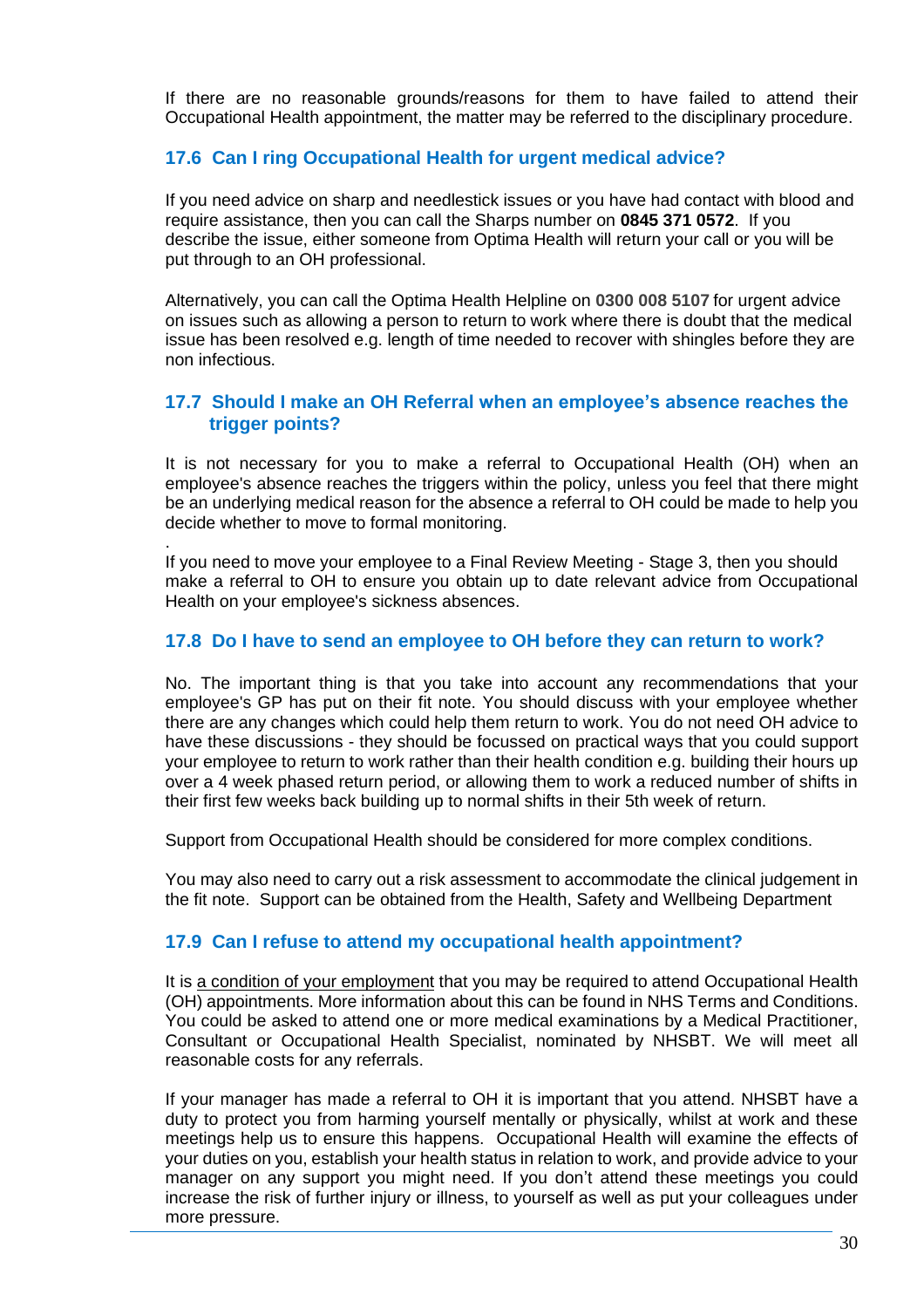If there are no reasonable grounds/reasons for them to have failed to attend their Occupational Health appointment, the matter may be referred to the disciplinary procedure.

### 17.6 Can I ring Occupational Health for urgent medical advice?

If you need advice on sharp and needlestick issues or you have had contact with blood and require assistance, then you can call the Sharps number on **0845 371 0572**. If you describe the issue, either someone from Optima Health will return your call or you will be put through to an OH professional.

Alternatively, you can call the Optima Health Helpline on **0300 008 5107** for urgent advice on issues such as allowing a person to return to work where there is doubt that the medical issue has been resolved e.g. length of time needed to recover with shingles before they are non infectious.

### 17.7 Should I make an OH Referral when an employee's absence reaches the trigger points?

It is not necessary for you to make a referral to Occupational Health (OH) when an employee's absence reaches the triggers within the policy, unless you feel that there might be an underlying medical reason for the absence a referral to OH could be made to help you decide whether to move to formal monitoring.

.
If you need to move your employee to a Final Review Meeting - Stage 3, then you should make a referral to OH to ensure you obtain up to date relevant advice from Occupational Health on your employee's sickness absences.

### 17.8 Do I have to send an employee to OH before they can return to work?

No. The important thing is that you take into account any recommendations that your employee's GP has put on their fit note. You should discuss with your employee whether there are any changes which could help them return to work. You do not need OH advice to have these discussions - they should be focussed on practical ways that you could support your employee to return to work rather than their health condition e.g. building their hours up over a 4 week phased return period, or allowing them to work a reduced number of shifts in their first few weeks back building up to normal shifts in their 5th week of return.

Support from Occupational Health should be considered for more complex conditions.

You may also need to carry out a risk assessment to accommodate the clinical judgement in the fit note. Support can be obtained from the Health, Safety and Wellbeing Department

### 17.9 Can I refuse to attend my occupational health appointment?

It is a condition of your employment that you may be required to attend Occupational Health (OH) appointments. More information about this can be found in NHS Terms and Conditions. You could be asked to attend one or more medical examinations by a Medical Practitioner, Consultant or Occupational Health Specialist, nominated by NHSBT. We will meet all reasonable costs for any referrals.

If your manager has made a referral to OH it is important that you attend. NHSBT have a duty to protect you from harming yourself mentally or physically, whilst at work and these meetings help us to ensure this happens. Occupational Health will examine the effects of your duties on you, establish your health status in relation to work, and provide advice to your manager on any support you might need. If you don't attend these meetings you could increase the risk of further injury or illness, to yourself as well as put your colleagues under more pressure.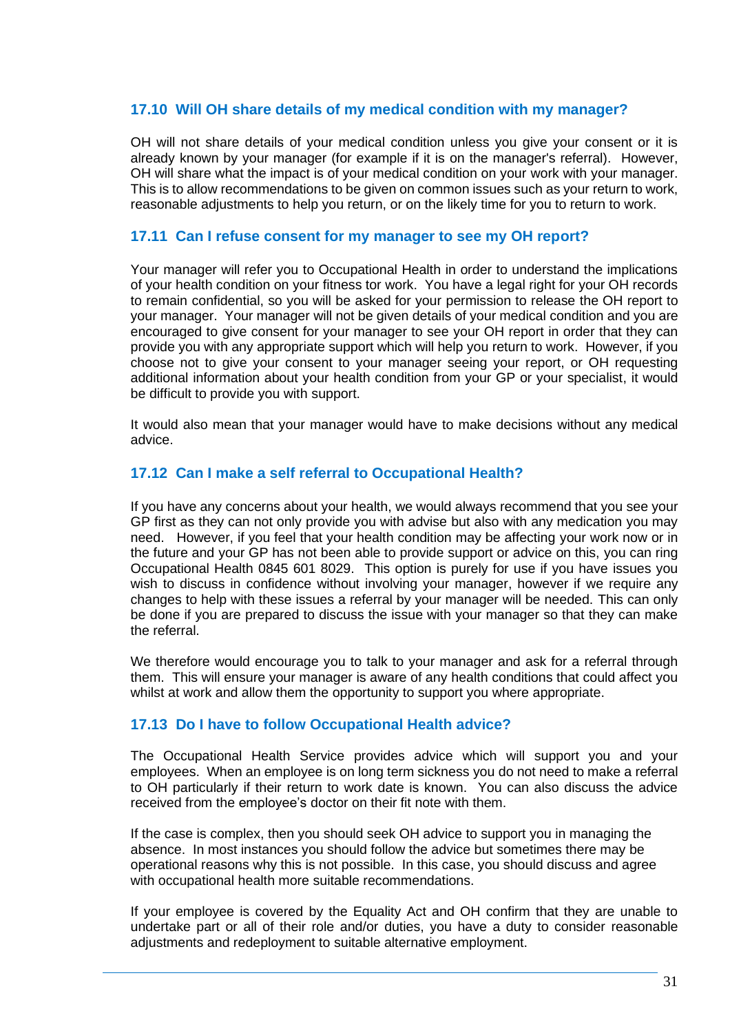### 17.10 Will OH share details of my medical condition with my manager?

OH will not share details of your medical condition unless you give your consent or it is already known by your manager (for example if it is on the manager's referral). However, OH will share what the impact is of your medical condition on your work with your manager. This is to allow recommendations to be given on common issues such as your return to work, reasonable adjustments to help you return, or on the likely time for you to return to work.

### 17.11 Can I refuse consent for my manager to see my OH report?

Your manager will refer you to Occupational Health in order to understand the implications of your health condition on your fitness tor work. You have a legal right for your OH records to remain confidential, so you will be asked for your permission to release the OH report to your manager. Your manager will not be given details of your medical condition and you are encouraged to give consent for your manager to see your OH report in order that they can provide you with any appropriate support which will help you return to work. However, if you choose not to give your consent to your manager seeing your report, or OH requesting additional information about your health condition from your GP or your specialist, it would be difficult to provide you with support.

It would also mean that your manager would have to make decisions without any medical advice.

### 17.12 Can I make a self referral to Occupational Health?

If you have any concerns about your health, we would always recommend that you see your GP first as they can not only provide you with advise but also with any medication you may need. However, if you feel that your health condition may be affecting your work now or in the future and your GP has not been able to provide support or advice on this, you can ring Occupational Health 0845 601 8029. This option is purely for use if you have issues you wish to discuss in confidence without involving your manager, however if we require any changes to help with these issues a referral by your manager will be needed. This can only be done if you are prepared to discuss the issue with your manager so that they can make the referral.

We therefore would encourage you to talk to your manager and ask for a referral through them. This will ensure your manager is aware of any health conditions that could affect you whilst at work and allow them the opportunity to support you where appropriate.

### 17.13 Do I have to follow Occupational Health advice?

The Occupational Health Service provides advice which will support you and your employees. When an employee is on long term sickness you do not need to make a referral to OH particularly if their return to work date is known. You can also discuss the advice received from the employee's doctor on their fit note with them.

If the case is complex, then you should seek OH advice to support you in managing the absence. In most instances you should follow the advice but sometimes there may be operational reasons why this is not possible. In this case, you should discuss and agree with occupational health more suitable recommendations.

If your employee is covered by the Equality Act and OH confirm that they are unable to undertake part or all of their role and/or duties, you have a duty to consider reasonable adjustments and redeployment to suitable alternative employment.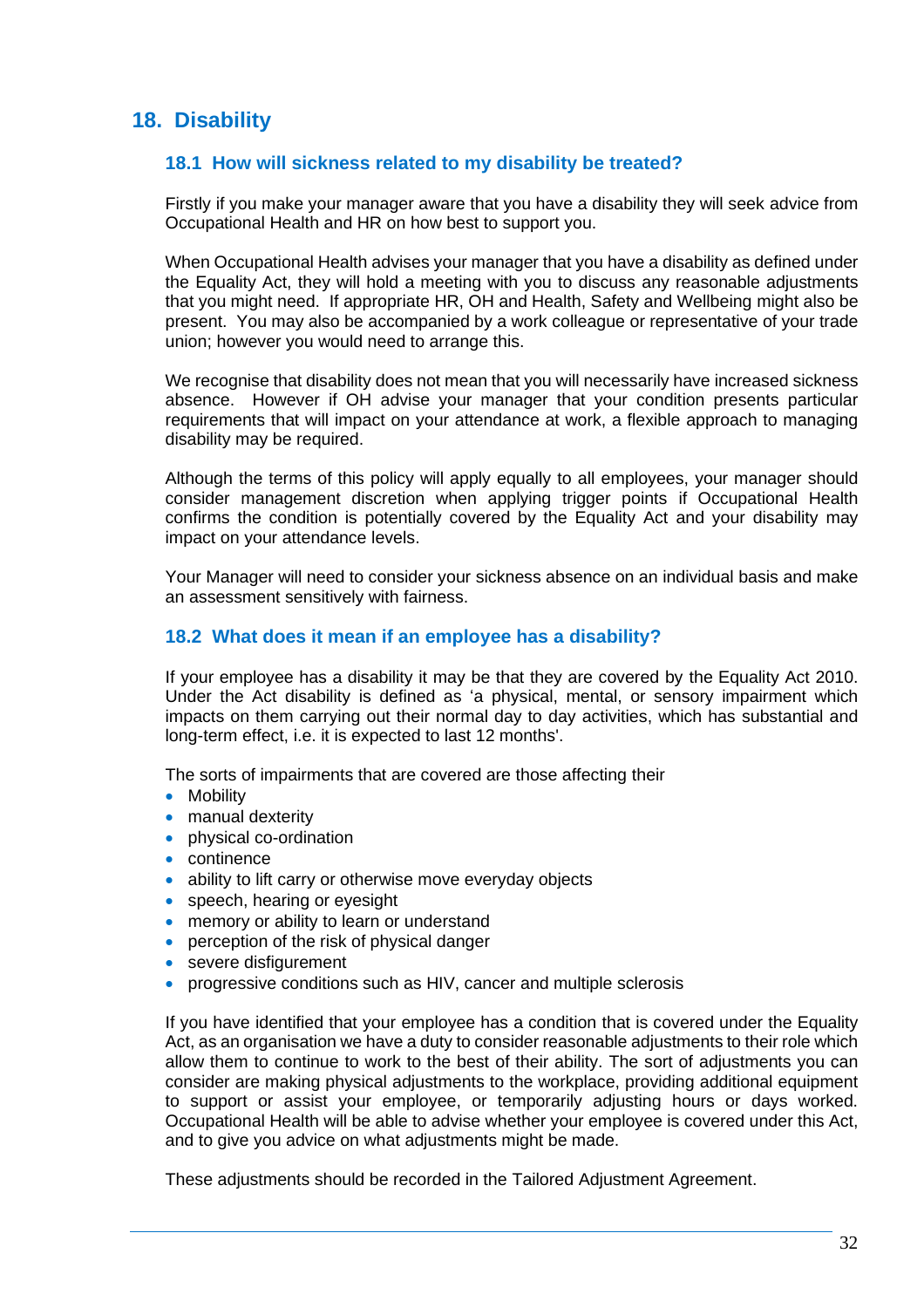## 18. Disability

### 18.1 How will sickness related to my disability be treated?

Firstly if you make your manager aware that you have a disability they will seek advice from Occupational Health and HR on how best to support you.

When Occupational Health advises your manager that you have a disability as defined under the Equality Act, they will hold a meeting with you to discuss any reasonable adjustments that you might need. If appropriate HR, OH and Health, Safety and Wellbeing might also be present. You may also be accompanied by a work colleague or representative of your trade union; however you would need to arrange this.

We recognise that disability does not mean that you will necessarily have increased sickness absence. However if OH advise your manager that your condition presents particular requirements that will impact on your attendance at work, a flexible approach to managing disability may be required.

Although the terms of this policy will apply equally to all employees, your manager should consider management discretion when applying trigger points if Occupational Health confirms the condition is potentially covered by the Equality Act and your disability may impact on your attendance levels.

Your Manager will need to consider your sickness absence on an individual basis and make an assessment sensitively with fairness.

### 18.2 What does it mean if an employee has a disability?

If your employee has a disability it may be that they are covered by the Equality Act 2010. Under the Act disability is defined as 'a physical, mental, or sensory impairment which impacts on them carrying out their normal day to day activities, which has substantial and long-term effect, i.e. it is expected to last 12 months'.

The sorts of impairments that are covered are those affecting their

- Mobility
- manual dexterity
- physical co-ordination
- continence
- ability to lift carry or otherwise move everyday objects
- speech, hearing or eyesight
- memory or ability to learn or understand
- perception of the risk of physical danger
- severe disfigurement
- progressive conditions such as HIV, cancer and multiple sclerosis

If you have identified that your employee has a condition that is covered under the Equality Act, as an organisation we have a duty to consider reasonable adjustments to their role which allow them to continue to work to the best of their ability. The sort of adjustments you can consider are making physical adjustments to the workplace, providing additional equipment to support or assist your employee, or temporarily adjusting hours or days worked. Occupational Health will be able to advise whether your employee is covered under this Act, and to give you advice on what adjustments might be made.

These adjustments should be recorded in the Tailored Adjustment Agreement.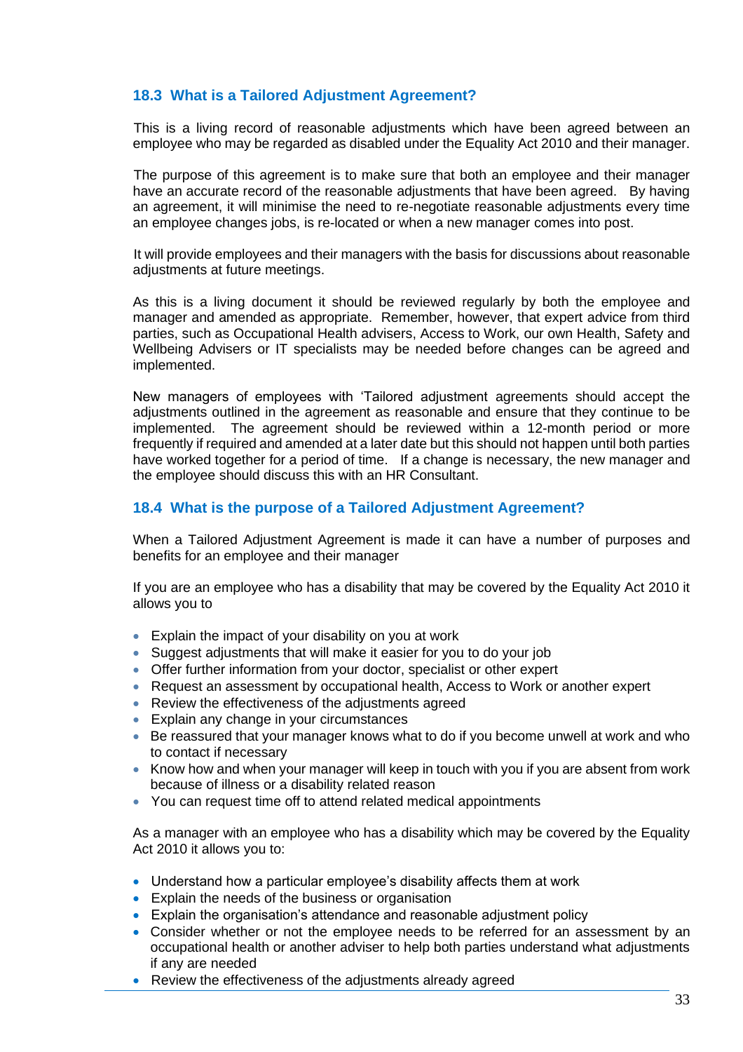## 18.3 What is a Tailored Adjustment Agreement?

This is a living record of reasonable adjustments which have been agreed between an employee who may be regarded as disabled under the Equality Act 2010 and their manager.

The purpose of this agreement is to make sure that both an employee and their manager have an accurate record of the reasonable adjustments that have been agreed. By having an agreement, it will minimise the need to re-negotiate reasonable adjustments every time an employee changes jobs, is re-located or when a new manager comes into post.

It will provide employees and their managers with the basis for discussions about reasonable adjustments at future meetings.

As this is a living document it should be reviewed regularly by both the employee and manager and amended as appropriate. Remember, however, that expert advice from third parties, such as Occupational Health advisers, Access to Work, our own Health, Safety and Wellbeing Advisers or IT specialists may be needed before changes can be agreed and implemented.

New managers of employees with 'Tailored adjustment agreements should accept the adjustments outlined in the agreement as reasonable and ensure that they continue to be implemented. The agreement should be reviewed within a 12-month period or more frequently if required and amended at a later date but this should not happen until both parties have worked together for a period of time. If a change is necessary, the new manager and the employee should discuss this with an HR Consultant.

## 18.4 What is the purpose of a Tailored Adjustment Agreement?

When a Tailored Adjustment Agreement is made it can have a number of purposes and benefits for an employee and their manager

If you are an employee who has a disability that may be covered by the Equality Act 2010 it allows you to

- Explain the impact of your disability on you at work
- Suggest adjustments that will make it easier for you to do your job
- Offer further information from your doctor, specialist or other expert
- Request an assessment by occupational health, Access to Work or another expert
- Review the effectiveness of the adjustments agreed
- Explain any change in your circumstances
- Be reassured that your manager knows what to do if you become unwell at work and who to contact if necessary
- Know how and when your manager will keep in touch with you if you are absent from work because of illness or a disability related reason
- You can request time off to attend related medical appointments

As a manager with an employee who has a disability which may be covered by the Equality Act 2010 it allows you to:

- Understand how a particular employee's disability affects them at work
- Explain the needs of the business or organisation
- Explain the organisation's attendance and reasonable adjustment policy
- Consider whether or not the employee needs to be referred for an assessment by an occupational health or another adviser to help both parties understand what adjustments if any are needed
- Review the effectiveness of the adjustments already agreed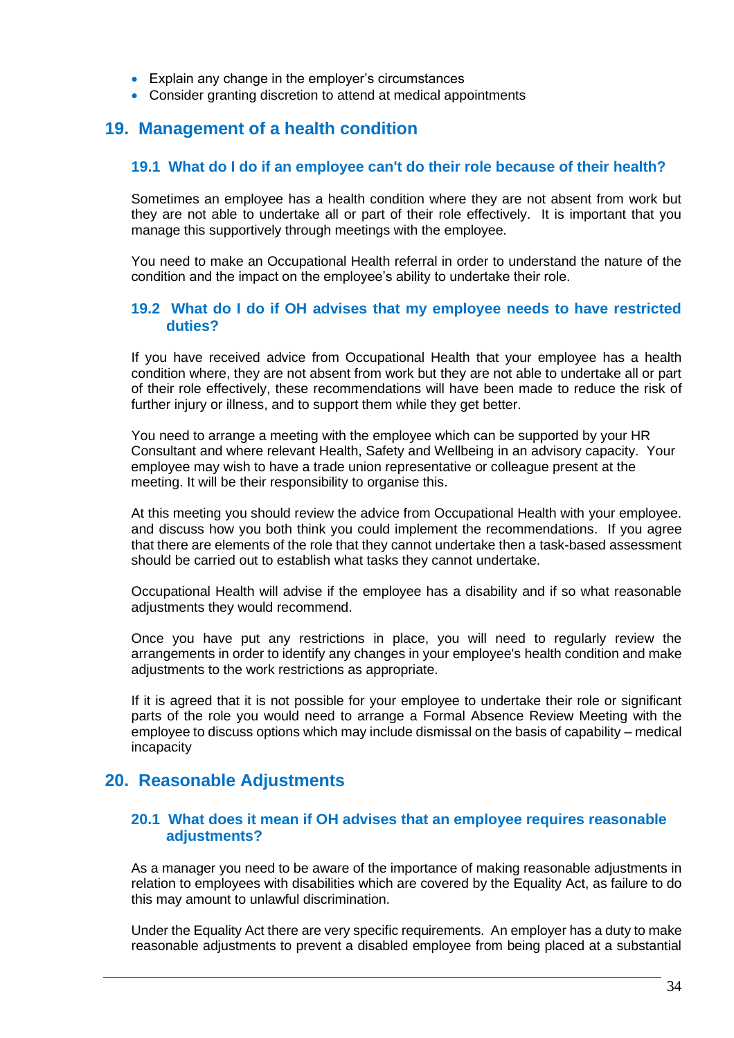- Explain any change in the employer's circumstances
- Consider granting discretion to attend at medical appointments

## 19. Management of a health condition

### 19.1 What do I do if an employee can't do their role because of their health?

Sometimes an employee has a health condition where they are not absent from work but they are not able to undertake all or part of their role effectively. It is important that you manage this supportively through meetings with the employee.

You need to make an Occupational Health referral in order to understand the nature of the condition and the impact on the employee's ability to undertake their role.

### 19.2 What do I do if OH advises that my employee needs to have restricted duties?

If you have received advice from Occupational Health that your employee has a health condition where, they are not absent from work but they are not able to undertake all or part of their role effectively, these recommendations will have been made to reduce the risk of further injury or illness, and to support them while they get better.

You need to arrange a meeting with the employee which can be supported by your HR Consultant and where relevant Health, Safety and Wellbeing in an advisory capacity. Your employee may wish to have a trade union representative or colleague present at the meeting. It will be their responsibility to organise this.

At this meeting you should review the advice from Occupational Health with your employee. and discuss how you both think you could implement the recommendations. If you agree that there are elements of the role that they cannot undertake then a task-based assessment should be carried out to establish what tasks they cannot undertake.

Occupational Health will advise if the employee has a disability and if so what reasonable adjustments they would recommend.

Once you have put any restrictions in place, you will need to regularly review the arrangements in order to identify any changes in your employee's health condition and make adjustments to the work restrictions as appropriate.

If it is agreed that it is not possible for your employee to undertake their role or significant parts of the role you would need to arrange a Formal Absence Review Meeting with the employee to discuss options which may include dismissal on the basis of capability – medical incapacity

## 20. Reasonable Adjustments

### 20.1 What does it mean if OH advises that an employee requires reasonable adjustments?

As a manager you need to be aware of the importance of making reasonable adjustments in relation to employees with disabilities which are covered by the Equality Act, as failure to do this may amount to unlawful discrimination.

Under the Equality Act there are very specific requirements. An employer has a duty to make reasonable adjustments to prevent a disabled employee from being placed at a substantial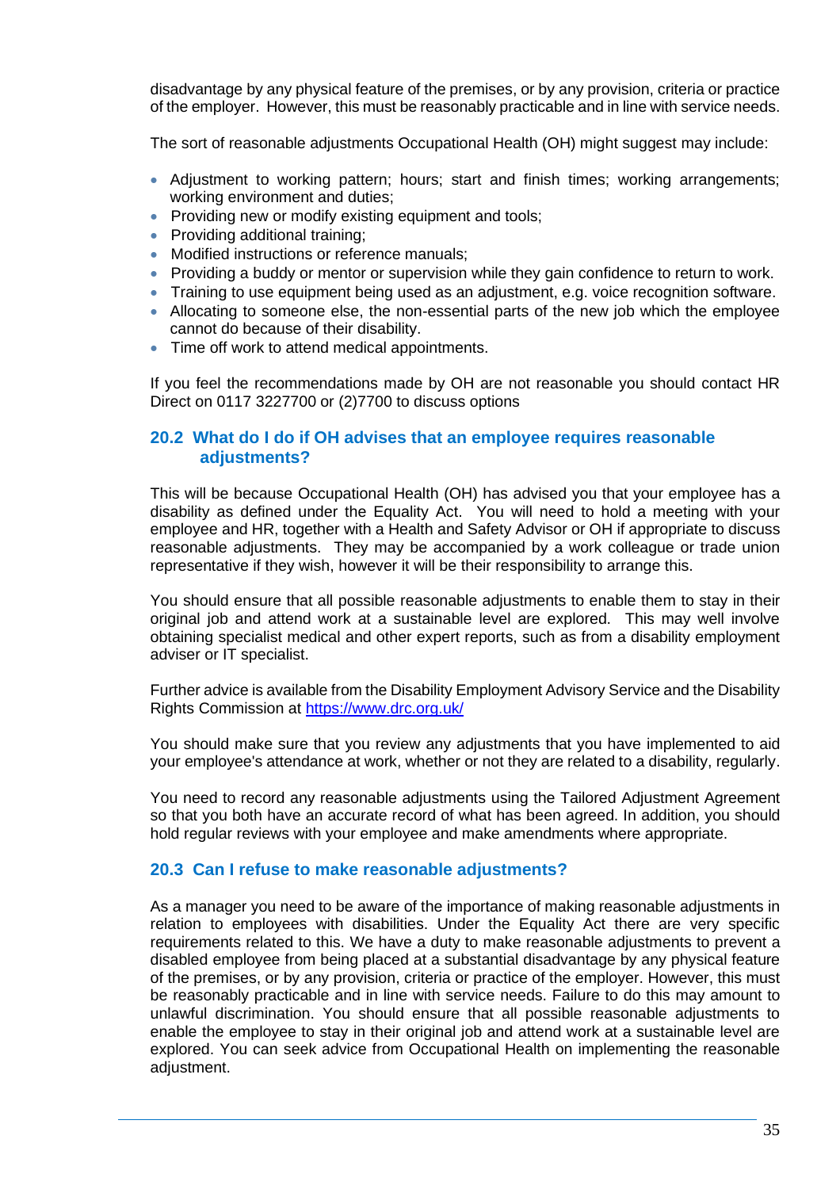disadvantage by any physical feature of the premises, or by any provision, criteria or practice of the employer. However, this must be reasonably practicable and in line with service needs.

The sort of reasonable adjustments Occupational Health (OH) might suggest may include:

- Adjustment to working pattern; hours; start and finish times; working arrangements; working environment and duties;
- Providing new or modify existing equipment and tools;
- Providing additional training;
- Modified instructions or reference manuals;
- Providing a buddy or mentor or supervision while they gain confidence to return to work.
- Training to use equipment being used as an adjustment, e.g. voice recognition software.
- Allocating to someone else, the non-essential parts of the new job which the employee cannot do because of their disability.
- Time off work to attend medical appointments.

If you feel the recommendations made by OH are not reasonable you should contact HR Direct on 0117 3227700 or (2)7700 to discuss options

## 20.2 What do I do if OH advises that an employee requires reasonable adjustments?

This will be because Occupational Health (OH) has advised you that your employee has a disability as defined under the Equality Act. You will need to hold a meeting with your employee and HR, together with a Health and Safety Advisor or OH if appropriate to discuss reasonable adjustments. They may be accompanied by a work colleague or trade union representative if they wish, however it will be their responsibility to arrange this.

You should ensure that all possible reasonable adjustments to enable them to stay in their original job and attend work at a sustainable level are explored. This may well involve obtaining specialist medical and other expert reports, such as from a disability employment adviser or IT specialist.

Further advice is available from the Disability Employment Advisory Service and the Disability Rights Commission at https://www.drc.org.uk/

You should make sure that you review any adjustments that you have implemented to aid your employee's attendance at work, whether or not they are related to a disability, regularly.

You need to record any reasonable adjustments using the Tailored Adjustment Agreement so that you both have an accurate record of what has been agreed. In addition, you should hold regular reviews with your employee and make amendments where appropriate.

## 20.3 Can I refuse to make reasonable adjustments?

As a manager you need to be aware of the importance of making reasonable adjustments in relation to employees with disabilities. Under the Equality Act there are very specific requirements related to this. We have a duty to make reasonable adjustments to prevent a disabled employee from being placed at a substantial disadvantage by any physical feature of the premises, or by any provision, criteria or practice of the employer. However, this must be reasonably practicable and in line with service needs. Failure to do this may amount to unlawful discrimination. You should ensure that all possible reasonable adjustments to enable the employee to stay in their original job and attend work at a sustainable level are explored. You can seek advice from Occupational Health on implementing the reasonable adjustment.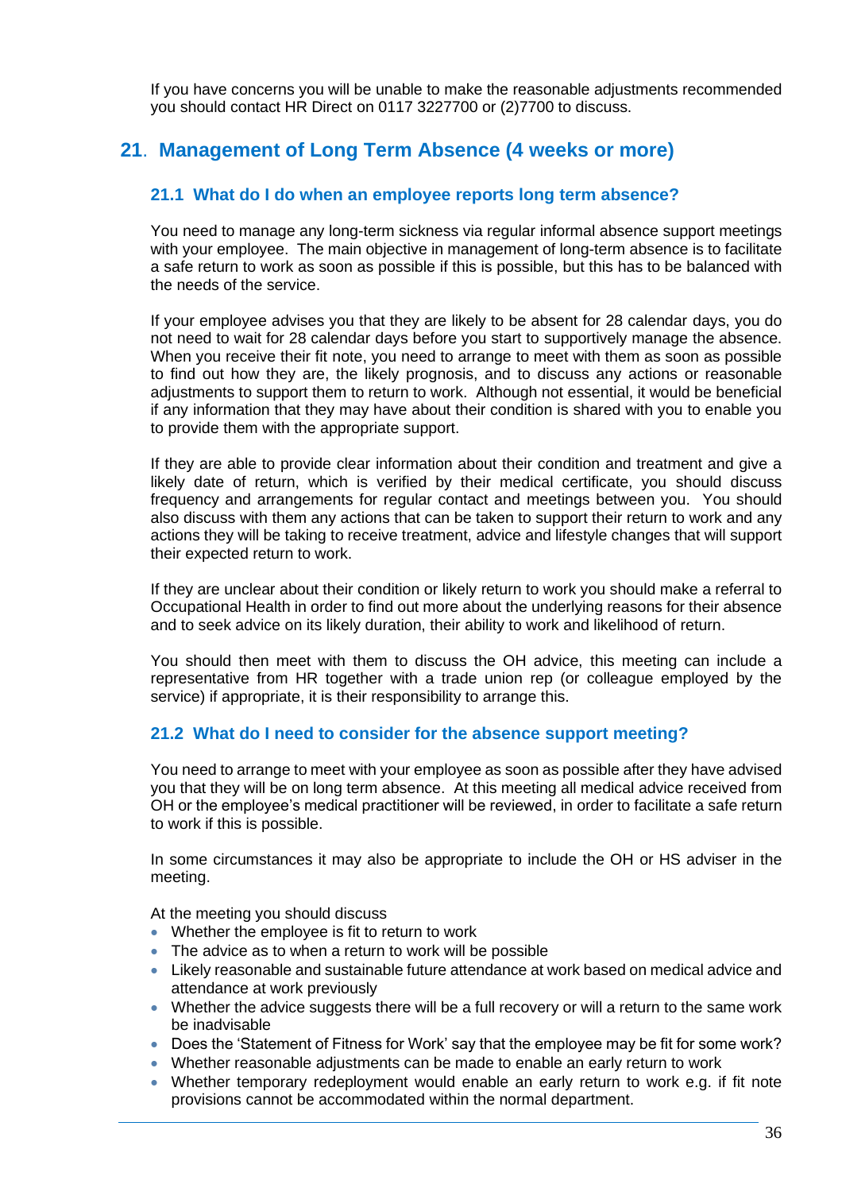If you have concerns you will be unable to make the reasonable adjustments recommended you should contact HR Direct on 0117 3227700 or (2)7700 to discuss.

## 21. Management of Long Term Absence (4 weeks or more)

### 21.1 What do I do when an employee reports long term absence?

You need to manage any long-term sickness via regular informal absence support meetings with your employee. The main objective in management of long-term absence is to facilitate a safe return to work as soon as possible if this is possible, but this has to be balanced with the needs of the service.

If your employee advises you that they are likely to be absent for 28 calendar days, you do not need to wait for 28 calendar days before you start to supportively manage the absence. When you receive their fit note, you need to arrange to meet with them as soon as possible to find out how they are, the likely prognosis, and to discuss any actions or reasonable adjustments to support them to return to work. Although not essential, it would be beneficial if any information that they may have about their condition is shared with you to enable you to provide them with the appropriate support.

If they are able to provide clear information about their condition and treatment and give a likely date of return, which is verified by their medical certificate, you should discuss frequency and arrangements for regular contact and meetings between you. You should also discuss with them any actions that can be taken to support their return to work and any actions they will be taking to receive treatment, advice and lifestyle changes that will support their expected return to work.

If they are unclear about their condition or likely return to work you should make a referral to Occupational Health in order to find out more about the underlying reasons for their absence and to seek advice on its likely duration, their ability to work and likelihood of return.

You should then meet with them to discuss the OH advice, this meeting can include a representative from HR together with a trade union rep (or colleague employed by the service) if appropriate, it is their responsibility to arrange this.

### 21.2 What do I need to consider for the absence support meeting?

You need to arrange to meet with your employee as soon as possible after they have advised you that they will be on long term absence. At this meeting all medical advice received from OH or the employee's medical practitioner will be reviewed, in order to facilitate a safe return to work if this is possible.

In some circumstances it may also be appropriate to include the OH or HS adviser in the meeting.

At the meeting you should discuss

- Whether the employee is fit to return to work
- The advice as to when a return to work will be possible
- Likely reasonable and sustainable future attendance at work based on medical advice and attendance at work previously
- Whether the advice suggests there will be a full recovery or will a return to the same work be inadvisable
- Does the 'Statement of Fitness for Work' say that the employee may be fit for some work?
- Whether reasonable adjustments can be made to enable an early return to work
- Whether temporary redeployment would enable an early return to work e.g. if fit note provisions cannot be accommodated within the normal department.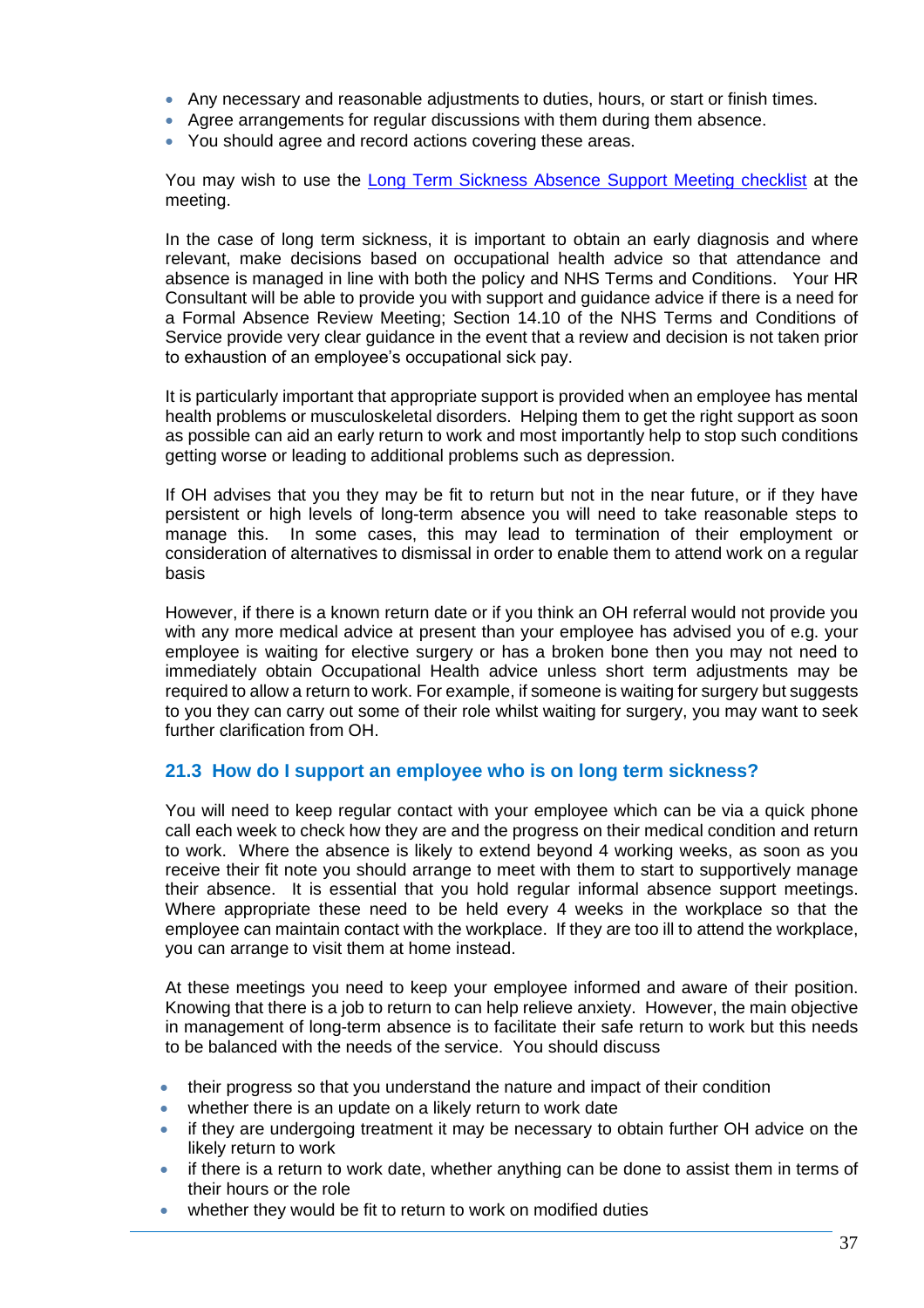- Any necessary and reasonable adjustments to duties, hours, or start or finish times.
- Agree arrangements for regular discussions with them during them absence.
- You should agree and record actions covering these areas.

You may wish to use the [Long Term Sickness Absence Support Meeting checklist]() at the meeting.

In the case of long term sickness, it is important to obtain an early diagnosis and where relevant, make decisions based on occupational health advice so that attendance and absence is managed in line with both the policy and NHS Terms and Conditions. Your HR Consultant will be able to provide you with support and guidance advice if there is a need for a Formal Absence Review Meeting; Section 14.10 of the NHS Terms and Conditions of Service provide very clear guidance in the event that a review and decision is not taken prior to exhaustion of an employee's occupational sick pay.

It is particularly important that appropriate support is provided when an employee has mental health problems or musculoskeletal disorders. Helping them to get the right support as soon as possible can aid an early return to work and most importantly help to stop such conditions getting worse or leading to additional problems such as depression.

If OH advises that you they may be fit to return but not in the near future, or if they have persistent or high levels of long-term absence you will need to take reasonable steps to manage this. In some cases, this may lead to termination of their employment or consideration of alternatives to dismissal in order to enable them to attend work on a regular basis

However, if there is a known return date or if you think an OH referral would not provide you with any more medical advice at present than your employee has advised you of e.g. your employee is waiting for elective surgery or has a broken bone then you may not need to immediately obtain Occupational Health advice unless short term adjustments may be required to allow a return to work. For example, if someone is waiting for surgery but suggests to you they can carry out some of their role whilst waiting for surgery, you may want to seek further clarification from OH.

### 21.3 How do I support an employee who is on long term sickness?

You will need to keep regular contact with your employee which can be via a quick phone call each week to check how they are and the progress on their medical condition and return to work. Where the absence is likely to extend beyond 4 working weeks, as soon as you receive their fit note you should arrange to meet with them to start to supportively manage their absence. It is essential that you hold regular informal absence support meetings. Where appropriate these need to be held every 4 weeks in the workplace so that the employee can maintain contact with the workplace. If they are too ill to attend the workplace, you can arrange to visit them at home instead.

At these meetings you need to keep your employee informed and aware of their position. Knowing that there is a job to return to can help relieve anxiety. However, the main objective in management of long-term absence is to facilitate their safe return to work but this needs to be balanced with the needs of the service. You should discuss

- their progress so that you understand the nature and impact of their condition
- whether there is an update on a likely return to work date
- if they are undergoing treatment it may be necessary to obtain further OH advice on the likely return to work
- if there is a return to work date, whether anything can be done to assist them in terms of their hours or the role
- whether they would be fit to return to work on modified duties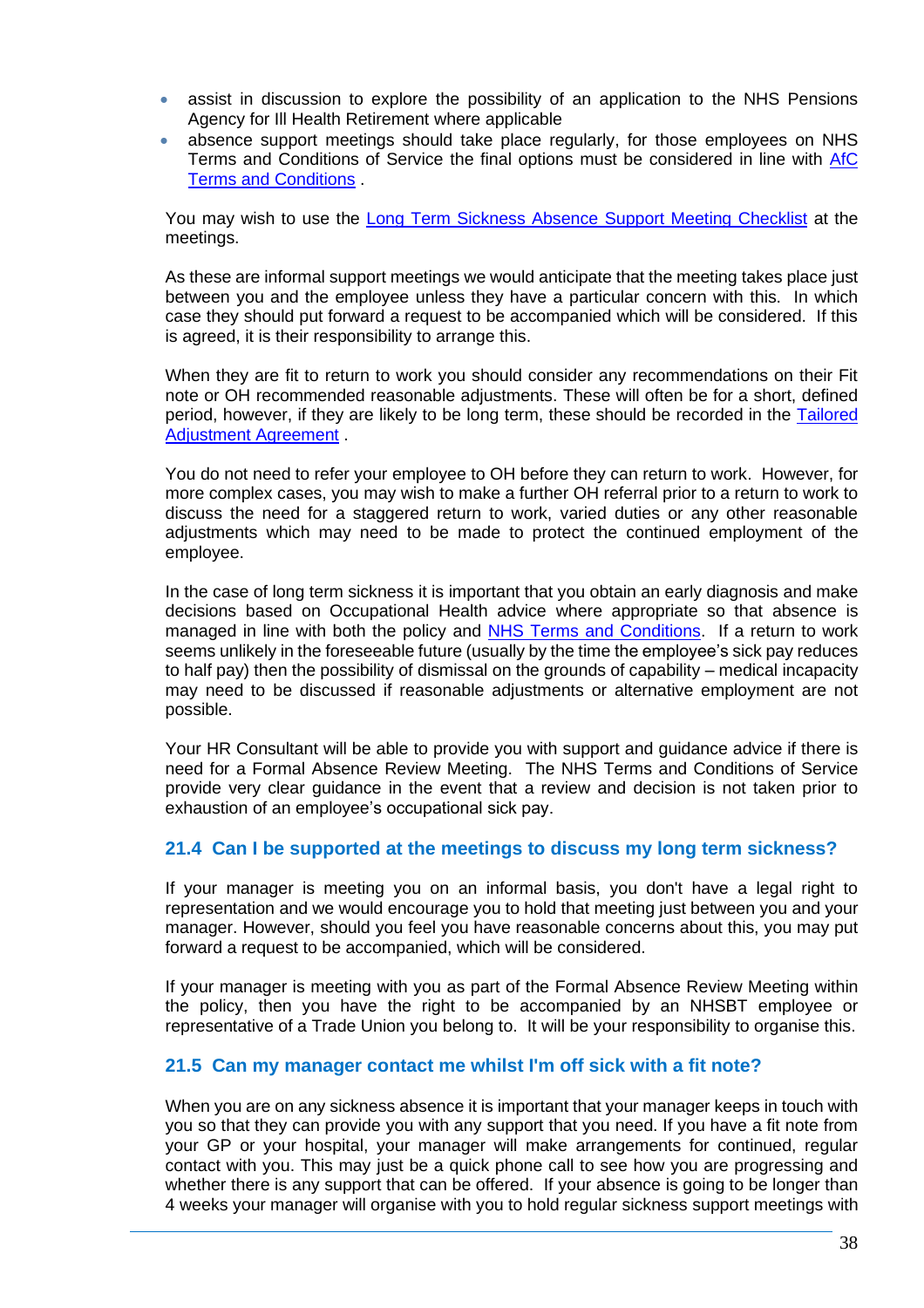- assist in discussion to explore the possibility of an application to the NHS Pensions Agency for Ill Health Retirement where applicable
- absence support meetings should take place regularly, for those employees on NHS Terms and Conditions of Service the final options must be considered in line with AfC Terms and Conditions .

You may wish to use the Long Term Sickness Absence Support Meeting Checklist at the meetings.

As these are informal support meetings we would anticipate that the meeting takes place just between you and the employee unless they have a particular concern with this. In which case they should put forward a request to be accompanied which will be considered. If this is agreed, it is their responsibility to arrange this.

When they are fit to return to work you should consider any recommendations on their Fit note or OH recommended reasonable adjustments. These will often be for a short, defined period, however, if they are likely to be long term, these should be recorded in the Tailored Adjustment Agreement .

You do not need to refer your employee to OH before they can return to work. However, for more complex cases, you may wish to make a further OH referral prior to a return to work to discuss the need for a staggered return to work, varied duties or any other reasonable adjustments which may need to be made to protect the continued employment of the employee.

In the case of long term sickness it is important that you obtain an early diagnosis and make decisions based on Occupational Health advice where appropriate so that absence is managed in line with both the policy and NHS Terms and Conditions. If a return to work seems unlikely in the foreseeable future (usually by the time the employee's sick pay reduces to half pay) then the possibility of dismissal on the grounds of capability – medical incapacity may need to be discussed if reasonable adjustments or alternative employment are not possible.

Your HR Consultant will be able to provide you with support and guidance advice if there is need for a Formal Absence Review Meeting. The NHS Terms and Conditions of Service provide very clear guidance in the event that a review and decision is not taken prior to exhaustion of an employee's occupational sick pay.

### 21.4 Can I be supported at the meetings to discuss my long term sickness?

If your manager is meeting you on an informal basis, you don't have a legal right to representation and we would encourage you to hold that meeting just between you and your manager. However, should you feel you have reasonable concerns about this, you may put forward a request to be accompanied, which will be considered.

If your manager is meeting with you as part of the Formal Absence Review Meeting within the policy, then you have the right to be accompanied by an NHSBT employee or representative of a Trade Union you belong to. It will be your responsibility to organise this.

### 21.5 Can my manager contact me whilst I'm off sick with a fit note?

When you are on any sickness absence it is important that your manager keeps in touch with you so that they can provide you with any support that you need. If you have a fit note from your GP or your hospital, your manager will make arrangements for continued, regular contact with you. This may just be a quick phone call to see how you are progressing and whether there is any support that can be offered. If your absence is going to be longer than 4 weeks your manager will organise with you to hold regular sickness support meetings with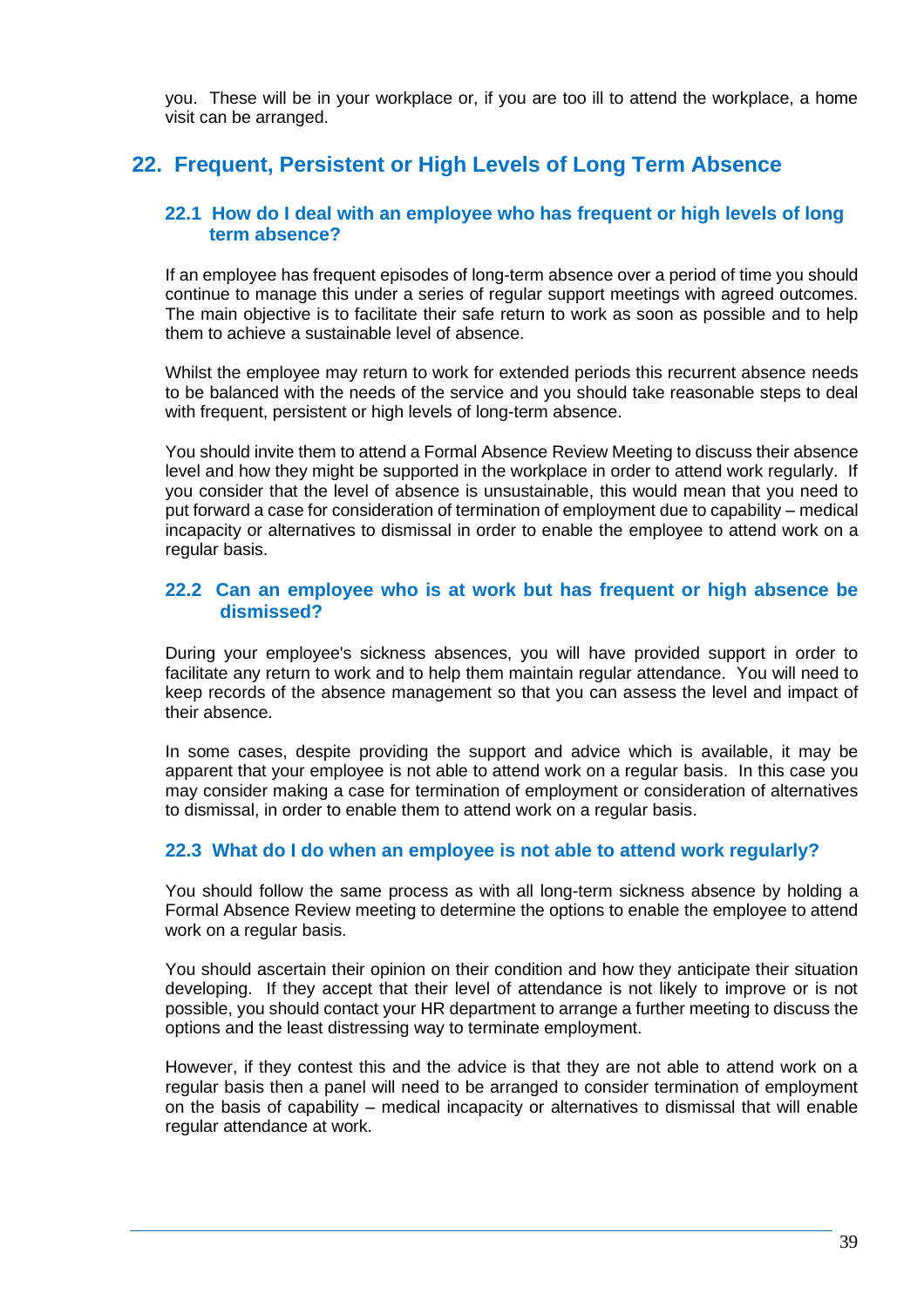you. These will be in your workplace or, if you are too ill to attend the workplace, a home visit can be arranged.

## 22. Frequent, Persistent or High Levels of Long Term Absence

### 22.1 How do I deal with an employee who has frequent or high levels of long term absence?

If an employee has frequent episodes of long-term absence over a period of time you should continue to manage this under a series of regular support meetings with agreed outcomes. The main objective is to facilitate their safe return to work as soon as possible and to help them to achieve a sustainable level of absence.

Whilst the employee may return to work for extended periods this recurrent absence needs to be balanced with the needs of the service and you should take reasonable steps to deal with frequent, persistent or high levels of long-term absence.

You should invite them to attend a Formal Absence Review Meeting to discuss their absence level and how they might be supported in the workplace in order to attend work regularly. If you consider that the level of absence is unsustainable, this would mean that you need to put forward a case for consideration of termination of employment due to capability – medical incapacity or alternatives to dismissal in order to enable the employee to attend work on a regular basis.

### 22.2 Can an employee who is at work but has frequent or high absence be dismissed?

During your employee's sickness absences, you will have provided support in order to facilitate any return to work and to help them maintain regular attendance. You will need to keep records of the absence management so that you can assess the level and impact of their absence.

In some cases, despite providing the support and advice which is available, it may be apparent that your employee is not able to attend work on a regular basis. In this case you may consider making a case for termination of employment or consideration of alternatives to dismissal, in order to enable them to attend work on a regular basis.

### 22.3 What do I do when an employee is not able to attend work regularly?

You should follow the same process as with all long-term sickness absence by holding a Formal Absence Review meeting to determine the options to enable the employee to attend work on a regular basis.

You should ascertain their opinion on their condition and how they anticipate their situation developing. If they accept that their level of attendance is not likely to improve or is not possible, you should contact your HR department to arrange a further meeting to discuss the options and the least distressing way to terminate employment.

However, if they contest this and the advice is that they are not able to attend work on a regular basis then a panel will need to be arranged to consider termination of employment on the basis of capability – medical incapacity or alternatives to dismissal that will enable regular attendance at work.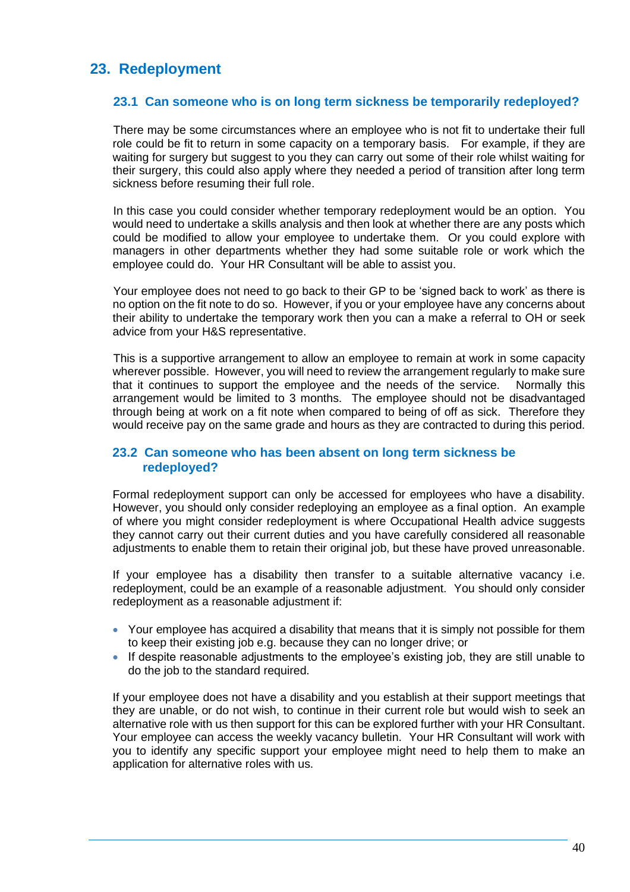# 23. Redeployment

## 23.1 Can someone who is on long term sickness be temporarily redeployed?

There may be some circumstances where an employee who is not fit to undertake their full role could be fit to return in some capacity on a temporary basis. For example, if they are waiting for surgery but suggest to you they can carry out some of their role whilst waiting for their surgery, this could also apply where they needed a period of transition after long term sickness before resuming their full role.

In this case you could consider whether temporary redeployment would be an option. You would need to undertake a skills analysis and then look at whether there are any posts which could be modified to allow your employee to undertake them. Or you could explore with managers in other departments whether they had some suitable role or work which the employee could do. Your HR Consultant will be able to assist you.

Your employee does not need to go back to their GP to be 'signed back to work' as there is no option on the fit note to do so. However, if you or your employee have any concerns about their ability to undertake the temporary work then you can a make a referral to OH or seek advice from your H&S representative.

This is a supportive arrangement to allow an employee to remain at work in some capacity wherever possible. However, you will need to review the arrangement regularly to make sure that it continues to support the employee and the needs of the service. Normally this arrangement would be limited to 3 months. The employee should not be disadvantaged through being at work on a fit note when compared to being of off as sick. Therefore they would receive pay on the same grade and hours as they are contracted to during this period.

## 23.2 Can someone who has been absent on long term sickness be redeployed?

Formal redeployment support can only be accessed for employees who have a disability. However, you should only consider redeploying an employee as a final option. An example of where you might consider redeployment is where Occupational Health advice suggests they cannot carry out their current duties and you have carefully considered all reasonable adjustments to enable them to retain their original job, but these have proved unreasonable.

If your employee has a disability then transfer to a suitable alternative vacancy i.e. redeployment, could be an example of a reasonable adjustment. You should only consider redeployment as a reasonable adjustment if:

- Your employee has acquired a disability that means that it is simply not possible for them to keep their existing job e.g. because they can no longer drive; or
- If despite reasonable adjustments to the employee's existing job, they are still unable to do the job to the standard required.

If your employee does not have a disability and you establish at their support meetings that they are unable, or do not wish, to continue in their current role but would wish to seek an alternative role with us then support for this can be explored further with your HR Consultant. Your employee can access the weekly vacancy bulletin. Your HR Consultant will work with you to identify any specific support your employee might need to help them to make an application for alternative roles with us.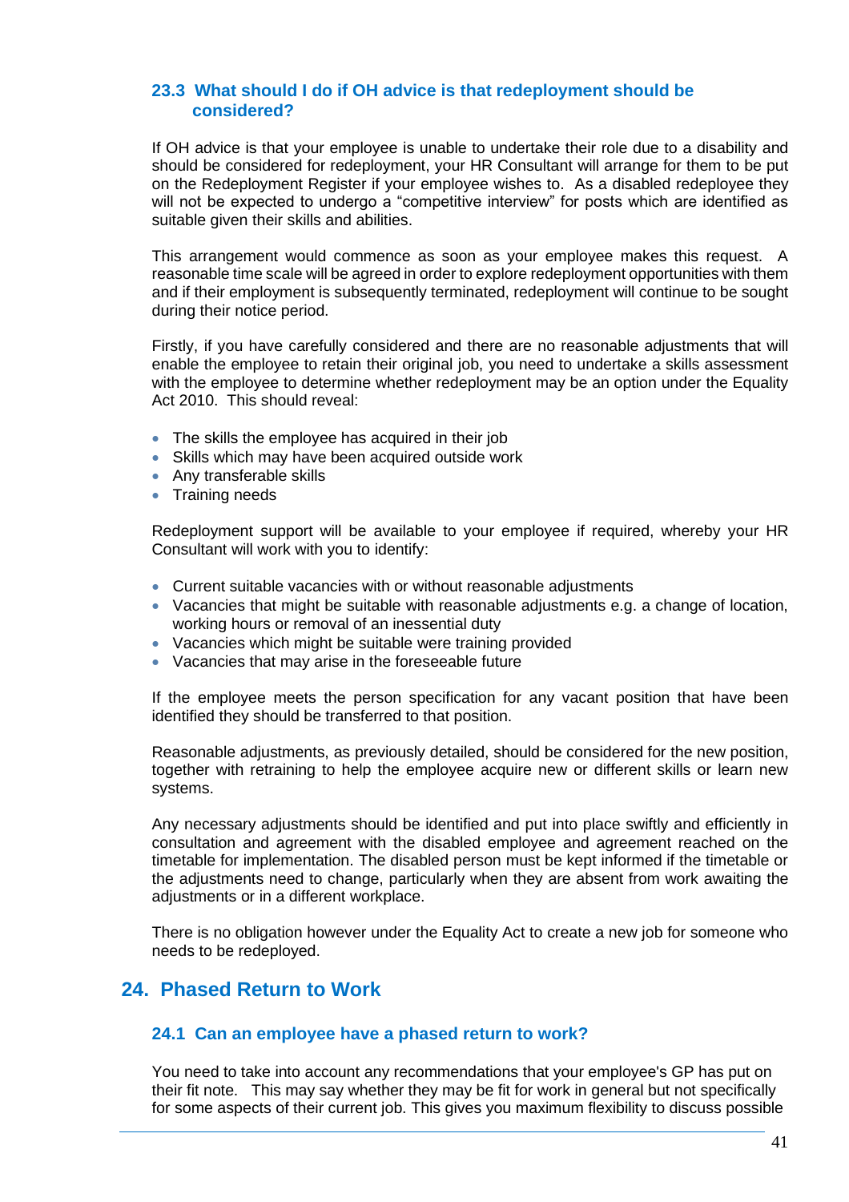### 23.3 What should I do if OH advice is that redeployment should be considered?

If OH advice is that your employee is unable to undertake their role due to a disability and should be considered for redeployment, your HR Consultant will arrange for them to be put on the Redeployment Register if your employee wishes to. As a disabled redeployee they will not be expected to undergo a "competitive interview" for posts which are identified as suitable given their skills and abilities.

This arrangement would commence as soon as your employee makes this request. A reasonable time scale will be agreed in order to explore redeployment opportunities with them and if their employment is subsequently terminated, redeployment will continue to be sought during their notice period.

Firstly, if you have carefully considered and there are no reasonable adjustments that will enable the employee to retain their original job, you need to undertake a skills assessment with the employee to determine whether redeployment may be an option under the Equality Act 2010. This should reveal:

- The skills the employee has acquired in their job
- Skills which may have been acquired outside work
- Any transferable skills
- Training needs

Redeployment support will be available to your employee if required, whereby your HR Consultant will work with you to identify:

- Current suitable vacancies with or without reasonable adjustments
- Vacancies that might be suitable with reasonable adjustments e.g. a change of location, working hours or removal of an inessential duty
- Vacancies which might be suitable were training provided
- Vacancies that may arise in the foreseeable future

If the employee meets the person specification for any vacant position that have been identified they should be transferred to that position.

Reasonable adjustments, as previously detailed, should be considered for the new position, together with retraining to help the employee acquire new or different skills or learn new systems.

Any necessary adjustments should be identified and put into place swiftly and efficiently in consultation and agreement with the disabled employee and agreement reached on the timetable for implementation. The disabled person must be kept informed if the timetable or the adjustments need to change, particularly when they are absent from work awaiting the adjustments or in a different workplace.

There is no obligation however under the Equality Act to create a new job for someone who needs to be redeployed.

## 24. Phased Return to Work

### 24.1 Can an employee have a phased return to work?

You need to take into account any recommendations that your employee's GP has put on their fit note. This may say whether they may be fit for work in general but not specifically for some aspects of their current job. This gives you maximum flexibility to discuss possible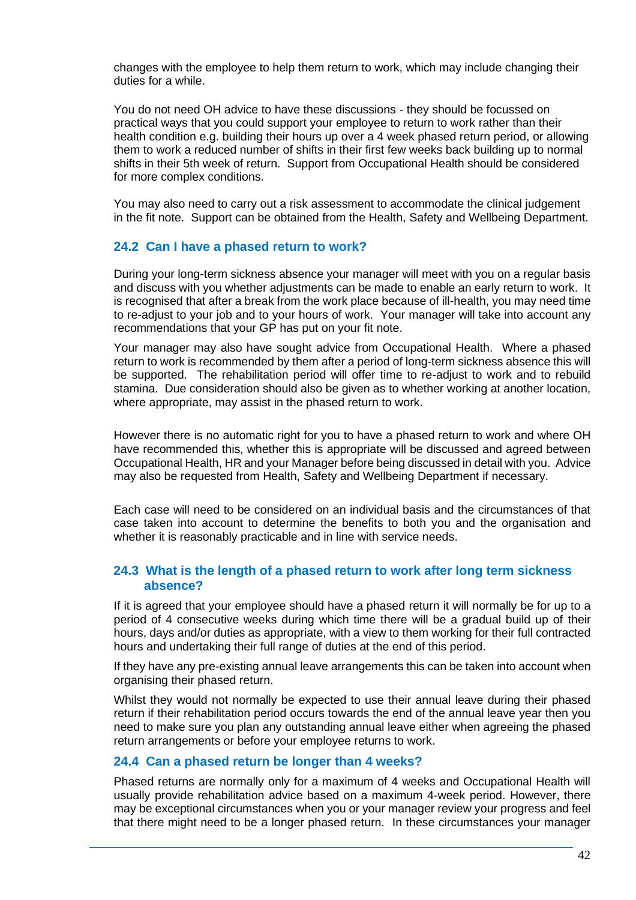changes with the employee to help them return to work, which may include changing their duties for a while.

You do not need OH advice to have these discussions - they should be focussed on practical ways that you could support your employee to return to work rather than their health condition e.g. building their hours up over a 4 week phased return period, or allowing them to work a reduced number of shifts in their first few weeks back building up to normal shifts in their 5th week of return. Support from Occupational Health should be considered for more complex conditions.

You may also need to carry out a risk assessment to accommodate the clinical judgement in the fit note. Support can be obtained from the Health, Safety and Wellbeing Department.

### 24.2 Can I have a phased return to work?

During your long-term sickness absence your manager will meet with you on a regular basis and discuss with you whether adjustments can be made to enable an early return to work. It is recognised that after a break from the work place because of ill-health, you may need time to re-adjust to your job and to your hours of work. Your manager will take into account any recommendations that your GP has put on your fit note.

Your manager may also have sought advice from Occupational Health. Where a phased return to work is recommended by them after a period of long-term sickness absence this will be supported. The rehabilitation period will offer time to re-adjust to work and to rebuild stamina. Due consideration should also be given as to whether working at another location, where appropriate, may assist in the phased return to work.

However there is no automatic right for you to have a phased return to work and where OH have recommended this, whether this is appropriate will be discussed and agreed between Occupational Health, HR and your Manager before being discussed in detail with you. Advice may also be requested from Health, Safety and Wellbeing Department if necessary.

Each case will need to be considered on an individual basis and the circumstances of that case taken into account to determine the benefits to both you and the organisation and whether it is reasonably practicable and in line with service needs.

### 24.3 What is the length of a phased return to work after long term sickness absence?

If it is agreed that your employee should have a phased return it will normally be for up to a period of 4 consecutive weeks during which time there will be a gradual build up of their hours, days and/or duties as appropriate, with a view to them working for their full contracted hours and undertaking their full range of duties at the end of this period.

If they have any pre-existing annual leave arrangements this can be taken into account when organising their phased return.

Whilst they would not normally be expected to use their annual leave during their phased return if their rehabilitation period occurs towards the end of the annual leave year then you need to make sure you plan any outstanding annual leave either when agreeing the phased return arrangements or before your employee returns to work.

### 24.4 Can a phased return be longer than 4 weeks?

Phased returns are normally only for a maximum of 4 weeks and Occupational Health will usually provide rehabilitation advice based on a maximum 4-week period. However, there may be exceptional circumstances when you or your manager review your progress and feel that there might need to be a longer phased return. In these circumstances your manager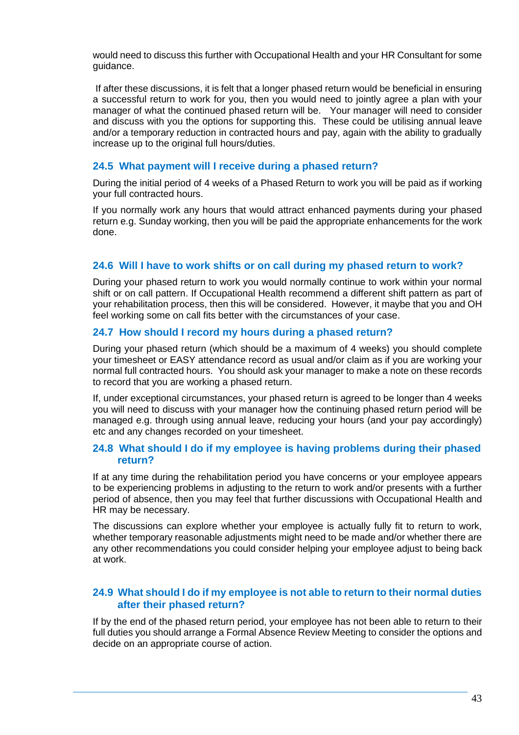would need to discuss this further with Occupational Health and your HR Consultant for some guidance.

If after these discussions, it is felt that a longer phased return would be beneficial in ensuring a successful return to work for you, then you would need to jointly agree a plan with your manager of what the continued phased return will be. Your manager will need to consider and discuss with you the options for supporting this. These could be utilising annual leave and/or a temporary reduction in contracted hours and pay, again with the ability to gradually increase up to the original full hours/duties.

### 24.5 What payment will I receive during a phased return?

During the initial period of 4 weeks of a Phased Return to work you will be paid as if working your full contracted hours.

If you normally work any hours that would attract enhanced payments during your phased return e.g. Sunday working, then you will be paid the appropriate enhancements for the work done.

### 24.6 Will I have to work shifts or on call during my phased return to work?

During your phased return to work you would normally continue to work within your normal shift or on call pattern. If Occupational Health recommend a different shift pattern as part of your rehabilitation process, then this will be considered. However, it maybe that you and OH feel working some on call fits better with the circumstances of your case.

### 24.7 How should I record my hours during a phased return?

During your phased return (which should be a maximum of 4 weeks) you should complete your timesheet or EASY attendance record as usual and/or claim as if you are working your normal full contracted hours. You should ask your manager to make a note on these records to record that you are working a phased return.

If, under exceptional circumstances, your phased return is agreed to be longer than 4 weeks you will need to discuss with your manager how the continuing phased return period will be managed e.g. through using annual leave, reducing your hours (and your pay accordingly) etc and any changes recorded on your timesheet.

### 24.8 What should I do if my employee is having problems during their phased return?

If at any time during the rehabilitation period you have concerns or your employee appears to be experiencing problems in adjusting to the return to work and/or presents with a further period of absence, then you may feel that further discussions with Occupational Health and HR may be necessary.

The discussions can explore whether your employee is actually fully fit to return to work, whether temporary reasonable adjustments might need to be made and/or whether there are any other recommendations you could consider helping your employee adjust to being back at work.

### 24.9 What should I do if my employee is not able to return to their normal duties after their phased return?

If by the end of the phased return period, your employee has not been able to return to their full duties you should arrange a Formal Absence Review Meeting to consider the options and decide on an appropriate course of action.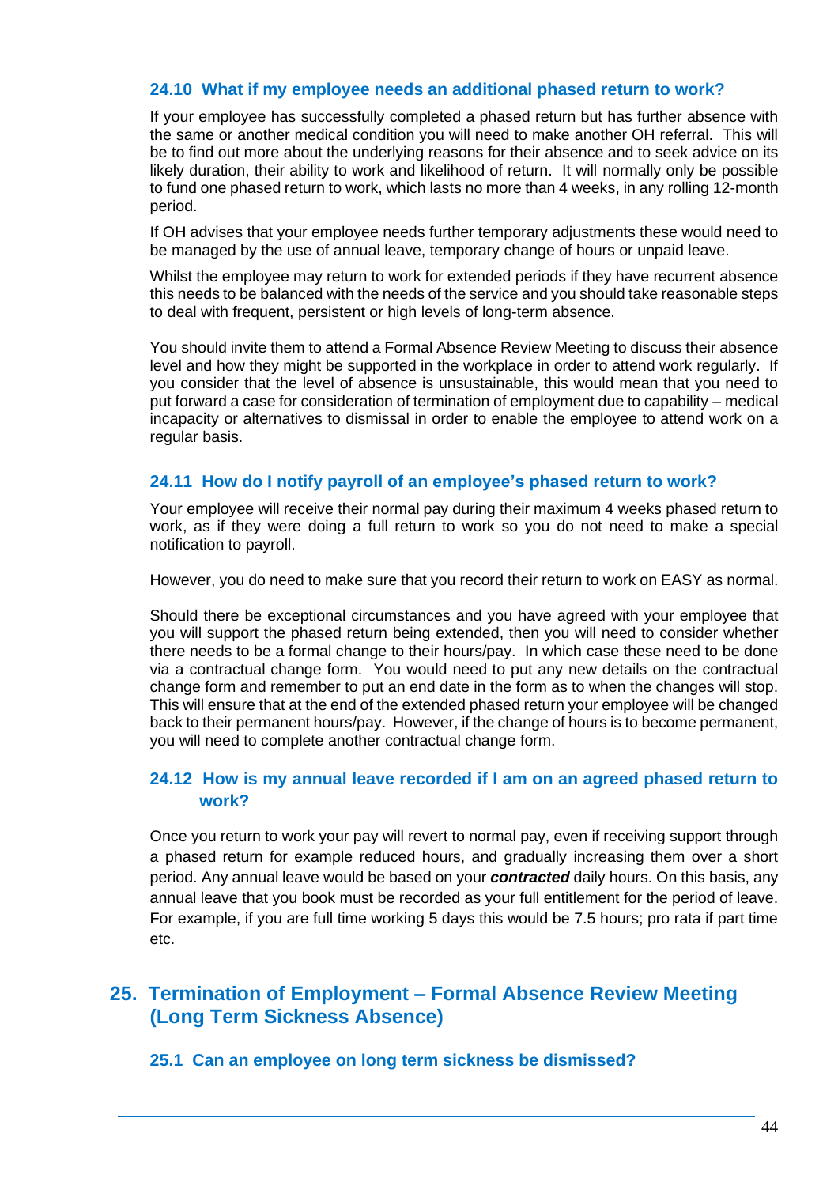### 24.10 What if my employee needs an additional phased return to work?

If your employee has successfully completed a phased return but has further absence with the same or another medical condition you will need to make another OH referral. This will be to find out more about the underlying reasons for their absence and to seek advice on its likely duration, their ability to work and likelihood of return. It will normally only be possible to fund one phased return to work, which lasts no more than 4 weeks, in any rolling 12-month period.

If OH advises that your employee needs further temporary adjustments these would need to be managed by the use of annual leave, temporary change of hours or unpaid leave.

Whilst the employee may return to work for extended periods if they have recurrent absence this needs to be balanced with the needs of the service and you should take reasonable steps to deal with frequent, persistent or high levels of long-term absence.

You should invite them to attend a Formal Absence Review Meeting to discuss their absence level and how they might be supported in the workplace in order to attend work regularly. If you consider that the level of absence is unsustainable, this would mean that you need to put forward a case for consideration of termination of employment due to capability – medical incapacity or alternatives to dismissal in order to enable the employee to attend work on a regular basis.

### 24.11 How do I notify payroll of an employee's phased return to work?

Your employee will receive their normal pay during their maximum 4 weeks phased return to work, as if they were doing a full return to work so you do not need to make a special notification to payroll.

However, you do need to make sure that you record their return to work on EASY as normal.

Should there be exceptional circumstances and you have agreed with your employee that you will support the phased return being extended, then you will need to consider whether there needs to be a formal change to their hours/pay. In which case these need to be done via a contractual change form. You would need to put any new details on the contractual change form and remember to put an end date in the form as to when the changes will stop. This will ensure that at the end of the extended phased return your employee will be changed back to their permanent hours/pay. However, if the change of hours is to become permanent, you will need to complete another contractual change form.

### 24.12 How is my annual leave recorded if I am on an agreed phased return to work?

Once you return to work your pay will revert to normal pay, even if receiving support through a phased return for example reduced hours, and gradually increasing them over a short period. Any annual leave would be based on your ***contracted*** daily hours. On this basis, any annual leave that you book must be recorded as your full entitlement for the period of leave. For example, if you are full time working 5 days this would be 7.5 hours; pro rata if part time etc.

## 25. Termination of Employment – Formal Absence Review Meeting (Long Term Sickness Absence)

### 25.1 Can an employee on long term sickness be dismissed?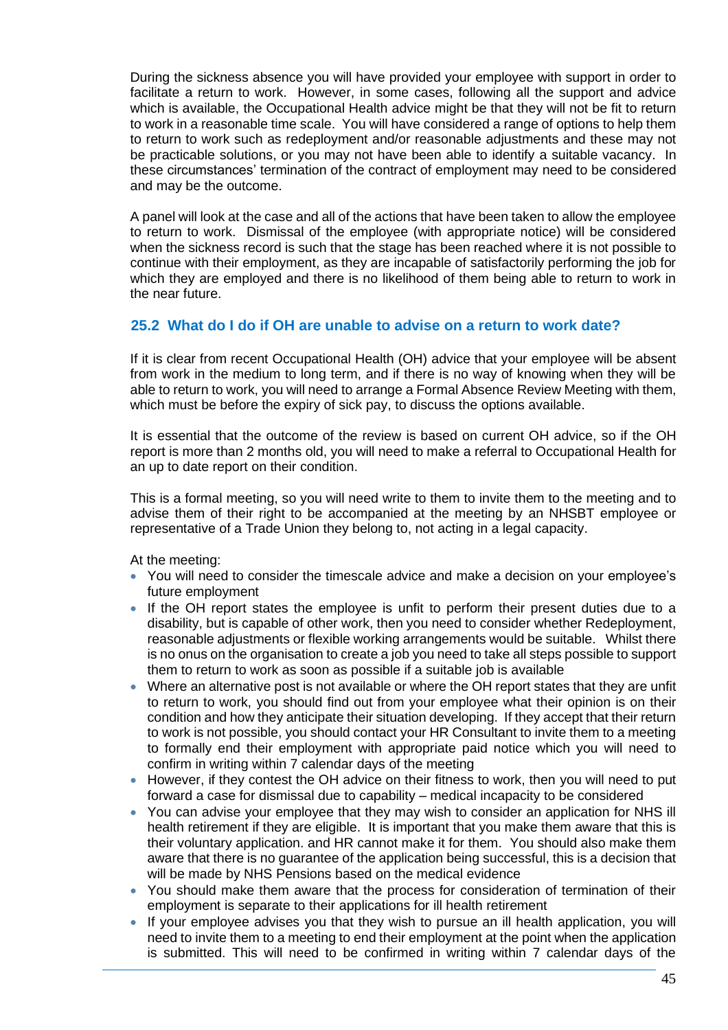During the sickness absence you will have provided your employee with support in order to facilitate a return to work. However, in some cases, following all the support and advice which is available, the Occupational Health advice might be that they will not be fit to return to work in a reasonable time scale. You will have considered a range of options to help them to return to work such as redeployment and/or reasonable adjustments and these may not be practicable solutions, or you may not have been able to identify a suitable vacancy. In these circumstances' termination of the contract of employment may need to be considered and may be the outcome.

A panel will look at the case and all of the actions that have been taken to allow the employee to return to work. Dismissal of the employee (with appropriate notice) will be considered when the sickness record is such that the stage has been reached where it is not possible to continue with their employment, as they are incapable of satisfactorily performing the job for which they are employed and there is no likelihood of them being able to return to work in the near future.

### 25.2 What do I do if OH are unable to advise on a return to work date?

If it is clear from recent Occupational Health (OH) advice that your employee will be absent from work in the medium to long term, and if there is no way of knowing when they will be able to return to work, you will need to arrange a Formal Absence Review Meeting with them, which must be before the expiry of sick pay, to discuss the options available.

It is essential that the outcome of the review is based on current OH advice, so if the OH report is more than 2 months old, you will need to make a referral to Occupational Health for an up to date report on their condition.

This is a formal meeting, so you will need write to them to invite them to the meeting and to advise them of their right to be accompanied at the meeting by an NHSBT employee or representative of a Trade Union they belong to, not acting in a legal capacity.

At the meeting:

- You will need to consider the timescale advice and make a decision on your employee's future employment
- If the OH report states the employee is unfit to perform their present duties due to a disability, but is capable of other work, then you need to consider whether Redeployment, reasonable adjustments or flexible working arrangements would be suitable. Whilst there is no onus on the organisation to create a job you need to take all steps possible to support them to return to work as soon as possible if a suitable job is available
- Where an alternative post is not available or where the OH report states that they are unfit to return to work, you should find out from your employee what their opinion is on their condition and how they anticipate their situation developing. If they accept that their return to work is not possible, you should contact your HR Consultant to invite them to a meeting to formally end their employment with appropriate paid notice which you will need to confirm in writing within 7 calendar days of the meeting
- However, if they contest the OH advice on their fitness to work, then you will need to put forward a case for dismissal due to capability – medical incapacity to be considered
- You can advise your employee that they may wish to consider an application for NHS ill health retirement if they are eligible. It is important that you make them aware that this is their voluntary application. and HR cannot make it for them. You should also make them aware that there is no guarantee of the application being successful, this is a decision that will be made by NHS Pensions based on the medical evidence
- You should make them aware that the process for consideration of termination of their employment is separate to their applications for ill health retirement
- If your employee advises you that they wish to pursue an ill health application, you will need to invite them to a meeting to end their employment at the point when the application is submitted. This will need to be confirmed in writing within 7 calendar days of the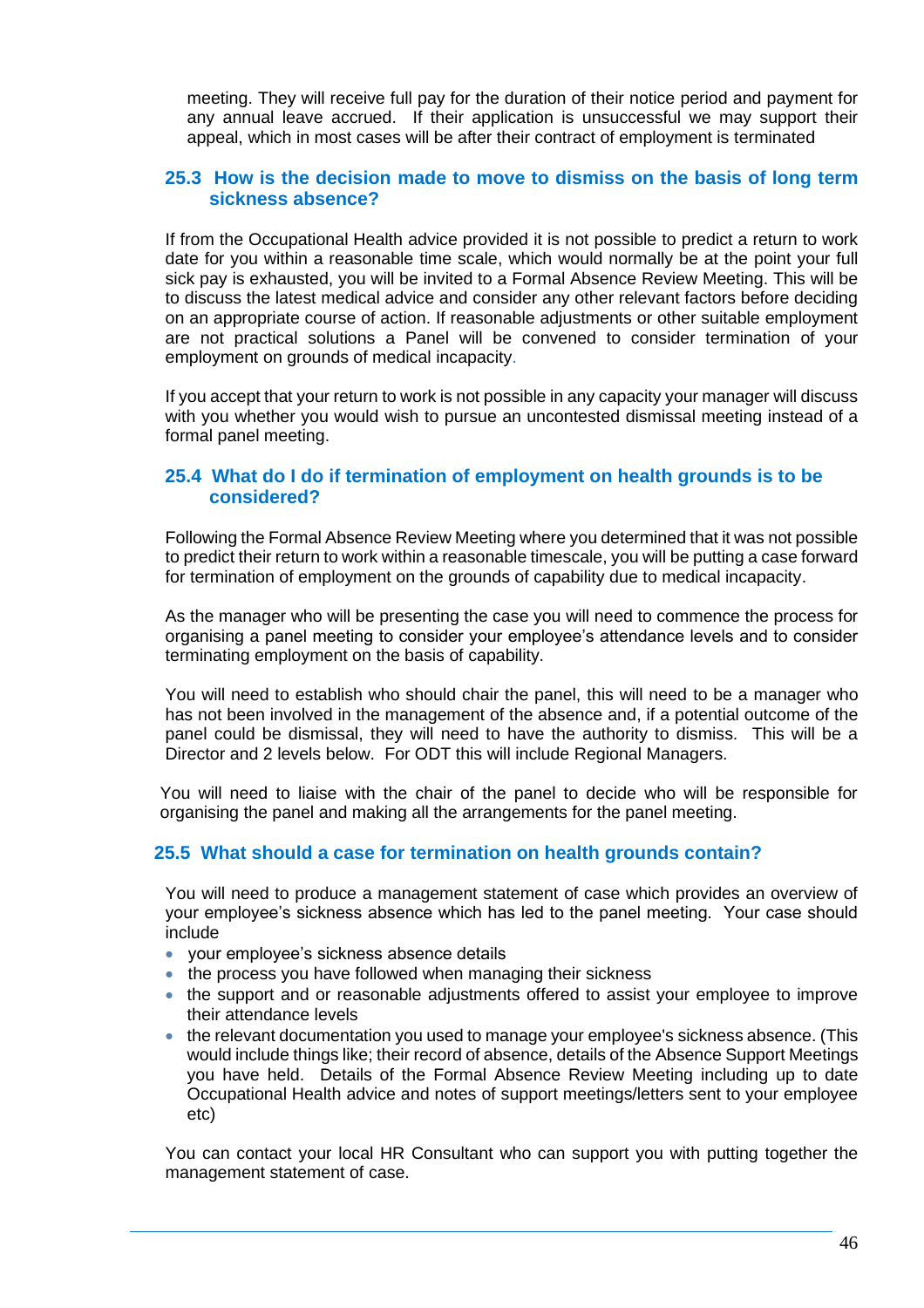meeting. They will receive full pay for the duration of their notice period and payment for any annual leave accrued. If their application is unsuccessful we may support their appeal, which in most cases will be after their contract of employment is terminated

### 25.3 How is the decision made to move to dismiss on the basis of long term sickness absence?

If from the Occupational Health advice provided it is not possible to predict a return to work date for you within a reasonable time scale, which would normally be at the point your full sick pay is exhausted, you will be invited to a Formal Absence Review Meeting. This will be to discuss the latest medical advice and consider any other relevant factors before deciding on an appropriate course of action. If reasonable adjustments or other suitable employment are not practical solutions a Panel will be convened to consider termination of your employment on grounds of medical incapacity.

If you accept that your return to work is not possible in any capacity your manager will discuss with you whether you would wish to pursue an uncontested dismissal meeting instead of a formal panel meeting.

### 25.4 What do I do if termination of employment on health grounds is to be considered?

Following the Formal Absence Review Meeting where you determined that it was not possible to predict their return to work within a reasonable timescale, you will be putting a case forward for termination of employment on the grounds of capability due to medical incapacity.

As the manager who will be presenting the case you will need to commence the process for organising a panel meeting to consider your employee's attendance levels and to consider terminating employment on the basis of capability.

You will need to establish who should chair the panel, this will need to be a manager who has not been involved in the management of the absence and, if a potential outcome of the panel could be dismissal, they will need to have the authority to dismiss. This will be a Director and 2 levels below. For ODT this will include Regional Managers.

You will need to liaise with the chair of the panel to decide who will be responsible for organising the panel and making all the arrangements for the panel meeting.

### 25.5 What should a case for termination on health grounds contain?

You will need to produce a management statement of case which provides an overview of your employee's sickness absence which has led to the panel meeting. Your case should include

- your employee's sickness absence details
- the process you have followed when managing their sickness
- the support and or reasonable adjustments offered to assist your employee to improve their attendance levels
- the relevant documentation you used to manage your employee's sickness absence. (This would include things like; their record of absence, details of the Absence Support Meetings you have held. Details of the Formal Absence Review Meeting including up to date Occupational Health advice and notes of support meetings/letters sent to your employee etc)

You can contact your local HR Consultant who can support you with putting together the management statement of case.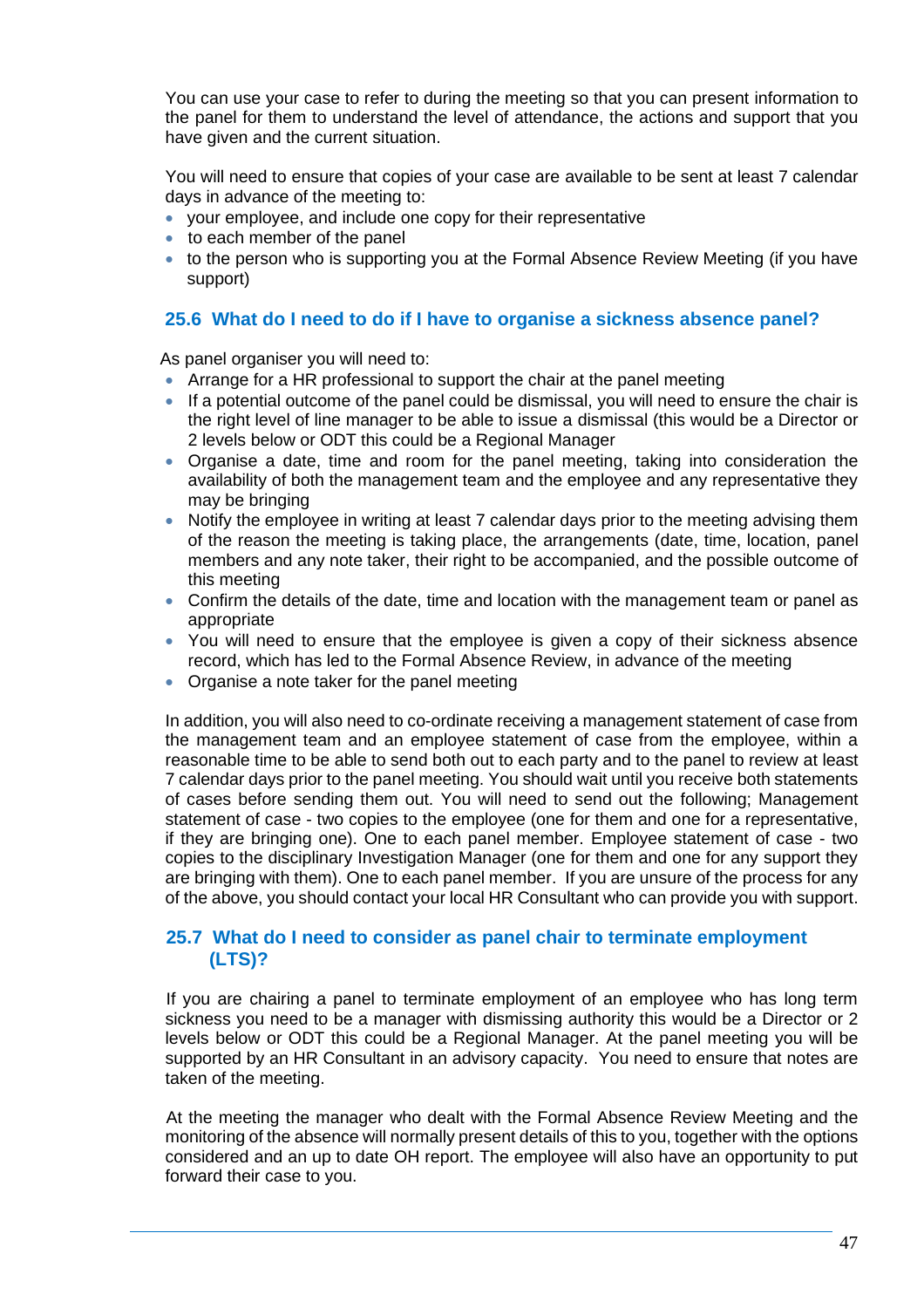You can use your case to refer to during the meeting so that you can present information to the panel for them to understand the level of attendance, the actions and support that you have given and the current situation.

You will need to ensure that copies of your case are available to be sent at least 7 calendar days in advance of the meeting to:

- your employee, and include one copy for their representative
- to each member of the panel
- to the person who is supporting you at the Formal Absence Review Meeting (if you have support)

### 25.6 What do I need to do if I have to organise a sickness absence panel?

As panel organiser you will need to:

- Arrange for a HR professional to support the chair at the panel meeting
- If a potential outcome of the panel could be dismissal, you will need to ensure the chair is the right level of line manager to be able to issue a dismissal (this would be a Director or 2 levels below or ODT this could be a Regional Manager
- Organise a date, time and room for the panel meeting, taking into consideration the availability of both the management team and the employee and any representative they may be bringing
- Notify the employee in writing at least 7 calendar days prior to the meeting advising them of the reason the meeting is taking place, the arrangements (date, time, location, panel members and any note taker, their right to be accompanied, and the possible outcome of this meeting
- Confirm the details of the date, time and location with the management team or panel as appropriate
- You will need to ensure that the employee is given a copy of their sickness absence record, which has led to the Formal Absence Review, in advance of the meeting
- Organise a note taker for the panel meeting

In addition, you will also need to co-ordinate receiving a management statement of case from the management team and an employee statement of case from the employee, within a reasonable time to be able to send both out to each party and to the panel to review at least 7 calendar days prior to the panel meeting. You should wait until you receive both statements of cases before sending them out. You will need to send out the following; Management statement of case - two copies to the employee (one for them and one for a representative, if they are bringing one). One to each panel member. Employee statement of case - two copies to the disciplinary Investigation Manager (one for them and one for any support they are bringing with them). One to each panel member. If you are unsure of the process for any of the above, you should contact your local HR Consultant who can provide you with support.

### 25.7 What do I need to consider as panel chair to terminate employment (LTS)?

If you are chairing a panel to terminate employment of an employee who has long term sickness you need to be a manager with dismissing authority this would be a Director or 2 levels below or ODT this could be a Regional Manager. At the panel meeting you will be supported by an HR Consultant in an advisory capacity. You need to ensure that notes are taken of the meeting.

At the meeting the manager who dealt with the Formal Absence Review Meeting and the monitoring of the absence will normally present details of this to you, together with the options considered and an up to date OH report. The employee will also have an opportunity to put forward their case to you.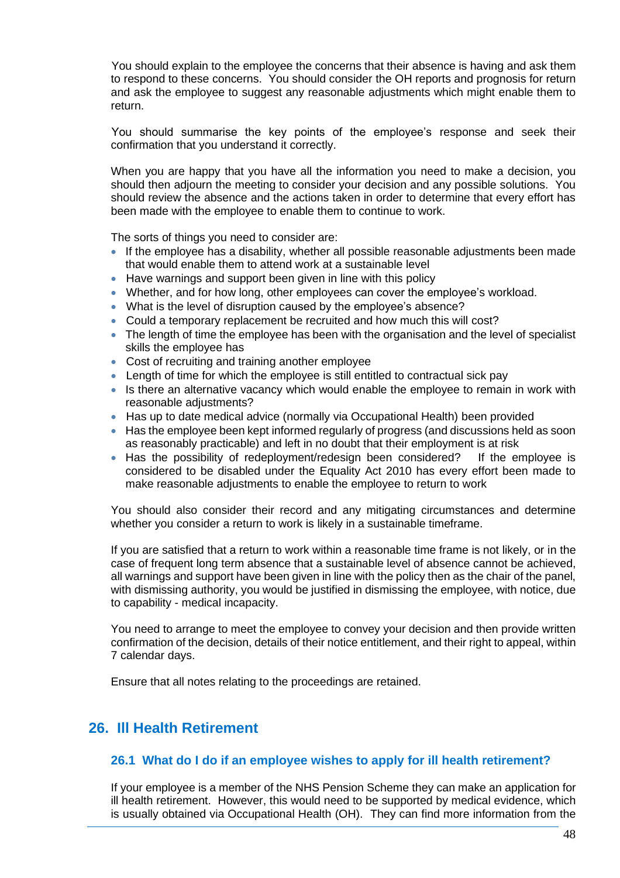You should explain to the employee the concerns that their absence is having and ask them to respond to these concerns. You should consider the OH reports and prognosis for return and ask the employee to suggest any reasonable adjustments which might enable them to return.

You should summarise the key points of the employee's response and seek their confirmation that you understand it correctly.

When you are happy that you have all the information you need to make a decision, you should then adjourn the meeting to consider your decision and any possible solutions. You should review the absence and the actions taken in order to determine that every effort has been made with the employee to enable them to continue to work.

The sorts of things you need to consider are:

- If the employee has a disability, whether all possible reasonable adjustments been made that would enable them to attend work at a sustainable level
- Have warnings and support been given in line with this policy
- Whether, and for how long, other employees can cover the employee's workload.
- What is the level of disruption caused by the employee's absence?
- Could a temporary replacement be recruited and how much this will cost?
- The length of time the employee has been with the organisation and the level of specialist skills the employee has
- Cost of recruiting and training another employee
- Length of time for which the employee is still entitled to contractual sick pay
- Is there an alternative vacancy which would enable the employee to remain in work with reasonable adjustments?
- Has up to date medical advice (normally via Occupational Health) been provided
- Has the employee been kept informed regularly of progress (and discussions held as soon as reasonably practicable) and left in no doubt that their employment is at risk
- Has the possibility of redeployment/redesign been considered? If the employee is considered to be disabled under the Equality Act 2010 has every effort been made to make reasonable adjustments to enable the employee to return to work

You should also consider their record and any mitigating circumstances and determine whether you consider a return to work is likely in a sustainable timeframe.

If you are satisfied that a return to work within a reasonable time frame is not likely, or in the case of frequent long term absence that a sustainable level of absence cannot be achieved, all warnings and support have been given in line with the policy then as the chair of the panel, with dismissing authority, you would be justified in dismissing the employee, with notice, due to capability - medical incapacity.

You need to arrange to meet the employee to convey your decision and then provide written confirmation of the decision, details of their notice entitlement, and their right to appeal, within 7 calendar days.

Ensure that all notes relating to the proceedings are retained.

## 26. Ill Health Retirement

### 26.1 What do I do if an employee wishes to apply for ill health retirement?

If your employee is a member of the NHS Pension Scheme they can make an application for ill health retirement. However, this would need to be supported by medical evidence, which is usually obtained via Occupational Health (OH). They can find more information from the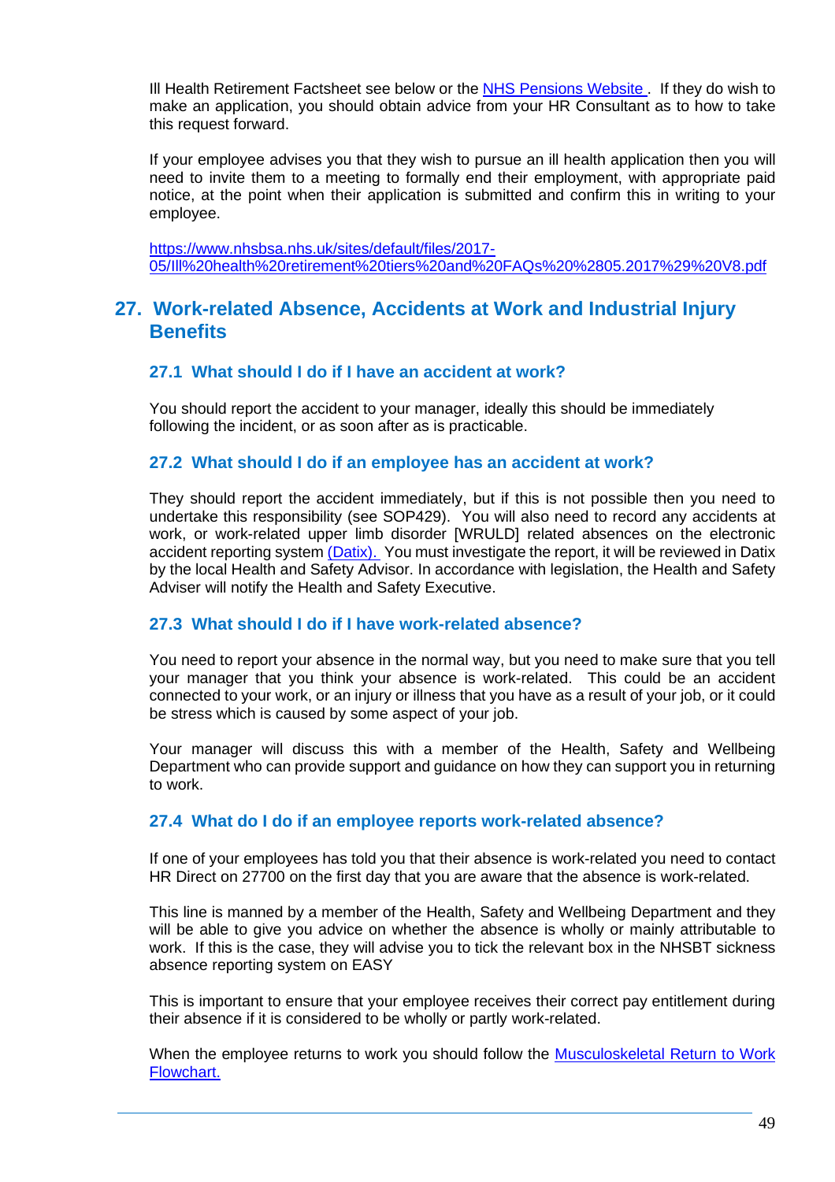Ill Health Retirement Factsheet see below or the NHS Pensions Website . If they do wish to make an application, you should obtain advice from your HR Consultant as to how to take this request forward.

If your employee advises you that they wish to pursue an ill health application then you will need to invite them to a meeting to formally end their employment, with appropriate paid notice, at the point when their application is submitted and confirm this in writing to your employee.

https://www.nhsbsa.nhs.uk/sites/default/files/2017-05/Ill%20health%20retirement%20tiers%20and%20FAQs%20%2805.2017%29%20V8.pdf

## 27. Work-related Absence, Accidents at Work and Industrial Injury Benefits

### 27.1 What should I do if I have an accident at work?

You should report the accident to your manager, ideally this should be immediately following the incident, or as soon after as is practicable.

### 27.2 What should I do if an employee has an accident at work?

They should report the accident immediately, but if this is not possible then you need to undertake this responsibility (see SOP429). You will also need to record any accidents at work, or work-related upper limb disorder [WRULD] related absences on the electronic accident reporting system (Datix). You must investigate the report, it will be reviewed in Datix by the local Health and Safety Advisor. In accordance with legislation, the Health and Safety Adviser will notify the Health and Safety Executive.

### 27.3 What should I do if I have work-related absence?

You need to report your absence in the normal way, but you need to make sure that you tell your manager that you think your absence is work-related. This could be an accident connected to your work, or an injury or illness that you have as a result of your job, or it could be stress which is caused by some aspect of your job.

Your manager will discuss this with a member of the Health, Safety and Wellbeing Department who can provide support and guidance on how they can support you in returning to work.

### 27.4 What do I do if an employee reports work-related absence?

If one of your employees has told you that their absence is work-related you need to contact HR Direct on 27700 on the first day that you are aware that the absence is work-related.

This line is manned by a member of the Health, Safety and Wellbeing Department and they will be able to give you advice on whether the absence is wholly or mainly attributable to work. If this is the case, they will advise you to tick the relevant box in the NHSBT sickness absence reporting system on EASY

This is important to ensure that your employee receives their correct pay entitlement during their absence if it is considered to be wholly or partly work-related.

When the employee returns to work you should follow the Musculoskeletal Return to Work Flowchart.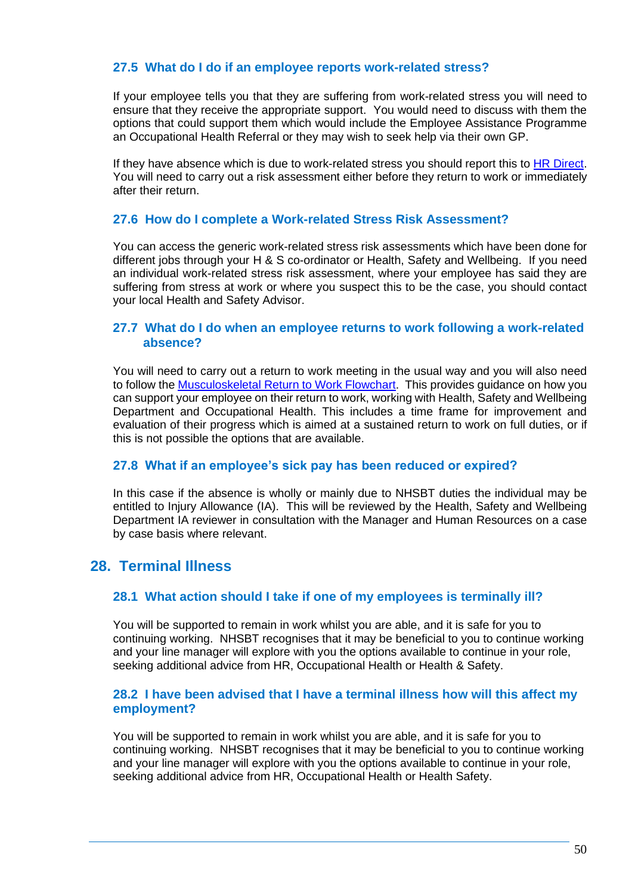### 27.5 What do I do if an employee reports work-related stress?

If your employee tells you that they are suffering from work-related stress you will need to ensure that they receive the appropriate support. You would need to discuss with them the options that could support them which would include the Employee Assistance Programme an Occupational Health Referral or they may wish to seek help via their own GP.

If they have absence which is due to work-related stress you should report this to HR Direct. You will need to carry out a risk assessment either before they return to work or immediately after their return.

### 27.6 How do I complete a Work-related Stress Risk Assessment?

You can access the generic work-related stress risk assessments which have been done for different jobs through your H & S co-ordinator or Health, Safety and Wellbeing. If you need an individual work-related stress risk assessment, where your employee has said they are suffering from stress at work or where you suspect this to be the case, you should contact your local Health and Safety Advisor.

### 27.7 What do I do when an employee returns to work following a work-related absence?

You will need to carry out a return to work meeting in the usual way and you will also need to follow the Musculoskeletal Return to Work Flowchart. This provides guidance on how you can support your employee on their return to work, working with Health, Safety and Wellbeing Department and Occupational Health. This includes a time frame for improvement and evaluation of their progress which is aimed at a sustained return to work on full duties, or if this is not possible the options that are available.

### 27.8 What if an employee's sick pay has been reduced or expired?

In this case if the absence is wholly or mainly due to NHSBT duties the individual may be entitled to Injury Allowance (IA). This will be reviewed by the Health, Safety and Wellbeing Department IA reviewer in consultation with the Manager and Human Resources on a case by case basis where relevant.

## 28. Terminal Illness

### 28.1 What action should I take if one of my employees is terminally ill?

You will be supported to remain in work whilst you are able, and it is safe for you to continuing working. NHSBT recognises that it may be beneficial to you to continue working and your line manager will explore with you the options available to continue in your role, seeking additional advice from HR, Occupational Health or Health & Safety.

### 28.2 I have been advised that I have a terminal illness how will this affect my employment?

You will be supported to remain in work whilst you are able, and it is safe for you to continuing working. NHSBT recognises that it may be beneficial to you to continue working and your line manager will explore with you the options available to continue in your role, seeking additional advice from HR, Occupational Health or Health Safety.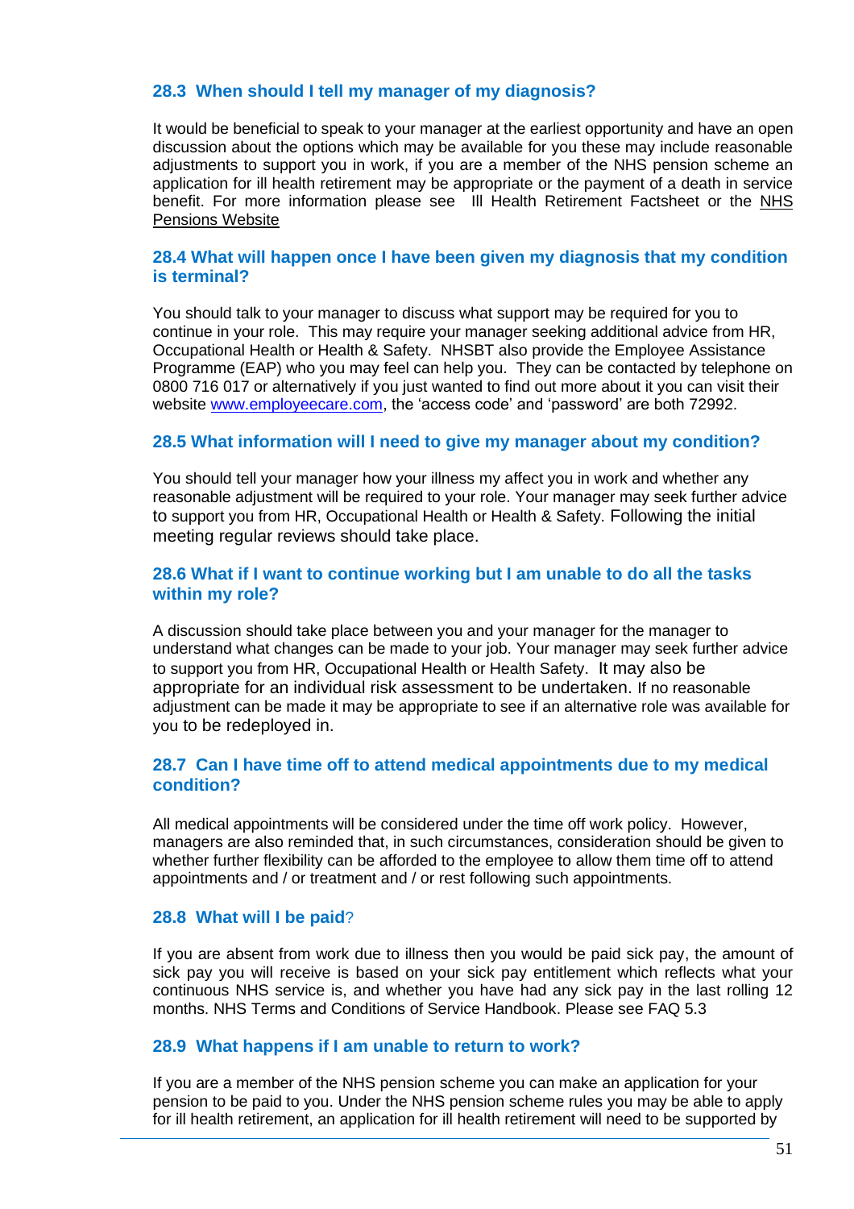### 28.3 When should I tell my manager of my diagnosis?

It would be beneficial to speak to your manager at the earliest opportunity and have an open discussion about the options which may be available for you these may include reasonable adjustments to support you in work, if you are a member of the NHS pension scheme an application for ill health retirement may be appropriate or the payment of a death in service benefit. For more information please see Ill Health Retirement Factsheet or the NHS Pensions Website

### 28.4 What will happen once I have been given my diagnosis that my condition is terminal?

You should talk to your manager to discuss what support may be required for you to continue in your role. This may require your manager seeking additional advice from HR, Occupational Health or Health & Safety. NHSBT also provide the Employee Assistance Programme (EAP) who you may feel can help you. They can be contacted by telephone on 0800 716 017 or alternatively if you just wanted to find out more about it you can visit their website www.employeecare.com, the 'access code' and 'password' are both 72992.

### 28.5 What information will I need to give my manager about my condition?

You should tell your manager how your illness my affect you in work and whether any reasonable adjustment will be required to your role. Your manager may seek further advice to support you from HR, Occupational Health or Health & Safety. Following the initial meeting regular reviews should take place.

### 28.6 What if I want to continue working but I am unable to do all the tasks within my role?

A discussion should take place between you and your manager for the manager to understand what changes can be made to your job. Your manager may seek further advice to support you from HR, Occupational Health or Health Safety. It may also be appropriate for an individual risk assessment to be undertaken. If no reasonable adjustment can be made it may be appropriate to see if an alternative role was available for you to be redeployed in.

### 28.7 Can I have time off to attend medical appointments due to my medical condition?

All medical appointments will be considered under the time off work policy. However, managers are also reminded that, in such circumstances, consideration should be given to whether further flexibility can be afforded to the employee to allow them time off to attend appointments and / or treatment and / or rest following such appointments.

### 28.8 What will I be paid?

If you are absent from work due to illness then you would be paid sick pay, the amount of sick pay you will receive is based on your sick pay entitlement which reflects what your continuous NHS service is, and whether you have had any sick pay in the last rolling 12 months. NHS Terms and Conditions of Service Handbook. Please see FAQ 5.3

### 28.9 What happens if I am unable to return to work?

If you are a member of the NHS pension scheme you can make an application for your pension to be paid to you. Under the NHS pension scheme rules you may be able to apply for ill health retirement, an application for ill health retirement will need to be supported by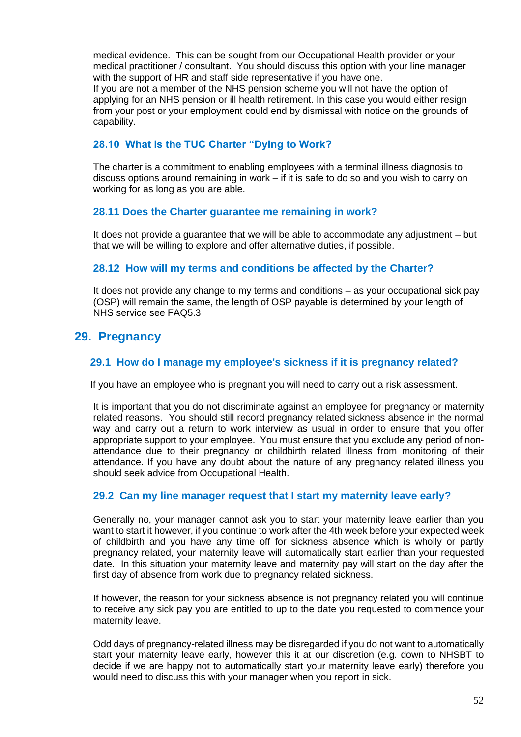medical evidence. This can be sought from our Occupational Health provider or your medical practitioner / consultant. You should discuss this option with your line manager with the support of HR and staff side representative if you have one.
If you are not a member of the NHS pension scheme you will not have the option of applying for an NHS pension or ill health retirement. In this case you would either resign from your post or your employment could end by dismissal with notice on the grounds of capability.

### 28.10 What is the TUC Charter "Dying to Work?

The charter is a commitment to enabling employees with a terminal illness diagnosis to discuss options around remaining in work – if it is safe to do so and you wish to carry on working for as long as you are able.

### 28.11 Does the Charter guarantee me remaining in work?

It does not provide a guarantee that we will be able to accommodate any adjustment – but that we will be willing to explore and offer alternative duties, if possible.

### 28.12 How will my terms and conditions be affected by the Charter?

It does not provide any change to my terms and conditions – as your occupational sick pay (OSP) will remain the same, the length of OSP payable is determined by your length of NHS service see FAQ5.3

## 29. Pregnancy

### 29.1 How do I manage my employee's sickness if it is pregnancy related?

If you have an employee who is pregnant you will need to carry out a risk assessment.

It is important that you do not discriminate against an employee for pregnancy or maternity related reasons. You should still record pregnancy related sickness absence in the normal way and carry out a return to work interview as usual in order to ensure that you offer appropriate support to your employee. You must ensure that you exclude any period of non-attendance due to their pregnancy or childbirth related illness from monitoring of their attendance. If you have any doubt about the nature of any pregnancy related illness you should seek advice from Occupational Health.

### 29.2 Can my line manager request that I start my maternity leave early?

Generally no, your manager cannot ask you to start your maternity leave earlier than you want to start it however, if you continue to work after the 4th week before your expected week of childbirth and you have any time off for sickness absence which is wholly or partly pregnancy related, your maternity leave will automatically start earlier than your requested date. In this situation your maternity leave and maternity pay will start on the day after the first day of absence from work due to pregnancy related sickness.

If however, the reason for your sickness absence is not pregnancy related you will continue to receive any sick pay you are entitled to up to the date you requested to commence your maternity leave.

Odd days of pregnancy-related illness may be disregarded if you do not want to automatically start your maternity leave early, however this it at our discretion (e.g. down to NHSBT to decide if we are happy not to automatically start your maternity leave early) therefore you would need to discuss this with your manager when you report in sick.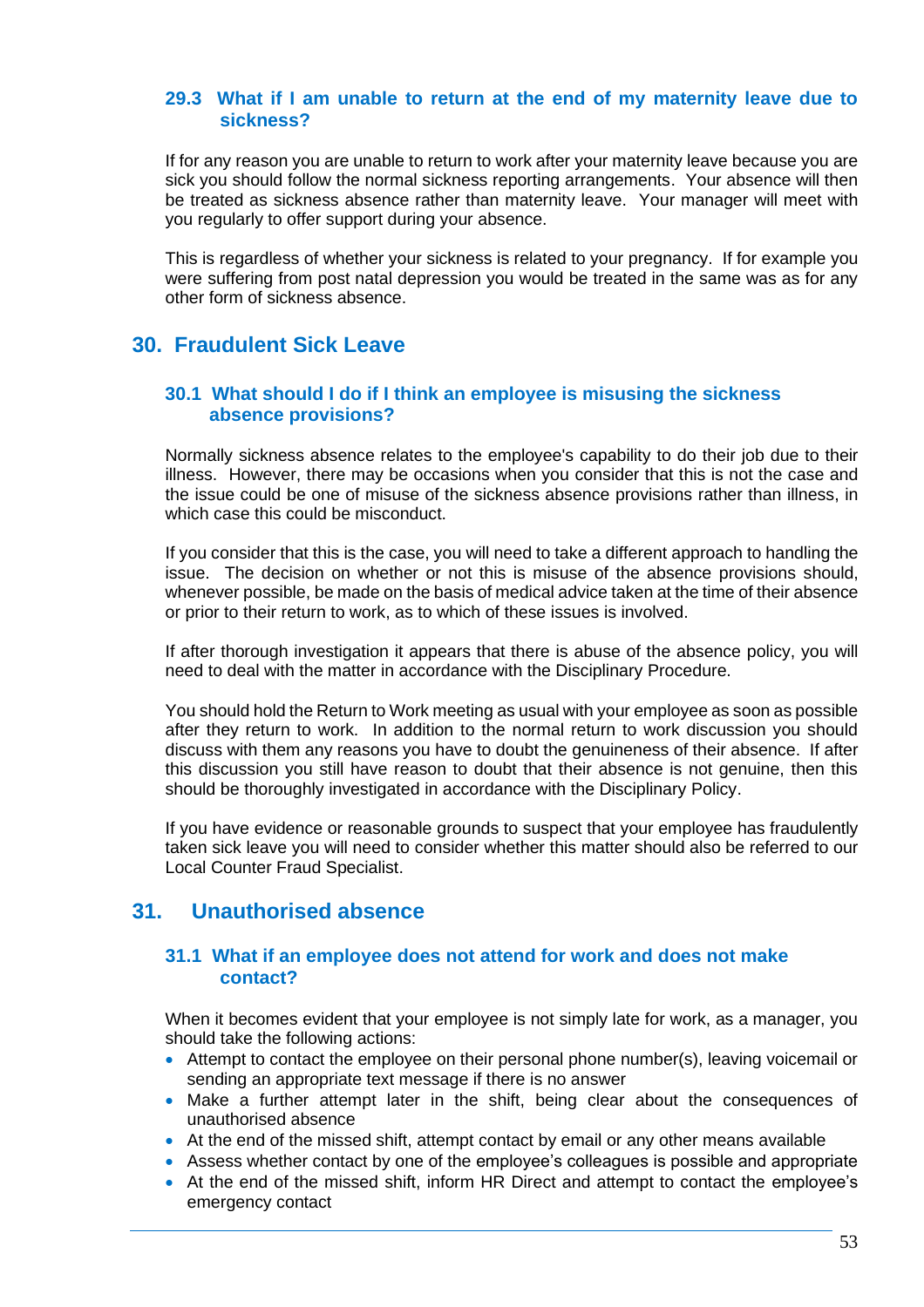### 29.3 What if I am unable to return at the end of my maternity leave due to sickness?

If for any reason you are unable to return to work after your maternity leave because you are sick you should follow the normal sickness reporting arrangements. Your absence will then be treated as sickness absence rather than maternity leave. Your manager will meet with you regularly to offer support during your absence.

This is regardless of whether your sickness is related to your pregnancy. If for example you were suffering from post natal depression you would be treated in the same was as for any other form of sickness absence.

## 30. Fraudulent Sick Leave

### 30.1 What should I do if I think an employee is misusing the sickness absence provisions?

Normally sickness absence relates to the employee's capability to do their job due to their illness. However, there may be occasions when you consider that this is not the case and the issue could be one of misuse of the sickness absence provisions rather than illness, in which case this could be misconduct.

If you consider that this is the case, you will need to take a different approach to handling the issue. The decision on whether or not this is misuse of the absence provisions should, whenever possible, be made on the basis of medical advice taken at the time of their absence or prior to their return to work, as to which of these issues is involved.

If after thorough investigation it appears that there is abuse of the absence policy, you will need to deal with the matter in accordance with the Disciplinary Procedure.

You should hold the Return to Work meeting as usual with your employee as soon as possible after they return to work. In addition to the normal return to work discussion you should discuss with them any reasons you have to doubt the genuineness of their absence. If after this discussion you still have reason to doubt that their absence is not genuine, then this should be thoroughly investigated in accordance with the Disciplinary Policy.

If you have evidence or reasonable grounds to suspect that your employee has fraudulently taken sick leave you will need to consider whether this matter should also be referred to our Local Counter Fraud Specialist.

## 31. Unauthorised absence

### 31.1 What if an employee does not attend for work and does not make contact?

When it becomes evident that your employee is not simply late for work, as a manager, you should take the following actions:

- Attempt to contact the employee on their personal phone number(s), leaving voicemail or sending an appropriate text message if there is no answer
- Make a further attempt later in the shift, being clear about the consequences of unauthorised absence
- At the end of the missed shift, attempt contact by email or any other means available
- Assess whether contact by one of the employee's colleagues is possible and appropriate
- At the end of the missed shift, inform HR Direct and attempt to contact the employee's emergency contact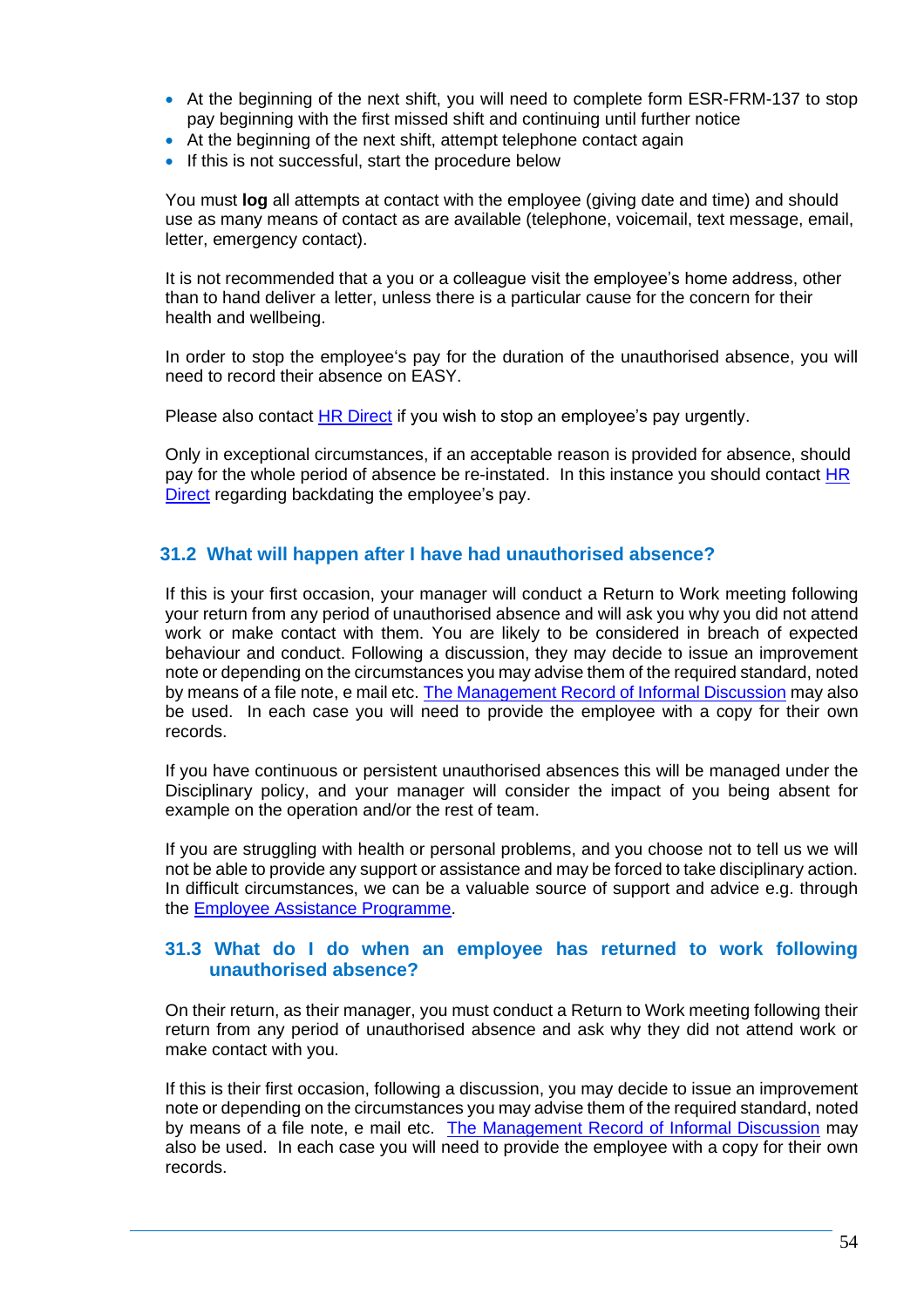- At the beginning of the next shift, you will need to complete form ESR-FRM-137 to stop pay beginning with the first missed shift and continuing until further notice
- At the beginning of the next shift, attempt telephone contact again
- If this is not successful, start the procedure below

You must **log** all attempts at contact with the employee (giving date and time) and should use as many means of contact as are available (telephone, voicemail, text message, email, letter, emergency contact).

It is not recommended that a you or a colleague visit the employee's home address, other than to hand deliver a letter, unless there is a particular cause for the concern for their health and wellbeing.

In order to stop the employee's pay for the duration of the unauthorised absence, you will need to record their absence on EASY.

Please also contact HR Direct if you wish to stop an employee's pay urgently.

Only in exceptional circumstances, if an acceptable reason is provided for absence, should pay for the whole period of absence be re-instated. In this instance you should contact HR Direct regarding backdating the employee's pay.

### 31.2 What will happen after I have had unauthorised absence?

If this is your first occasion, your manager will conduct a Return to Work meeting following your return from any period of unauthorised absence and will ask you why you did not attend work or make contact with them. You are likely to be considered in breach of expected behaviour and conduct. Following a discussion, they may decide to issue an improvement note or depending on the circumstances you may advise them of the required standard, noted by means of a file note, e mail etc. The Management Record of Informal Discussion may also be used. In each case you will need to provide the employee with a copy for their own records.

If you have continuous or persistent unauthorised absences this will be managed under the Disciplinary policy, and your manager will consider the impact of you being absent for example on the operation and/or the rest of team.

If you are struggling with health or personal problems, and you choose not to tell us we will not be able to provide any support or assistance and may be forced to take disciplinary action. In difficult circumstances, we can be a valuable source of support and advice e.g. through the Employee Assistance Programme.

### 31.3 What do I do when an employee has returned to work following unauthorised absence?

On their return, as their manager, you must conduct a Return to Work meeting following their return from any period of unauthorised absence and ask why they did not attend work or make contact with you.

If this is their first occasion, following a discussion, you may decide to issue an improvement note or depending on the circumstances you may advise them of the required standard, noted by means of a file note, e mail etc. The Management Record of Informal Discussion may also be used. In each case you will need to provide the employee with a copy for their own records.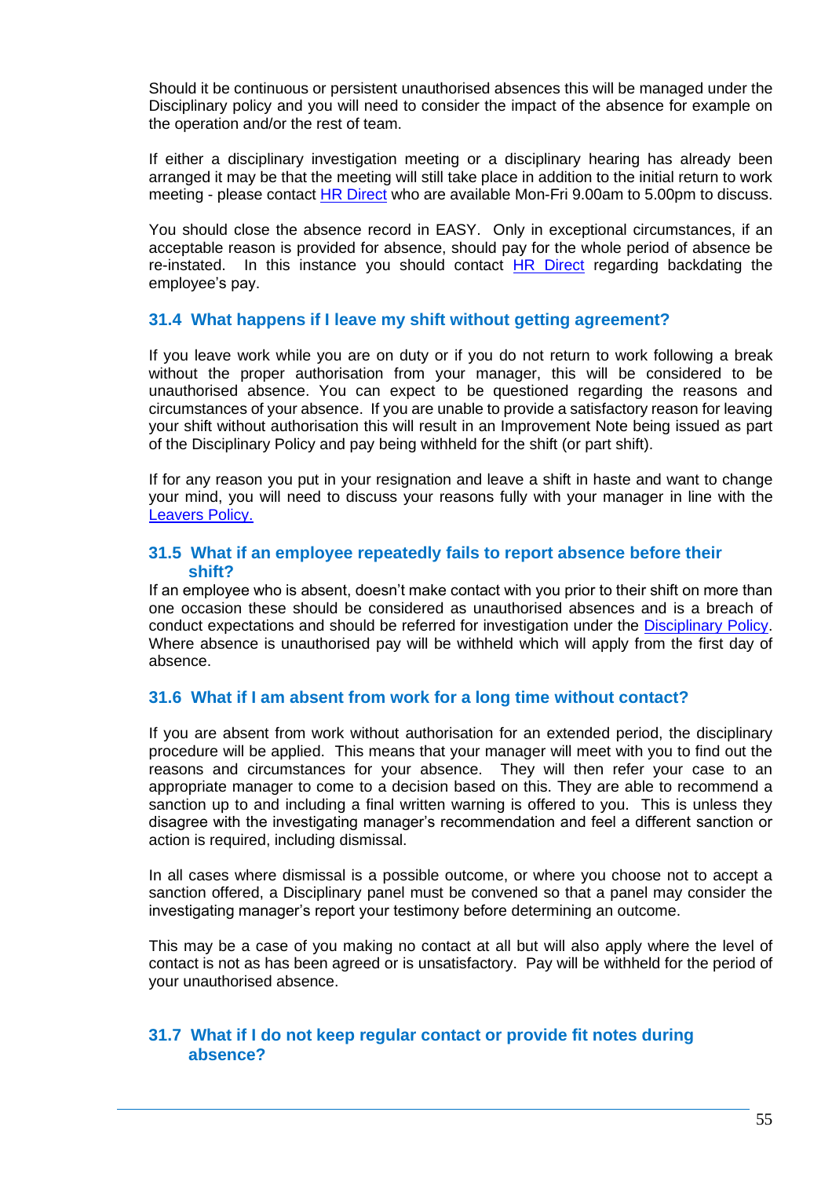Should it be continuous or persistent unauthorised absences this will be managed under the Disciplinary policy and you will need to consider the impact of the absence for example on the operation and/or the rest of team.

If either a disciplinary investigation meeting or a disciplinary hearing has already been arranged it may be that the meeting will still take place in addition to the initial return to work meeting - please contact HR Direct who are available Mon-Fri 9.00am to 5.00pm to discuss.

You should close the absence record in EASY. Only in exceptional circumstances, if an acceptable reason is provided for absence, should pay for the whole period of absence be re-instated. In this instance you should contact HR Direct regarding backdating the employee's pay.

### 31.4 What happens if I leave my shift without getting agreement?

If you leave work while you are on duty or if you do not return to work following a break without the proper authorisation from your manager, this will be considered to be unauthorised absence. You can expect to be questioned regarding the reasons and circumstances of your absence. If you are unable to provide a satisfactory reason for leaving your shift without authorisation this will result in an Improvement Note being issued as part of the Disciplinary Policy and pay being withheld for the shift (or part shift).

If for any reason you put in your resignation and leave a shift in haste and want to change your mind, you will need to discuss your reasons fully with your manager in line with the Leavers Policy.

### 31.5 What if an employee repeatedly fails to report absence before their shift?

If an employee who is absent, doesn't make contact with you prior to their shift on more than one occasion these should be considered as unauthorised absences and is a breach of conduct expectations and should be referred for investigation under the Disciplinary Policy. Where absence is unauthorised pay will be withheld which will apply from the first day of absence.

### 31.6 What if I am absent from work for a long time without contact?

If you are absent from work without authorisation for an extended period, the disciplinary procedure will be applied. This means that your manager will meet with you to find out the reasons and circumstances for your absence. They will then refer your case to an appropriate manager to come to a decision based on this. They are able to recommend a sanction up to and including a final written warning is offered to you. This is unless they disagree with the investigating manager's recommendation and feel a different sanction or action is required, including dismissal.

In all cases where dismissal is a possible outcome, or where you choose not to accept a sanction offered, a Disciplinary panel must be convened so that a panel may consider the investigating manager's report your testimony before determining an outcome.

This may be a case of you making no contact at all but will also apply where the level of contact is not as has been agreed or is unsatisfactory. Pay will be withheld for the period of your unauthorised absence.

### 31.7 What if I do not keep regular contact or provide fit notes during absence?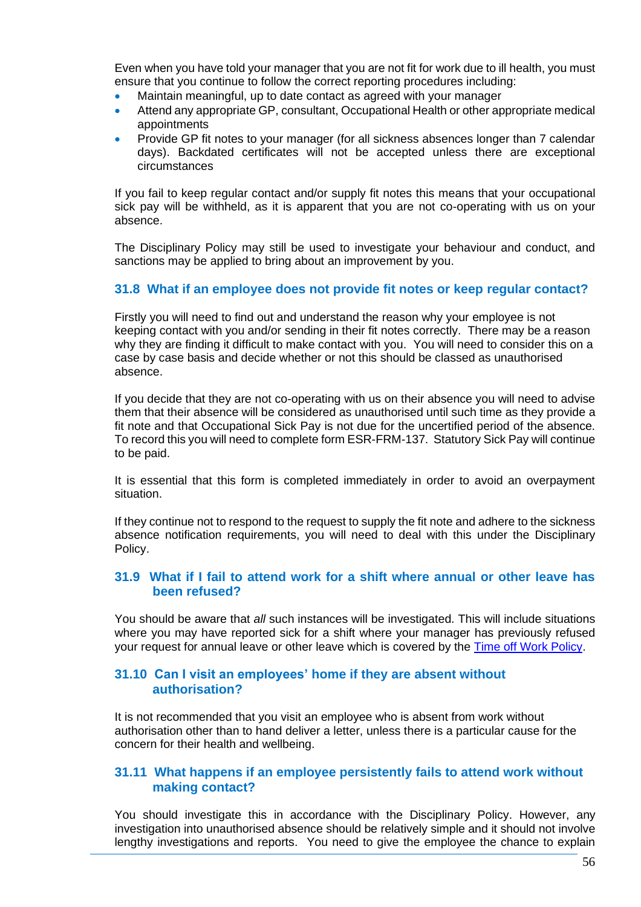Even when you have told your manager that you are not fit for work due to ill health, you must ensure that you continue to follow the correct reporting procedures including:

- Maintain meaningful, up to date contact as agreed with your manager
- Attend any appropriate GP, consultant, Occupational Health or other appropriate medical appointments
- Provide GP fit notes to your manager (for all sickness absences longer than 7 calendar days). Backdated certificates will not be accepted unless there are exceptional circumstances

If you fail to keep regular contact and/or supply fit notes this means that your occupational sick pay will be withheld, as it is apparent that you are not co-operating with us on your absence.

The Disciplinary Policy may still be used to investigate your behaviour and conduct, and sanctions may be applied to bring about an improvement by you.

### 31.8 What if an employee does not provide fit notes or keep regular contact?

Firstly you will need to find out and understand the reason why your employee is not keeping contact with you and/or sending in their fit notes correctly. There may be a reason why they are finding it difficult to make contact with you. You will need to consider this on a case by case basis and decide whether or not this should be classed as unauthorised absence.

If you decide that they are not co-operating with us on their absence you will need to advise them that their absence will be considered as unauthorised until such time as they provide a fit note and that Occupational Sick Pay is not due for the uncertified period of the absence. To record this you will need to complete form ESR-FRM-137. Statutory Sick Pay will continue to be paid.

It is essential that this form is completed immediately in order to avoid an overpayment situation.

If they continue not to respond to the request to supply the fit note and adhere to the sickness absence notification requirements, you will need to deal with this under the Disciplinary Policy.

### 31.9 What if I fail to attend work for a shift where annual or other leave has been refused?

You should be aware that *all* such instances will be investigated. This will include situations where you may have reported sick for a shift where your manager has previously refused your request for annual leave or other leave which is covered by the Time off Work Policy.

### 31.10 Can I visit an employees' home if they are absent without authorisation?

It is not recommended that you visit an employee who is absent from work without authorisation other than to hand deliver a letter, unless there is a particular cause for the concern for their health and wellbeing.

### 31.11 What happens if an employee persistently fails to attend work without making contact?

You should investigate this in accordance with the Disciplinary Policy. However, any investigation into unauthorised absence should be relatively simple and it should not involve lengthy investigations and reports. You need to give the employee the chance to explain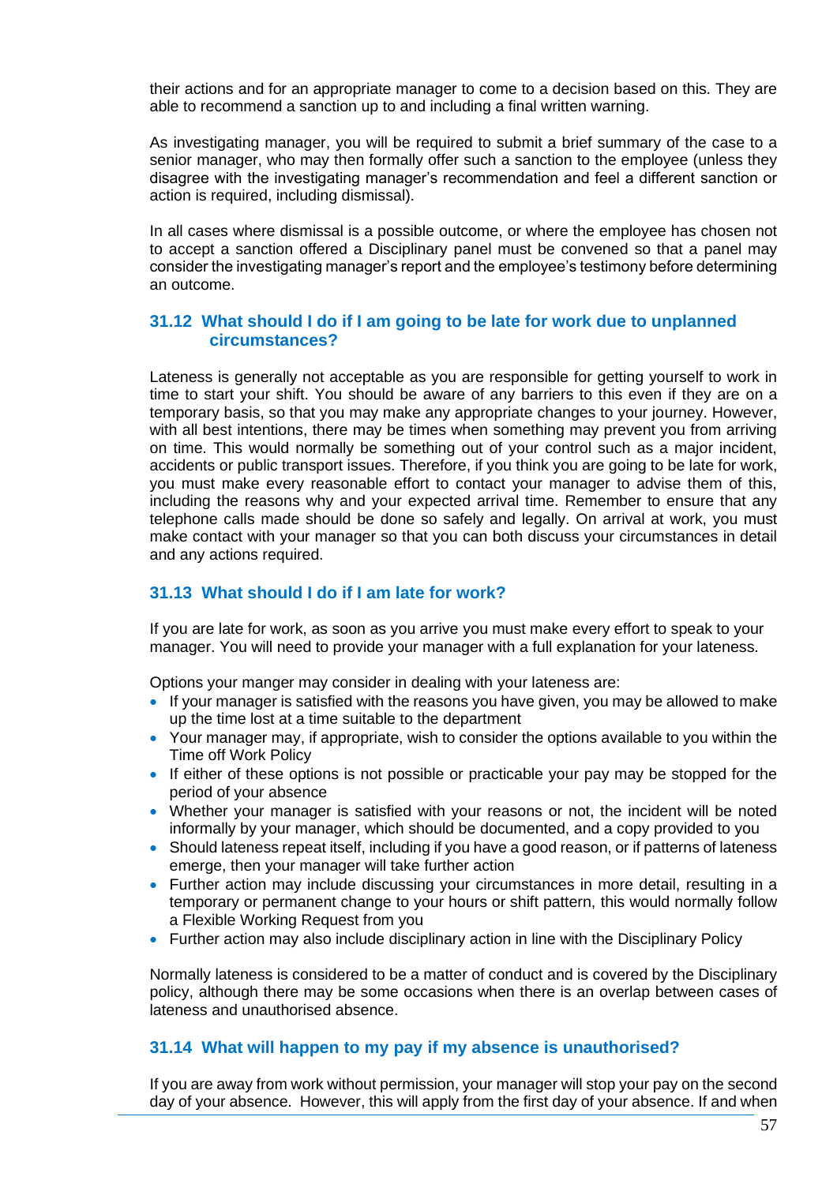their actions and for an appropriate manager to come to a decision based on this. They are able to recommend a sanction up to and including a final written warning.

As investigating manager, you will be required to submit a brief summary of the case to a senior manager, who may then formally offer such a sanction to the employee (unless they disagree with the investigating manager's recommendation and feel a different sanction or action is required, including dismissal).

In all cases where dismissal is a possible outcome, or where the employee has chosen not to accept a sanction offered a Disciplinary panel must be convened so that a panel may consider the investigating manager's report and the employee's testimony before determining an outcome.

### 31.12 What should I do if I am going to be late for work due to unplanned circumstances?

Lateness is generally not acceptable as you are responsible for getting yourself to work in time to start your shift. You should be aware of any barriers to this even if they are on a temporary basis, so that you may make any appropriate changes to your journey. However, with all best intentions, there may be times when something may prevent you from arriving on time. This would normally be something out of your control such as a major incident, accidents or public transport issues. Therefore, if you think you are going to be late for work, you must make every reasonable effort to contact your manager to advise them of this, including the reasons why and your expected arrival time. Remember to ensure that any telephone calls made should be done so safely and legally. On arrival at work, you must make contact with your manager so that you can both discuss your circumstances in detail and any actions required.

### 31.13 What should I do if I am late for work?

If you are late for work, as soon as you arrive you must make every effort to speak to your manager. You will need to provide your manager with a full explanation for your lateness.

Options your manger may consider in dealing with your lateness are:

- If your manager is satisfied with the reasons you have given, you may be allowed to make up the time lost at a time suitable to the department
- Your manager may, if appropriate, wish to consider the options available to you within the Time off Work Policy
- If either of these options is not possible or practicable your pay may be stopped for the period of your absence
- Whether your manager is satisfied with your reasons or not, the incident will be noted informally by your manager, which should be documented, and a copy provided to you
- Should lateness repeat itself, including if you have a good reason, or if patterns of lateness emerge, then your manager will take further action
- Further action may include discussing your circumstances in more detail, resulting in a temporary or permanent change to your hours or shift pattern, this would normally follow a Flexible Working Request from you
- Further action may also include disciplinary action in line with the Disciplinary Policy

Normally lateness is considered to be a matter of conduct and is covered by the Disciplinary policy, although there may be some occasions when there is an overlap between cases of lateness and unauthorised absence.

### 31.14 What will happen to my pay if my absence is unauthorised?

If you are away from work without permission, your manager will stop your pay on the second day of your absence. However, this will apply from the first day of your absence. If and when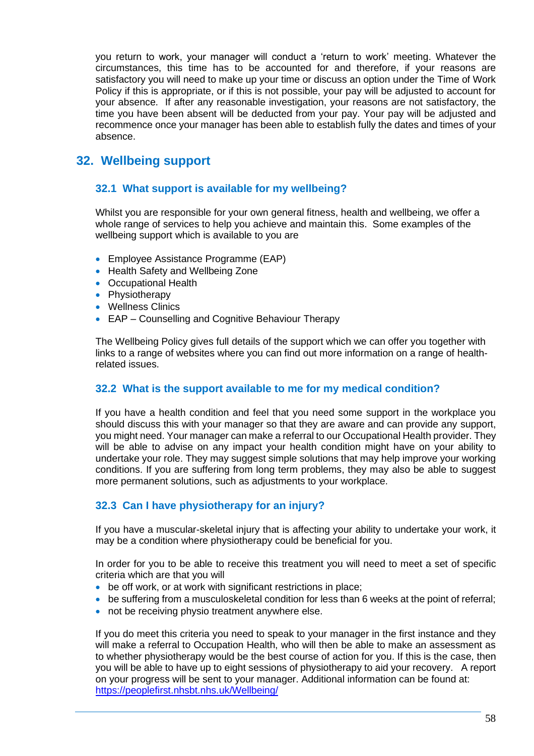you return to work, your manager will conduct a 'return to work' meeting. Whatever the circumstances, this time has to be accounted for and therefore, if your reasons are satisfactory you will need to make up your time or discuss an option under the Time of Work Policy if this is appropriate, or if this is not possible, your pay will be adjusted to account for your absence. If after any reasonable investigation, your reasons are not satisfactory, the time you have been absent will be deducted from your pay. Your pay will be adjusted and recommence once your manager has been able to establish fully the dates and times of your absence.

## 32. Wellbeing support

### 32.1 What support is available for my wellbeing?

Whilst you are responsible for your own general fitness, health and wellbeing, we offer a whole range of services to help you achieve and maintain this. Some examples of the wellbeing support which is available to you are

- Employee Assistance Programme (EAP)
- Health Safety and Wellbeing Zone
- Occupational Health
- Physiotherapy
- Wellness Clinics
- EAP – Counselling and Cognitive Behaviour Therapy

The Wellbeing Policy gives full details of the support which we can offer you together with links to a range of websites where you can find out more information on a range of health-related issues.

### 32.2 What is the support available to me for my medical condition?

If you have a health condition and feel that you need some support in the workplace you should discuss this with your manager so that they are aware and can provide any support, you might need. Your manager can make a referral to our Occupational Health provider. They will be able to advise on any impact your health condition might have on your ability to undertake your role. They may suggest simple solutions that may help improve your working conditions. If you are suffering from long term problems, they may also be able to suggest more permanent solutions, such as adjustments to your workplace.

### 32.3 Can I have physiotherapy for an injury?

If you have a muscular-skeletal injury that is affecting your ability to undertake your work, it may be a condition where physiotherapy could be beneficial for you.

In order for you to be able to receive this treatment you will need to meet a set of specific criteria which are that you will

- be off work, or at work with significant restrictions in place;
- be suffering from a musculoskeletal condition for less than 6 weeks at the point of referral;
- not be receiving physio treatment anywhere else.

If you do meet this criteria you need to speak to your manager in the first instance and they will make a referral to Occupation Health, who will then be able to make an assessment as to whether physiotherapy would be the best course of action for you. If this is the case, then you will be able to have up to eight sessions of physiotherapy to aid your recovery. A report on your progress will be sent to your manager. Additional information can be found at: https://peoplefirst.nhsbt.nhs.uk/Wellbeing/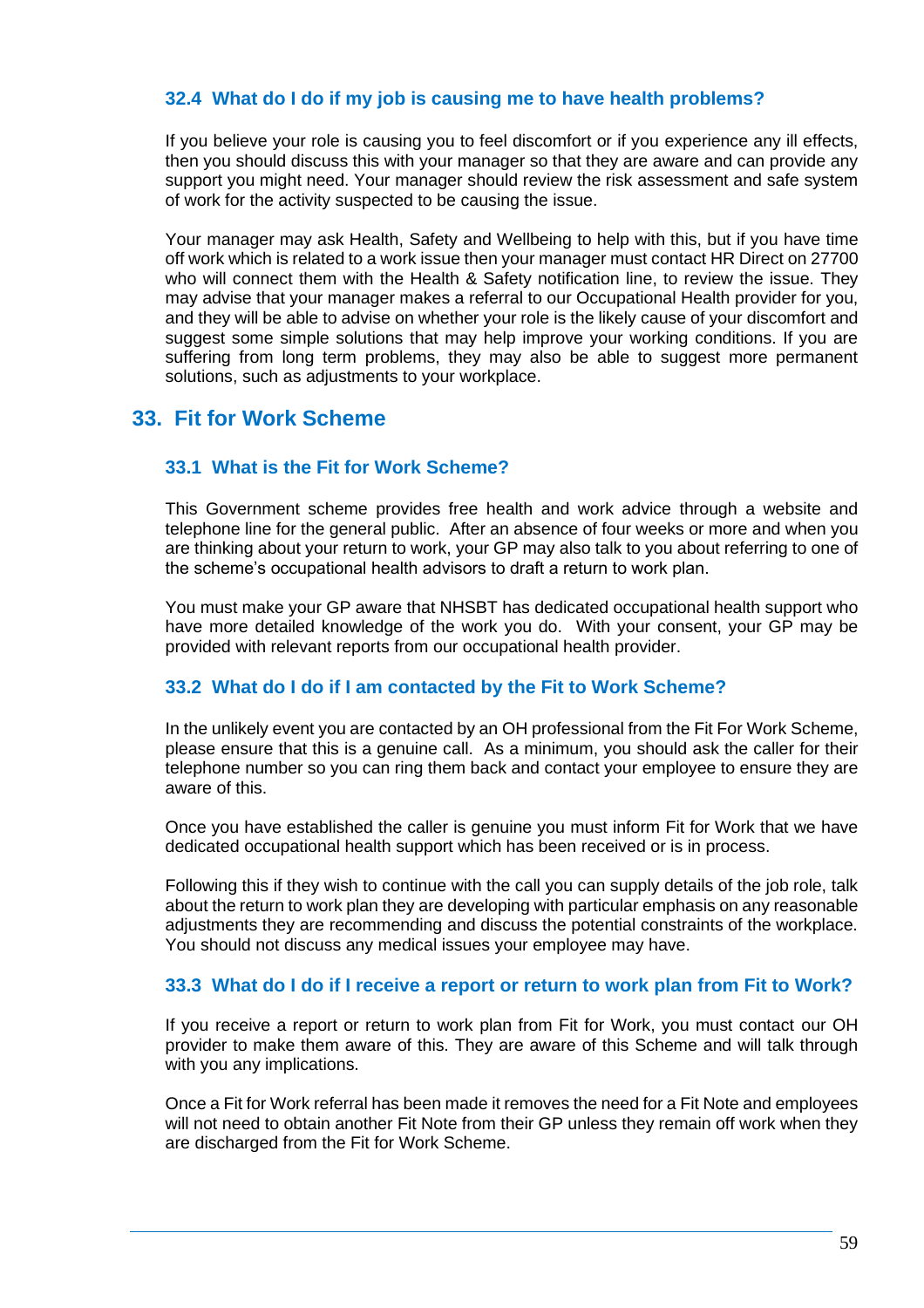### 32.4 What do I do if my job is causing me to have health problems?

If you believe your role is causing you to feel discomfort or if you experience any ill effects, then you should discuss this with your manager so that they are aware and can provide any support you might need. Your manager should review the risk assessment and safe system of work for the activity suspected to be causing the issue.

Your manager may ask Health, Safety and Wellbeing to help with this, but if you have time off work which is related to a work issue then your manager must contact HR Direct on 27700 who will connect them with the Health & Safety notification line, to review the issue. They may advise that your manager makes a referral to our Occupational Health provider for you, and they will be able to advise on whether your role is the likely cause of your discomfort and suggest some simple solutions that may help improve your working conditions. If you are suffering from long term problems, they may also be able to suggest more permanent solutions, such as adjustments to your workplace.

## 33. Fit for Work Scheme

### 33.1 What is the Fit for Work Scheme?

This Government scheme provides free health and work advice through a website and telephone line for the general public. After an absence of four weeks or more and when you are thinking about your return to work, your GP may also talk to you about referring to one of the scheme's occupational health advisors to draft a return to work plan.

You must make your GP aware that NHSBT has dedicated occupational health support who have more detailed knowledge of the work you do. With your consent, your GP may be provided with relevant reports from our occupational health provider.

### 33.2 What do I do if I am contacted by the Fit to Work Scheme?

In the unlikely event you are contacted by an OH professional from the Fit For Work Scheme, please ensure that this is a genuine call. As a minimum, you should ask the caller for their telephone number so you can ring them back and contact your employee to ensure they are aware of this.

Once you have established the caller is genuine you must inform Fit for Work that we have dedicated occupational health support which has been received or is in process.

Following this if they wish to continue with the call you can supply details of the job role, talk about the return to work plan they are developing with particular emphasis on any reasonable adjustments they are recommending and discuss the potential constraints of the workplace. You should not discuss any medical issues your employee may have.

### 33.3 What do I do if I receive a report or return to work plan from Fit to Work?

If you receive a report or return to work plan from Fit for Work, you must contact our OH provider to make them aware of this. They are aware of this Scheme and will talk through with you any implications.

Once a Fit for Work referral has been made it removes the need for a Fit Note and employees will not need to obtain another Fit Note from their GP unless they remain off work when they are discharged from the Fit for Work Scheme.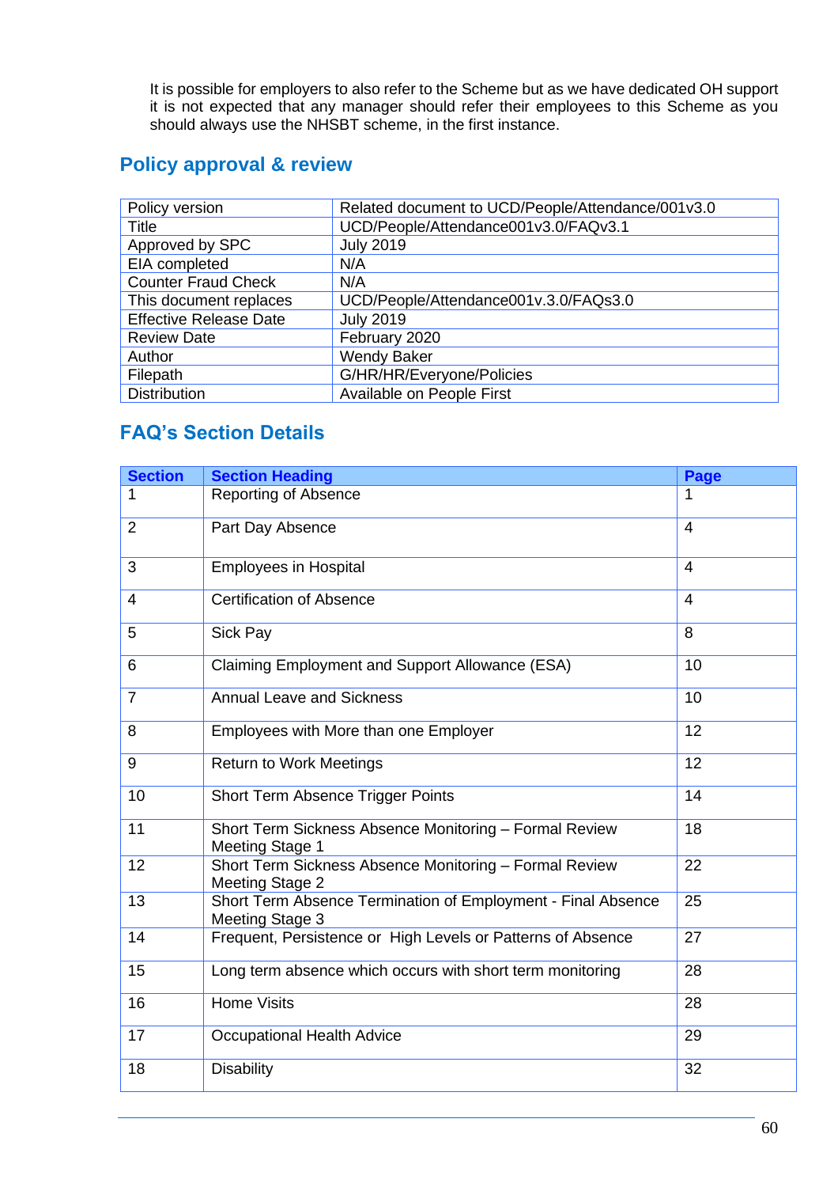It is possible for employers to also refer to the Scheme but as we have dedicated OH support it is not expected that any manager should refer their employees to this Scheme as you should always use the NHSBT scheme, in the first instance.

## Policy approval & review

| | |
|---|---|
| Policy version | Related document to UCD/People/Attendance/001v3.0 |
| Title | UCD/People/Attendance001v3.0/FAQv3.1 |
| Approved by SPC | July 2019 |
| EIA completed | N/A |
| Counter Fraud Check | N/A |
| This document replaces | UCD/People/Attendance001v.3.0/FAQs3.0 |
| Effective Release Date | July 2019 |
| Review Date | February 2020 |
| Author | Wendy Baker |
| Filepath | G/HR/HR/Everyone/Policies |
| Distribution | Available on People First |

## FAQ's Section Details

| Section | Section Heading | Page |
|---|---|---|
| 1 | Reporting of Absence | 1 |
| 2 | Part Day Absence | 4 |
| 3 | Employees in Hospital | 4 |
| 4 | Certification of Absence | 4 |
| 5 | Sick Pay | 8 |
| 6 | Claiming Employment and Support Allowance (ESA) | 10 |
| 7 | Annual Leave and Sickness | 10 |
| 8 | Employees with More than one Employer | 12 |
| 9 | Return to Work Meetings | 12 |
| 10 | Short Term Absence Trigger Points | 14 |
| 11 | Short Term Sickness Absence Monitoring – Formal Review Meeting Stage 1 | 18 |
| 12 | Short Term Sickness Absence Monitoring – Formal Review Meeting Stage 2 | 22 |
| 13 | Short Term Absence Termination of Employment - Final Absence Meeting Stage 3 | 25 |
| 14 | Frequent, Persistence or High Levels or Patterns of Absence | 27 |
| 15 | Long term absence which occurs with short term monitoring | 28 |
| 16 | Home Visits | 28 |
| 17 | Occupational Health Advice | 29 |
| 18 | Disability | 32 |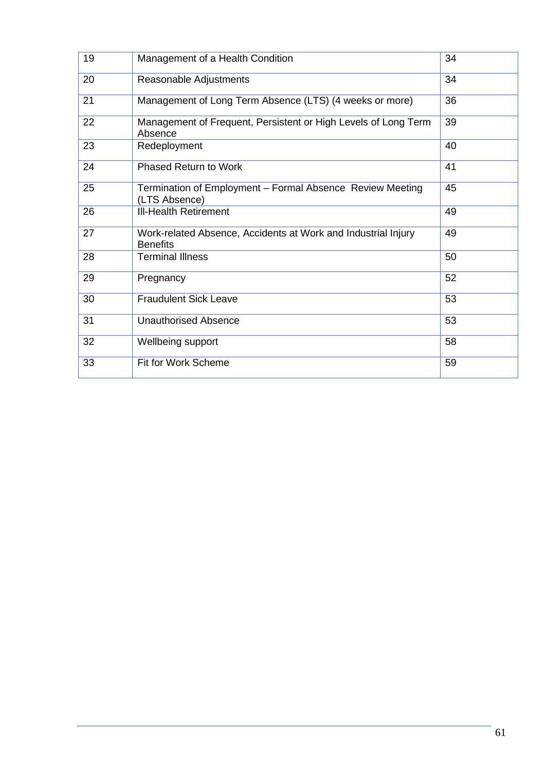| | | |
|---|---|---|
| 19 | Management of a Health Condition | 34 |
| 20 | Reasonable Adjustments | 34 |
| 21 | Management of Long Term Absence (LTS) (4 weeks or more) | 36 |
| 22 | Management of Frequent, Persistent or High Levels of Long Term Absence | 39 |
| 23 | Redeployment | 40 |
| 24 | Phased Return to Work | 41 |
| 25 | Termination of Employment – Formal Absence Review Meeting (LTS Absence) | 45 |
| 26 | Ill-Health Retirement | 49 |
| 27 | Work-related Absence, Accidents at Work and Industrial Injury Benefits | 49 |
| 28 | Terminal Illness | 50 |
| 29 | Pregnancy | 52 |
| 30 | Fraudulent Sick Leave | 53 |
| 31 | Unauthorised Absence | 53 |
| 32 | Wellbeing support | 58 |
| 33 | Fit for Work Scheme | 59 |